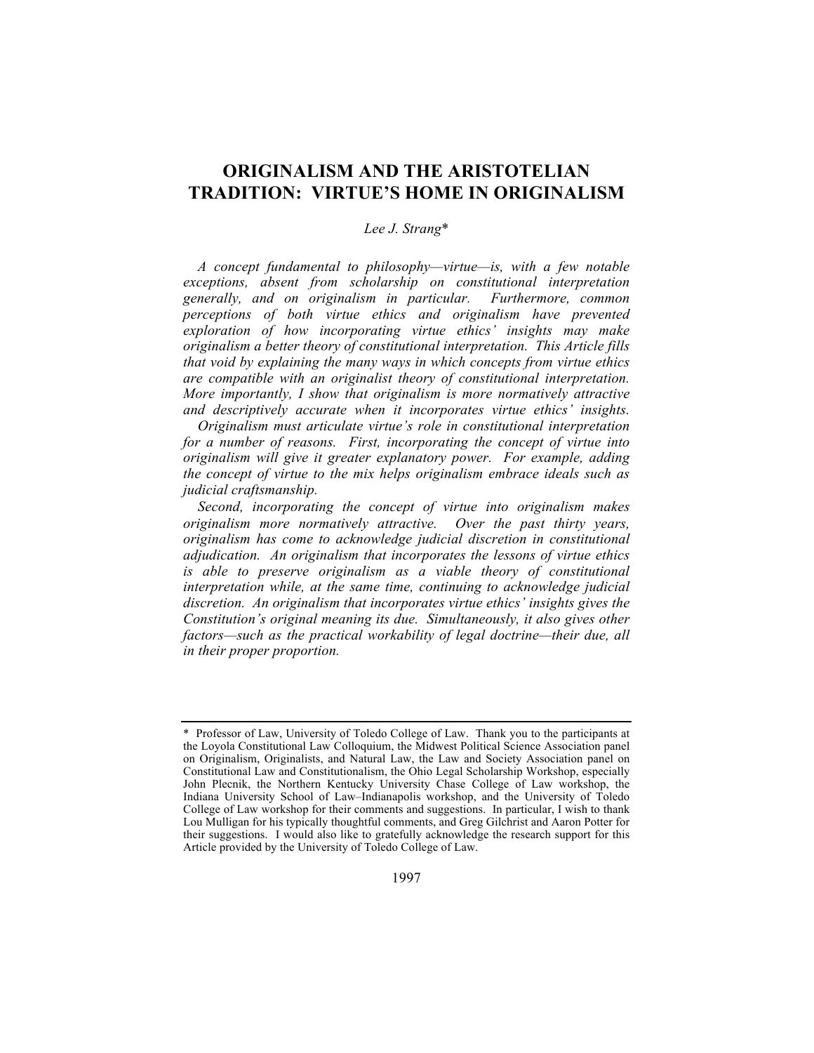# ORIGINALISM AND THE ARISTOTELIAN TRADITION: VIRTUE'S HOME IN ORIGINALISM

*Lee J. Strang\**

*A concept fundamental to philosophy—virtue—is, with a few notable exceptions, absent from scholarship on constitutional interpretation generally, and on originalism in particular. Furthermore, common perceptions of both virtue ethics and originalism have prevented exploration of how incorporating virtue ethics' insights may make originalism a better theory of constitutional interpretation. This Article fills that void by explaining the many ways in which concepts from virtue ethics are compatible with an originalist theory of constitutional interpretation. More importantly, I show that originalism is more normatively attractive and descriptively accurate when it incorporates virtue ethics' insights.*

*Originalism must articulate virtue's role in constitutional interpretation for a number of reasons. First, incorporating the concept of virtue into originalism will give it greater explanatory power. For example, adding the concept of virtue to the mix helps originalism embrace ideals such as judicial craftsmanship.*

*Second, incorporating the concept of virtue into originalism makes originalism more normatively attractive. Over the past thirty years, originalism has come to acknowledge judicial discretion in constitutional adjudication. An originalism that incorporates the lessons of virtue ethics is able to preserve originalism as a viable theory of constitutional interpretation while, at the same time, continuing to acknowledge judicial discretion. An originalism that incorporates virtue ethics' insights gives the Constitution's original meaning its due. Simultaneously, it also gives other factors—such as the practical workability of legal doctrine—their due, all in their proper proportion.*

---

\* Professor of Law, University of Toledo College of Law. Thank you to the participants at the Loyola Constitutional Law Colloquium, the Midwest Political Science Association panel on Originalism, Originalists, and Natural Law, the Law and Society Association panel on Constitutional Law and Constitutionalism, the Ohio Legal Scholarship Workshop, especially John Plecnik, the Northern Kentucky University Chase College of Law workshop, the Indiana University School of Law–Indianapolis workshop, and the University of Toledo College of Law workshop for their comments and suggestions. In particular, I wish to thank Lou Mulligan for his typically thoughtful comments, and Greg Gilchrist and Aaron Potter for their suggestions. I would also like to gratefully acknowledge the research support for this Article provided by the University of Toledo College of Law.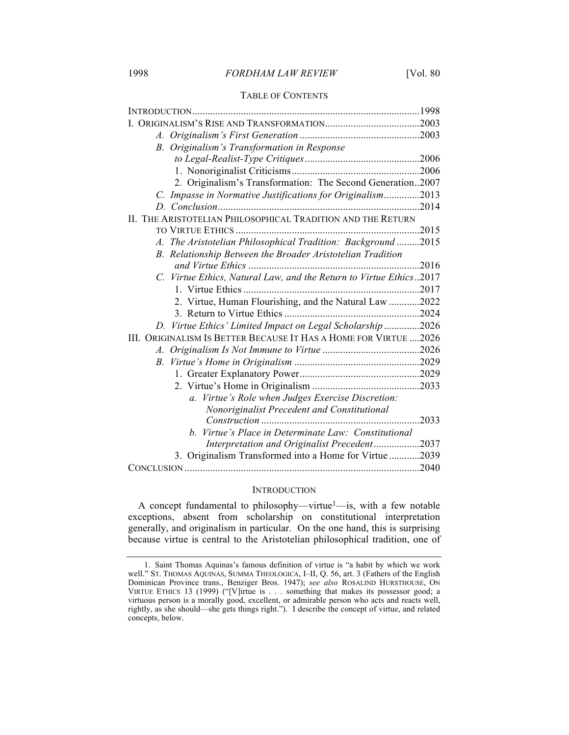TABLE OF CONTENTS

INTRODUCTION........................................................................................1998
I. ORIGINALISM'S RISE AND TRANSFORMATION.....................................2003
*A. Originalism's First Generation*...............................................2003
*B. Originalism's Transformation in Response to Legal-Realist-Type Critiques*.............................................2006
1. Nonoriginalist Criticisms..................................................2006
2. Originalism's Transformation: The Second Generation..2007
*C. Impasse in Normative Justifications for Originalism*..............2013
*D. Conclusion*...............................................................................2014
II. THE ARISTOTELIAN PHILOSOPHICAL TRADITION AND THE RETURN TO VIRTUE ETHICS........................................................................2015
*A. The Aristotelian Philosophical Tradition: Background*.........2015
*B. Relationship Between the Broader Aristotelian Tradition and Virtue Ethics*...................................................................2016
*C. Virtue Ethics, Natural Law, and the Return to Virtue Ethics*..2017
1. Virtue Ethics.....................................................................2017
2. Virtue, Human Flourishing, and the Natural Law............2022
3. Return to Virtue Ethics.....................................................2024
*D. Virtue Ethics' Limited Impact on Legal Scholarship*..............2026
III. ORIGINALISM IS BETTER BECAUSE IT HAS A HOME FOR VIRTUE....2026
*A. Originalism Is Not Immune to Virtue*......................................2026
*B. Virtue's Home in Originalism*.................................................2029
1. Greater Explanatory Power...............................................2029
2. Virtue's Home in Originalism..........................................2033
*a. Virtue's Role when Judges Exercise Discretion: Nonoriginalist Precedent and Constitutional Construction*..............................................................2033
*b. Virtue's Place in Determinate Law: Constitutional Interpretation and Originalist Precedent*..................2037
3. Originalism Transformed into a Home for Virtue............2039
CONCLUSION...........................................................................................2040

## INTRODUCTION

A concept fundamental to philosophy—virtue[1]—is, with a few notable exceptions, absent from scholarship on constitutional interpretation generally, and originalism in particular. On the one hand, this is surprising because virtue is central to the Aristotelian philosophical tradition, one of

---

1. Saint Thomas Aquinas's famous definition of virtue is "a habit by which we work well." ST. THOMAS AQUINAS, SUMMA THEOLOGICA, I–II, Q. 56, art. 3 (Fathers of the English Dominican Province trans., Benziger Bros. 1947); *see also* ROSALIND HURSTHOUSE, ON VIRTUE ETHICS 13 (1999) ("[V]irtue is . . . something that makes its possessor good; a virtuous person is a morally good, excellent, or admirable person who acts and reacts well, rightly, as she should—she gets things right."). I describe the concept of virtue, and related concepts, below.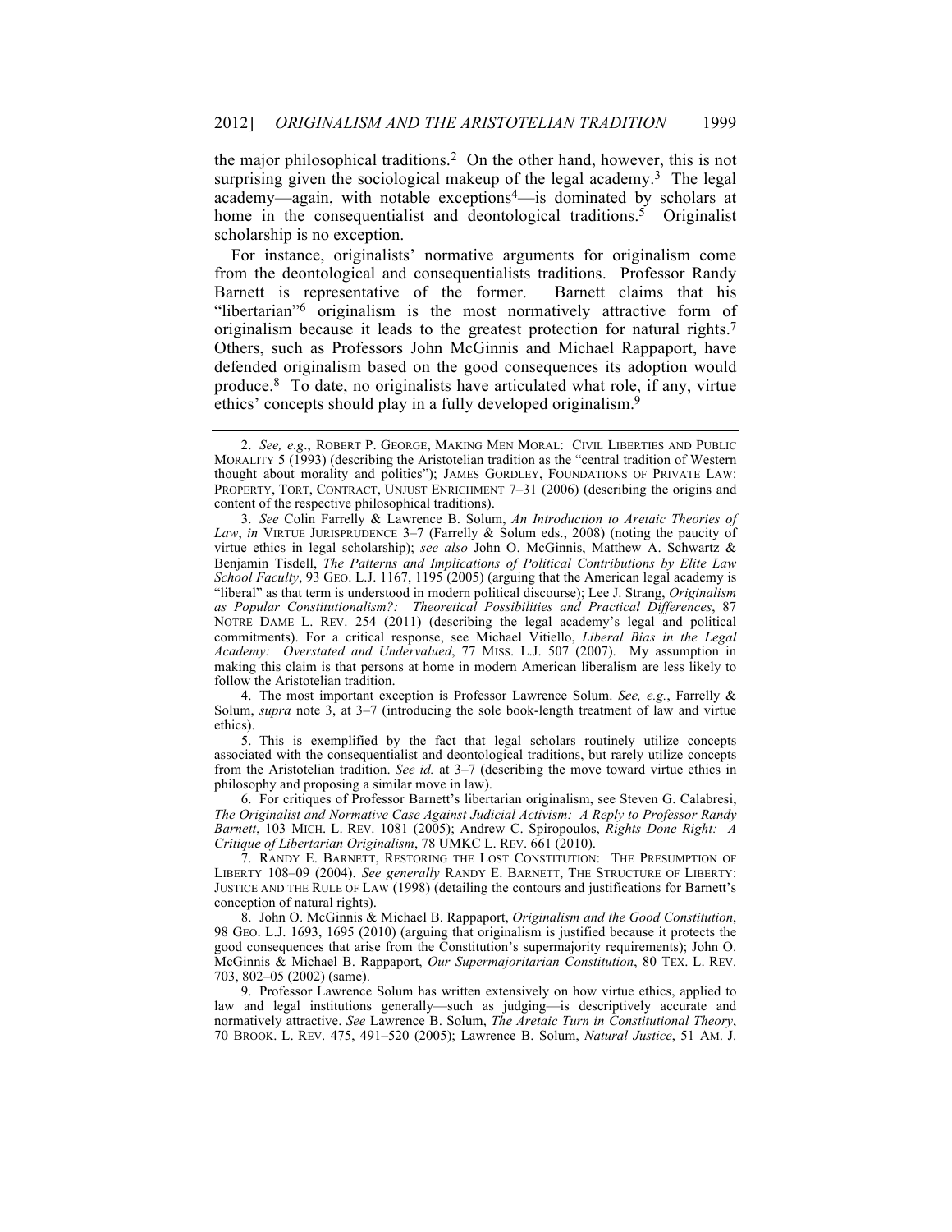the major philosophical traditions.[2] On the other hand, however, this is not surprising given the sociological makeup of the legal academy.[3] The legal academy—again, with notable exceptions[4]—is dominated by scholars at home in the consequentialist and deontological traditions.[5] Originalist scholarship is no exception.

For instance, originalists' normative arguments for originalism come from the deontological and consequentialists traditions. Professor Randy Barnett is representative of the former. Barnett claims that his "libertarian"[6] originalism is the most normatively attractive form of originalism because it leads to the greatest protection for natural rights.[7] Others, such as Professors John McGinnis and Michael Rappaport, have defended originalism based on the good consequences its adoption would produce.[8] To date, no originalists have articulated what role, if any, virtue ethics' concepts should play in a fully developed originalism.[9]

---

2. *See, e.g.*, ROBERT P. GEORGE, MAKING MEN MORAL: CIVIL LIBERTIES AND PUBLIC MORALITY 5 (1993) (describing the Aristotelian tradition as the "central tradition of Western thought about morality and politics"); JAMES GORDLEY, FOUNDATIONS OF PRIVATE LAW: PROPERTY, TORT, CONTRACT, UNJUST ENRICHMENT 7–31 (2006) (describing the origins and content of the respective philosophical traditions).

3. *See* Colin Farrelly & Lawrence B. Solum, *An Introduction to Aretaic Theories of Law*, *in* VIRTUE JURISPRUDENCE 3–7 (Farrelly & Solum eds., 2008) (noting the paucity of virtue ethics in legal scholarship); *see also* John O. McGinnis, Matthew A. Schwartz & Benjamin Tisdell, *The Patterns and Implications of Political Contributions by Elite Law School Faculty*, 93 GEO. L.J. 1167, 1195 (2005) (arguing that the American legal academy is "liberal" as that term is understood in modern political discourse); Lee J. Strang, *Originalism as Popular Constitutionalism?: Theoretical Possibilities and Practical Differences*, 87 NOTRE DAME L. REV. 254 (2011) (describing the legal academy's legal and political commitments). For a critical response, see Michael Vitiello, *Liberal Bias in the Legal Academy: Overstated and Undervalued*, 77 MISS. L.J. 507 (2007). My assumption in making this claim is that persons at home in modern American liberalism are less likely to follow the Aristotelian tradition.

4. The most important exception is Professor Lawrence Solum. *See, e.g.*, Farrelly & Solum, *supra* note 3, at 3–7 (introducing the sole book-length treatment of law and virtue ethics).

5. This is exemplified by the fact that legal scholars routinely utilize concepts associated with the consequentialist and deontological traditions, but rarely utilize concepts from the Aristotelian tradition. *See id.* at 3–7 (describing the move toward virtue ethics in philosophy and proposing a similar move in law).

6. For critiques of Professor Barnett's libertarian originalism, see Steven G. Calabresi, *The Originalist and Normative Case Against Judicial Activism: A Reply to Professor Randy Barnett*, 103 MICH. L. REV. 1081 (2005); Andrew C. Spiropoulos, *Rights Done Right: A Critique of Libertarian Originalism*, 78 UMKC L. REV. 661 (2010).

7. RANDY E. BARNETT, RESTORING THE LOST CONSTITUTION: THE PRESUMPTION OF LIBERTY 108–09 (2004). *See generally* RANDY E. BARNETT, THE STRUCTURE OF LIBERTY: JUSTICE AND THE RULE OF LAW (1998) (detailing the contours and justifications for Barnett's conception of natural rights).

8. John O. McGinnis & Michael B. Rappaport, *Originalism and the Good Constitution*, 98 GEO. L.J. 1693, 1695 (2010) (arguing that originalism is justified because it protects the good consequences that arise from the Constitution's supermajority requirements); John O. McGinnis & Michael B. Rappaport, *Our Supermajoritarian Constitution*, 80 TEX. L. REV. 703, 802–05 (2002) (same).

9. Professor Lawrence Solum has written extensively on how virtue ethics, applied to law and legal institutions generally—such as judging—is descriptively accurate and normatively attractive. *See* Lawrence B. Solum, *The Aretaic Turn in Constitutional Theory*, 70 BROOK. L. REV. 475, 491–520 (2005); Lawrence B. Solum, *Natural Justice*, 51 AM. J.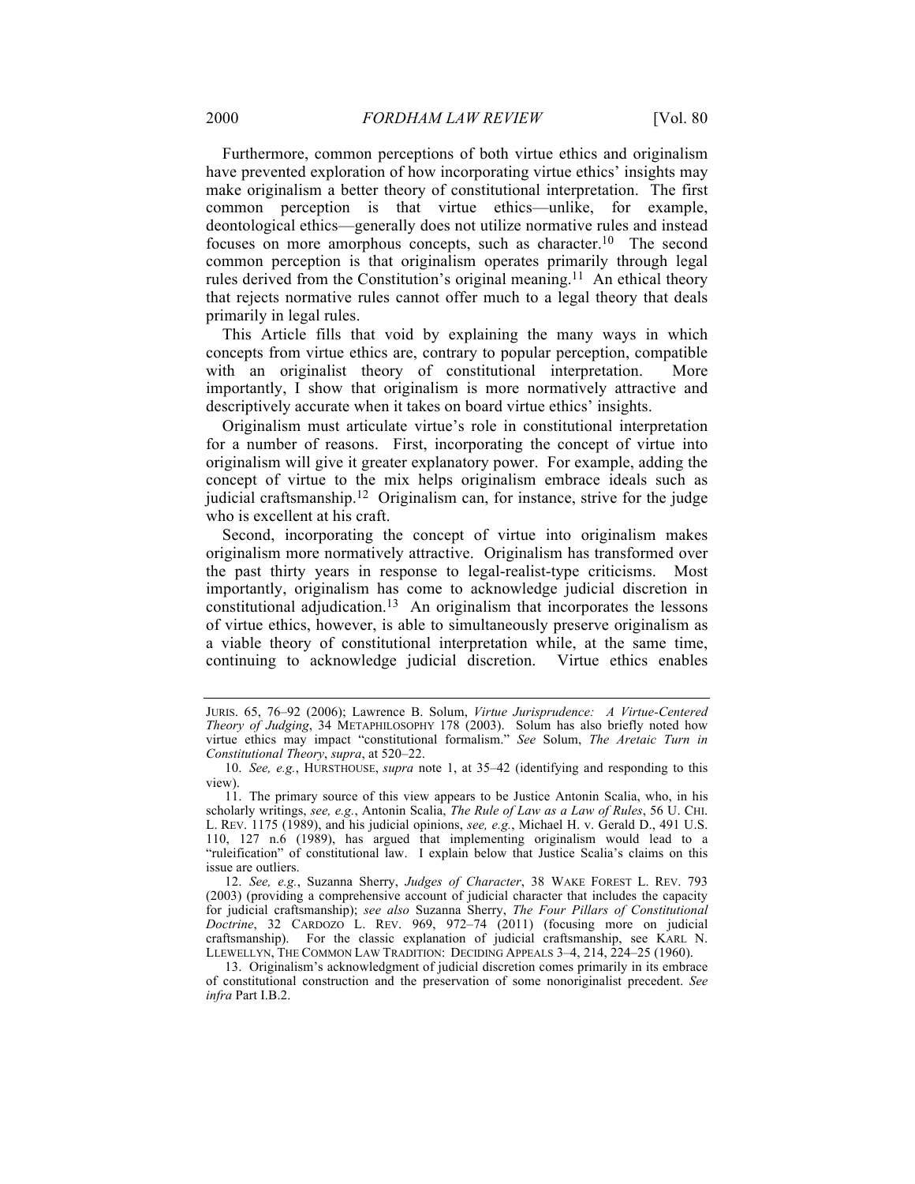Furthermore, common perceptions of both virtue ethics and originalism have prevented exploration of how incorporating virtue ethics' insights may make originalism a better theory of constitutional interpretation. The first common perception is that virtue ethics—unlike, for example, deontological ethics—generally does not utilize normative rules and instead focuses on more amorphous concepts, such as character.[10] The second common perception is that originalism operates primarily through legal rules derived from the Constitution's original meaning.[11] An ethical theory that rejects normative rules cannot offer much to a legal theory that deals primarily in legal rules.

This Article fills that void by explaining the many ways in which concepts from virtue ethics are, contrary to popular perception, compatible with an originalist theory of constitutional interpretation. More importantly, I show that originalism is more normatively attractive and descriptively accurate when it takes on board virtue ethics' insights.

Originalism must articulate virtue's role in constitutional interpretation for a number of reasons. First, incorporating the concept of virtue into originalism will give it greater explanatory power. For example, adding the concept of virtue to the mix helps originalism embrace ideals such as judicial craftsmanship.[12] Originalism can, for instance, strive for the judge who is excellent at his craft.

Second, incorporating the concept of virtue into originalism makes originalism more normatively attractive. Originalism has transformed over the past thirty years in response to legal-realist-type criticisms. Most importantly, originalism has come to acknowledge judicial discretion in constitutional adjudication.[13] An originalism that incorporates the lessons of virtue ethics, however, is able to simultaneously preserve originalism as a viable theory of constitutional interpretation while, at the same time, continuing to acknowledge judicial discretion. Virtue ethics enables

---

JURIS. 65, 76–92 (2006); Lawrence B. Solum, *Virtue Jurisprudence: A Virtue-Centered Theory of Judging*, 34 METAPHILOSOPHY 178 (2003). Solum has also briefly noted how virtue ethics may impact "constitutional formalism." *See* Solum, *The Aretaic Turn in Constitutional Theory*, *supra*, at 520–22.

10. *See, e.g.*, HURSTHOUSE, *supra* note 1, at 35–42 (identifying and responding to this view).

11. The primary source of this view appears to be Justice Antonin Scalia, who, in his scholarly writings, *see, e.g.*, Antonin Scalia, *The Rule of Law as a Law of Rules*, 56 U. CHI. L. REV. 1175 (1989), and his judicial opinions, *see, e.g.*, Michael H. v. Gerald D., 491 U.S. 110, 127 n.6 (1989), has argued that implementing originalism would lead to a "ruleification" of constitutional law. I explain below that Justice Scalia's claims on this issue are outliers.

12. *See, e.g.*, Suzanna Sherry, *Judges of Character*, 38 WAKE FOREST L. REV. 793 (2003) (providing a comprehensive account of judicial character that includes the capacity for judicial craftsmanship); *see also* Suzanna Sherry, *The Four Pillars of Constitutional Doctrine*, 32 CARDOZO L. REV. 969, 972–74 (2011) (focusing more on judicial craftsmanship). For the classic explanation of judicial craftsmanship, see KARL N. LLEWELLYN, THE COMMON LAW TRADITION: DECIDING APPEALS 3–4, 214, 224–25 (1960).

13. Originalism's acknowledgment of judicial discretion comes primarily in its embrace of constitutional construction and the preservation of some nonoriginalist precedent. *See infra* Part I.B.2.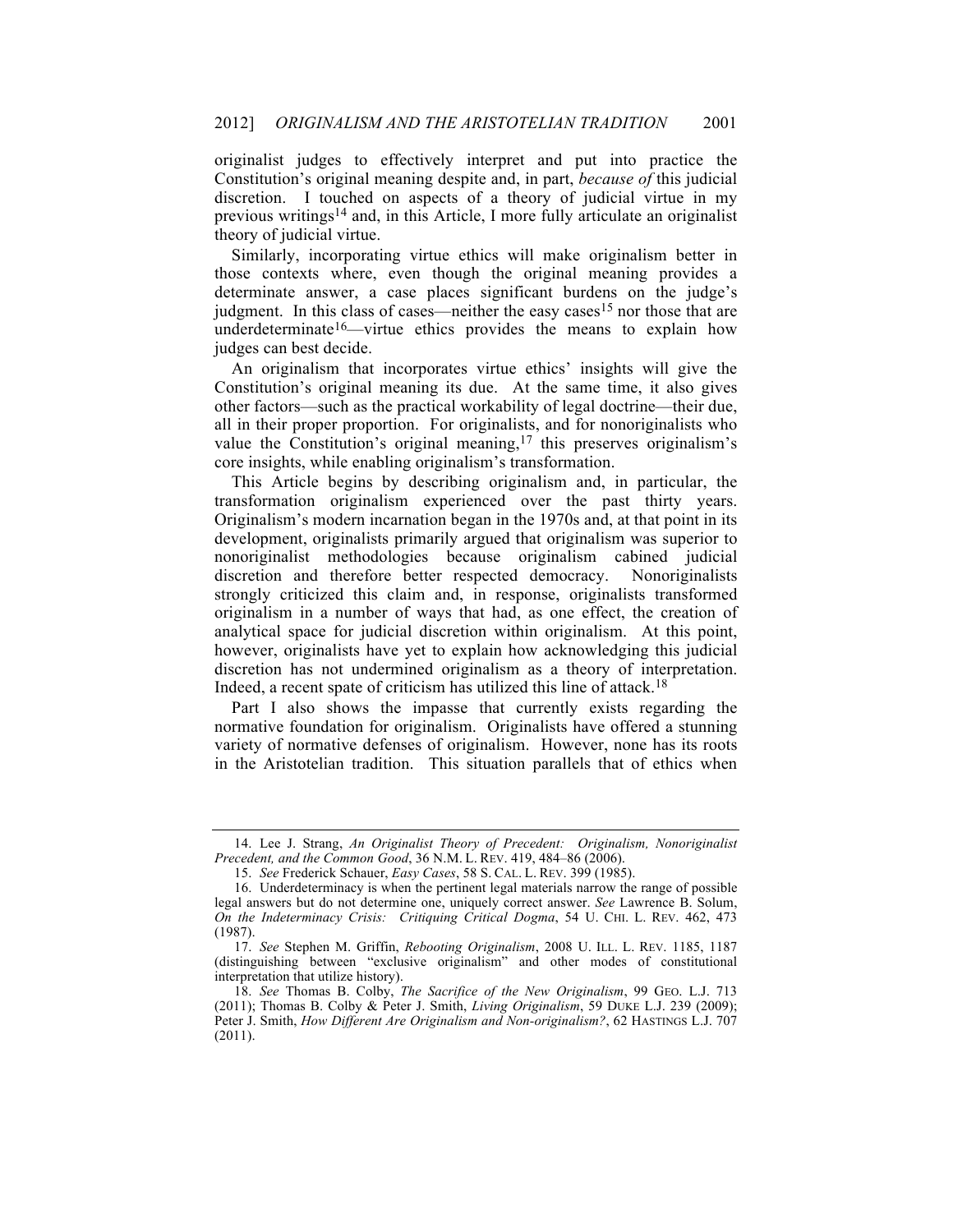originalist judges to effectively interpret and put into practice the Constitution's original meaning despite and, in part, *because of* this judicial discretion. I touched on aspects of a theory of judicial virtue in my previous writings[14] and, in this Article, I more fully articulate an originalist theory of judicial virtue.

Similarly, incorporating virtue ethics will make originalism better in those contexts where, even though the original meaning provides a determinate answer, a case places significant burdens on the judge's judgment. In this class of cases—neither the easy cases[15] nor those that are underdeterminate[16]—virtue ethics provides the means to explain how judges can best decide.

An originalism that incorporates virtue ethics' insights will give the Constitution's original meaning its due. At the same time, it also gives other factors—such as the practical workability of legal doctrine—their due, all in their proper proportion. For originalists, and for nonoriginalists who value the Constitution's original meaning,[17] this preserves originalism's core insights, while enabling originalism's transformation.

This Article begins by describing originalism and, in particular, the transformation originalism experienced over the past thirty years. Originalism's modern incarnation began in the 1970s and, at that point in its development, originalists primarily argued that originalism was superior to nonoriginalist methodologies because originalism cabined judicial discretion and therefore better respected democracy. Nonoriginalists strongly criticized this claim and, in response, originalists transformed originalism in a number of ways that had, as one effect, the creation of analytical space for judicial discretion within originalism. At this point, however, originalists have yet to explain how acknowledging this judicial discretion has not undermined originalism as a theory of interpretation. Indeed, a recent spate of criticism has utilized this line of attack.[18]

Part I also shows the impasse that currently exists regarding the normative foundation for originalism. Originalists have offered a stunning variety of normative defenses of originalism. However, none has its roots in the Aristotelian tradition. This situation parallels that of ethics when

---

14. Lee J. Strang, *An Originalist Theory of Precedent: Originalism, Nonoriginalist Precedent, and the Common Good*, 36 N.M. L. REV. 419, 484–86 (2006).

15. *See* Frederick Schauer, *Easy Cases*, 58 S. CAL. L. REV. 399 (1985).

16. Underdeterminacy is when the pertinent legal materials narrow the range of possible legal answers but do not determine one, uniquely correct answer. *See* Lawrence B. Solum, *On the Indeterminacy Crisis: Critiquing Critical Dogma*, 54 U. CHI. L. REV. 462, 473 (1987).

17. *See* Stephen M. Griffin, *Rebooting Originalism*, 2008 U. ILL. L. REV. 1185, 1187 (distinguishing between "exclusive originalism" and other modes of constitutional interpretation that utilize history).

18. *See* Thomas B. Colby, *The Sacrifice of the New Originalism*, 99 GEO. L.J. 713 (2011); Thomas B. Colby & Peter J. Smith, *Living Originalism*, 59 DUKE L.J. 239 (2009); Peter J. Smith, *How Different Are Originalism and Non-originalism?*, 62 HASTINGS L.J. 707 (2011).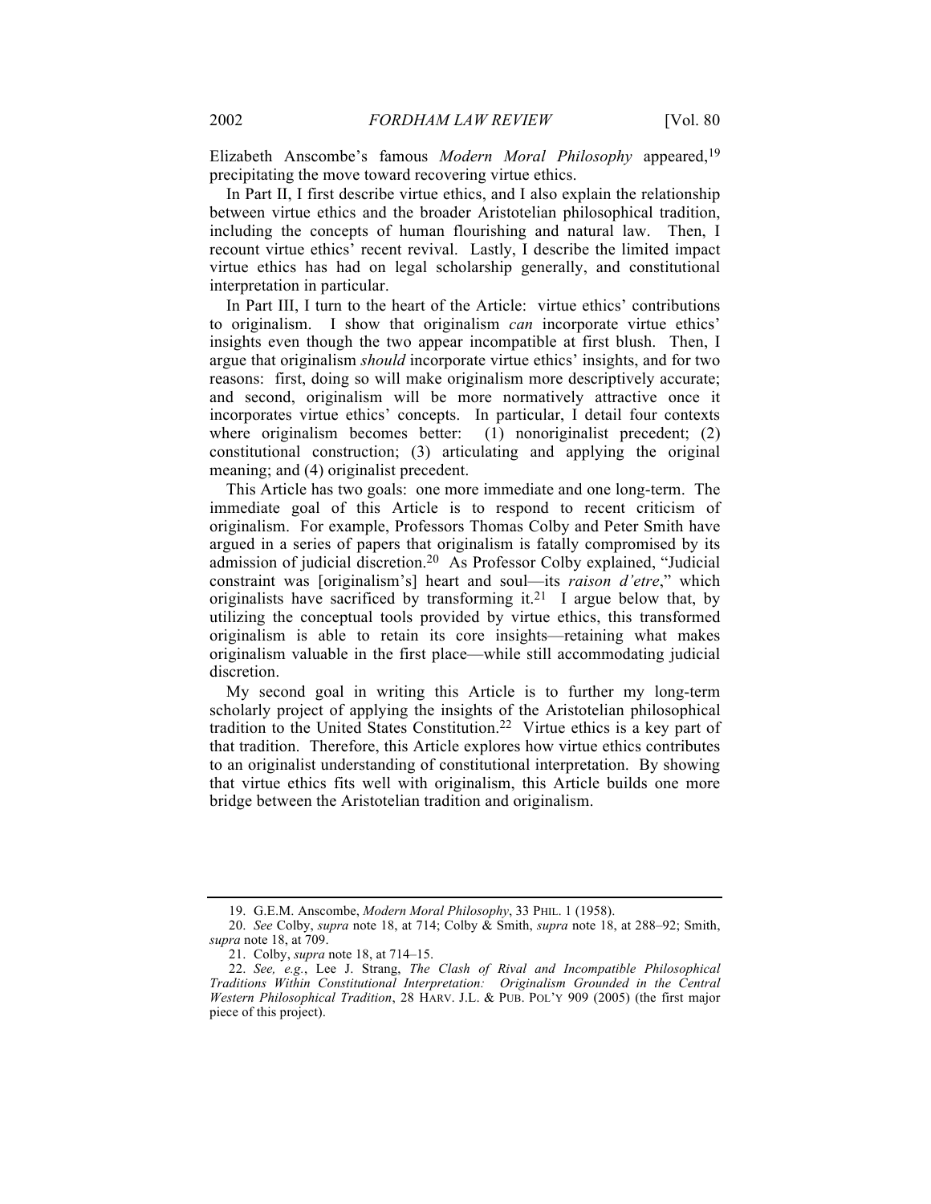Elizabeth Anscombe's famous *Modern Moral Philosophy* appeared,[19] precipitating the move toward recovering virtue ethics.

In Part II, I first describe virtue ethics, and I also explain the relationship between virtue ethics and the broader Aristotelian philosophical tradition, including the concepts of human flourishing and natural law. Then, I recount virtue ethics' recent revival. Lastly, I describe the limited impact virtue ethics has had on legal scholarship generally, and constitutional interpretation in particular.

In Part III, I turn to the heart of the Article: virtue ethics' contributions to originalism. I show that originalism *can* incorporate virtue ethics' insights even though the two appear incompatible at first blush. Then, I argue that originalism *should* incorporate virtue ethics' insights, and for two reasons: first, doing so will make originalism more descriptively accurate; and second, originalism will be more normatively attractive once it incorporates virtue ethics' concepts. In particular, I detail four contexts where originalism becomes better: (1) nonoriginalist precedent; (2) constitutional construction; (3) articulating and applying the original meaning; and (4) originalist precedent.

This Article has two goals: one more immediate and one long-term. The immediate goal of this Article is to respond to recent criticism of originalism. For example, Professors Thomas Colby and Peter Smith have argued in a series of papers that originalism is fatally compromised by its admission of judicial discretion.[20] As Professor Colby explained, "Judicial constraint was [originalism's] heart and soul—its *raison d'etre*," which originalists have sacrificed by transforming it.[21] I argue below that, by utilizing the conceptual tools provided by virtue ethics, this transformed originalism is able to retain its core insights—retaining what makes originalism valuable in the first place—while still accommodating judicial discretion.

My second goal in writing this Article is to further my long-term scholarly project of applying the insights of the Aristotelian philosophical tradition to the United States Constitution.[22] Virtue ethics is a key part of that tradition. Therefore, this Article explores how virtue ethics contributes to an originalist understanding of constitutional interpretation. By showing that virtue ethics fits well with originalism, this Article builds one more bridge between the Aristotelian tradition and originalism.

---

19. G.E.M. Anscombe, *Modern Moral Philosophy*, 33 PHIL. 1 (1958).

20. *See* Colby, *supra* note 18, at 714; Colby & Smith, *supra* note 18, at 288–92; Smith, *supra* note 18, at 709.

21. Colby, *supra* note 18, at 714–15.

22. *See, e.g.*, Lee J. Strang, *The Clash of Rival and Incompatible Philosophical Traditions Within Constitutional Interpretation: Originalism Grounded in the Central Western Philosophical Tradition*, 28 HARV. J.L. & PUB. POL'Y 909 (2005) (the first major piece of this project).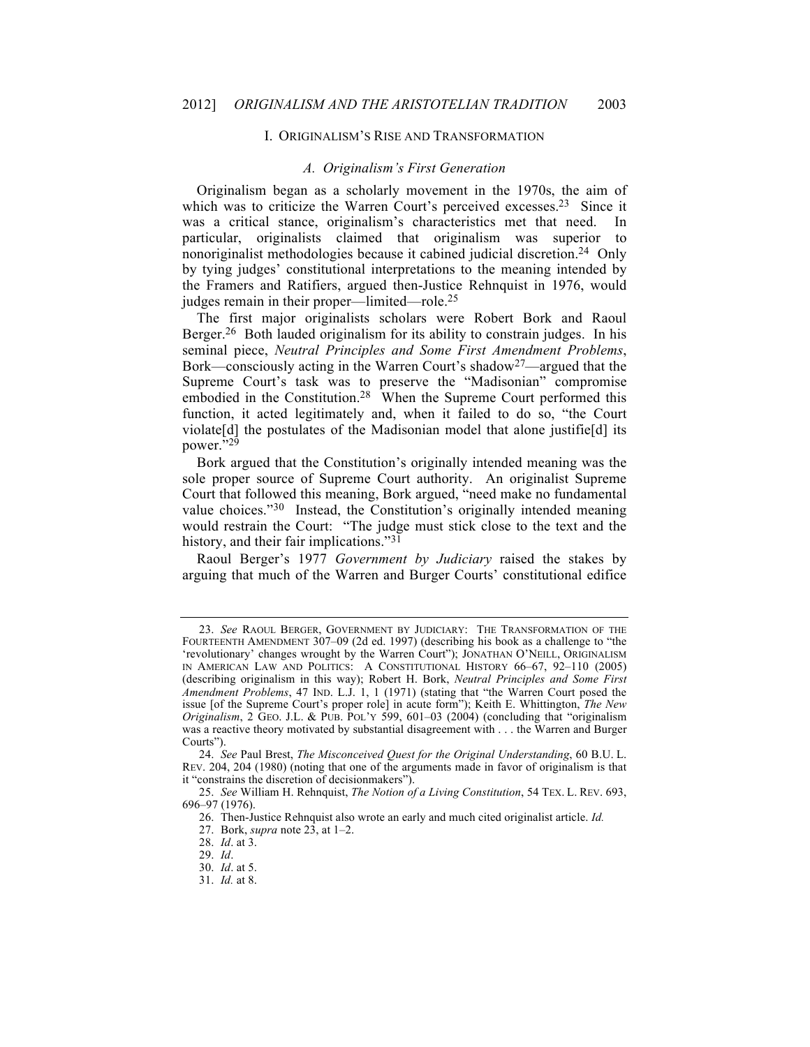## I. Originalism's Rise and Transformation

### *A. Originalism's First Generation*

Originalism began as a scholarly movement in the 1970s, the aim of which was to criticize the Warren Court's perceived excesses.[23] Since it was a critical stance, originalism's characteristics met that need. In particular, originalists claimed that originalism was superior to nonoriginalist methodologies because it cabined judicial discretion.[24] Only by tying judges' constitutional interpretations to the meaning intended by the Framers and Ratifiers, argued then-Justice Rehnquist in 1976, would judges remain in their proper—limited—role.[25]

The first major originalists scholars were Robert Bork and Raoul Berger.[26] Both lauded originalism for its ability to constrain judges. In his seminal piece, *Neutral Principles and Some First Amendment Problems*, Bork—consciously acting in the Warren Court's shadow[27]—argued that the Supreme Court's task was to preserve the "Madisonian" compromise embodied in the Constitution.[28] When the Supreme Court performed this function, it acted legitimately and, when it failed to do so, "the Court violate[d] the postulates of the Madisonian model that alone justifie[d] its power."[29]

Bork argued that the Constitution's originally intended meaning was the sole proper source of Supreme Court authority. An originalist Supreme Court that followed this meaning, Bork argued, "need make no fundamental value choices."[30] Instead, the Constitution's originally intended meaning would restrain the Court: "The judge must stick close to the text and the history, and their fair implications."[31]

Raoul Berger's 1977 *Government by Judiciary* raised the stakes by arguing that much of the Warren and Burger Courts' constitutional edifice

---

23. *See* Raoul Berger, Government by Judiciary: The Transformation of the Fourteenth Amendment 307–09 (2d ed. 1997) (describing his book as a challenge to "the 'revolutionary' changes wrought by the Warren Court"); Jonathan O'Neill, Originalism in American Law and Politics: A Constitutional History 66–67, 92–110 (2005) (describing originalism in this way); Robert H. Bork, *Neutral Principles and Some First Amendment Problems*, 47 Ind. L.J. 1, 1 (1971) (stating that "the Warren Court posed the issue [of the Supreme Court's proper role] in acute form"); Keith E. Whittington, *The New Originalism*, 2 Geo. J.L. & Pub. Pol'y 599, 601–03 (2004) (concluding that "originalism was a reactive theory motivated by substantial disagreement with . . . the Warren and Burger Courts").

24. *See* Paul Brest, *The Misconceived Quest for the Original Understanding*, 60 B.U. L. Rev. 204, 204 (1980) (noting that one of the arguments made in favor of originalism is that it "constrains the discretion of decisionmakers").

25. *See* William H. Rehnquist, *The Notion of a Living Constitution*, 54 Tex. L. Rev. 693, 696–97 (1976).

26. Then-Justice Rehnquist also wrote an early and much cited originalist article. *Id.*

27. Bork, *supra* note 23, at 1–2.

28. *Id*. at 3.

29. *Id*.

30. *Id*. at 5.

31. *Id.* at 8.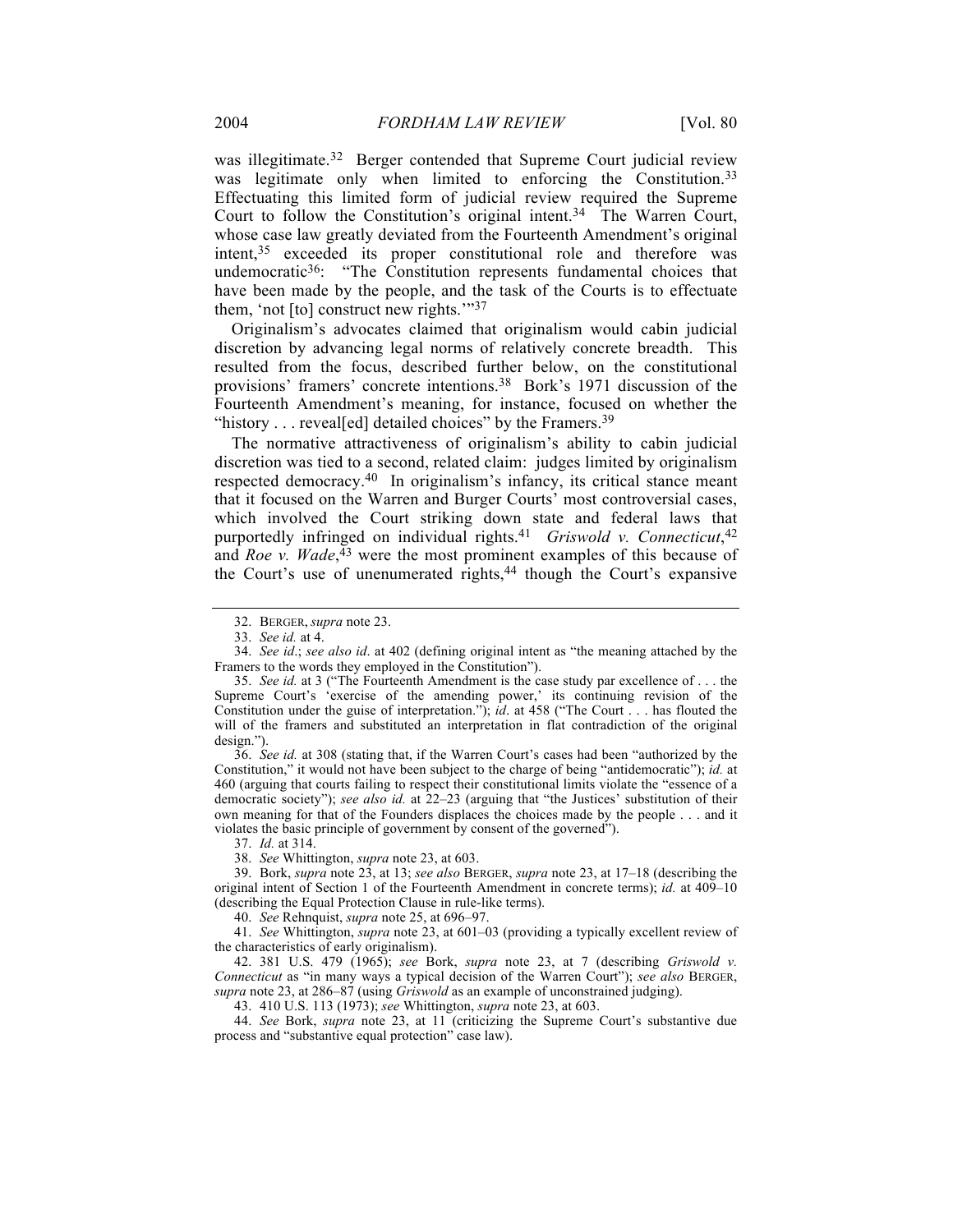was illegitimate.[32] Berger contended that Supreme Court judicial review was legitimate only when limited to enforcing the Constitution.[33] Effectuating this limited form of judicial review required the Supreme Court to follow the Constitution's original intent.[34] The Warren Court, whose case law greatly deviated from the Fourteenth Amendment's original intent,[35] exceeded its proper constitutional role and therefore was undemocratic[36]: "The Constitution represents fundamental choices that have been made by the people, and the task of the Courts is to effectuate them, 'not [to] construct new rights.'"[37]

Originalism's advocates claimed that originalism would cabin judicial discretion by advancing legal norms of relatively concrete breadth. This resulted from the focus, described further below, on the constitutional provisions' framers' concrete intentions.[38] Bork's 1971 discussion of the Fourteenth Amendment's meaning, for instance, focused on whether the "history . . . reveal[ed] detailed choices" by the Framers.[39]

The normative attractiveness of originalism's ability to cabin judicial discretion was tied to a second, related claim: judges limited by originalism respected democracy.[40] In originalism's infancy, its critical stance meant that it focused on the Warren and Burger Courts' most controversial cases, which involved the Court striking down state and federal laws that purportedly infringed on individual rights.[41] *Griswold v. Connecticut*,[42] and *Roe v. Wade*,[43] were the most prominent examples of this because of the Court's use of unenumerated rights,[44] though the Court's expansive

---

32. BERGER, *supra* note 23.

33. *See id.* at 4.

34. *See id.*; *see also id*. at 402 (defining original intent as "the meaning attached by the Framers to the words they employed in the Constitution").

35. *See id.* at 3 ("The Fourteenth Amendment is the case study par excellence of . . . the Supreme Court's 'exercise of the amending power,' its continuing revision of the Constitution under the guise of interpretation."); *id*. at 458 ("The Court . . . has flouted the will of the framers and substituted an interpretation in flat contradiction of the original design.").

36. *See id.* at 308 (stating that, if the Warren Court's cases had been "authorized by the Constitution," it would not have been subject to the charge of being "antidemocratic"); *id.* at 460 (arguing that courts failing to respect their constitutional limits violate the "essence of a democratic society"); *see also id.* at 22–23 (arguing that "the Justices' substitution of their own meaning for that of the Founders displaces the choices made by the people . . . and it violates the basic principle of government by consent of the governed").

37. *Id.* at 314.

38. *See* Whittington, *supra* note 23, at 603.

39. Bork, *supra* note 23, at 13; *see also* BERGER, *supra* note 23, at 17–18 (describing the original intent of Section 1 of the Fourteenth Amendment in concrete terms); *id.* at 409–10 (describing the Equal Protection Clause in rule-like terms).

40. *See* Rehnquist, *supra* note 25, at 696–97.

41. *See* Whittington, *supra* note 23, at 601–03 (providing a typically excellent review of the characteristics of early originalism).

42. 381 U.S. 479 (1965); *see* Bork, *supra* note 23, at 7 (describing *Griswold v. Connecticut* as "in many ways a typical decision of the Warren Court"); *see also* BERGER, *supra* note 23, at 286–87 (using *Griswold* as an example of unconstrained judging).

43. 410 U.S. 113 (1973); *see* Whittington, *supra* note 23, at 603.

44. *See* Bork, *supra* note 23, at 11 (criticizing the Supreme Court's substantive due process and "substantive equal protection" case law).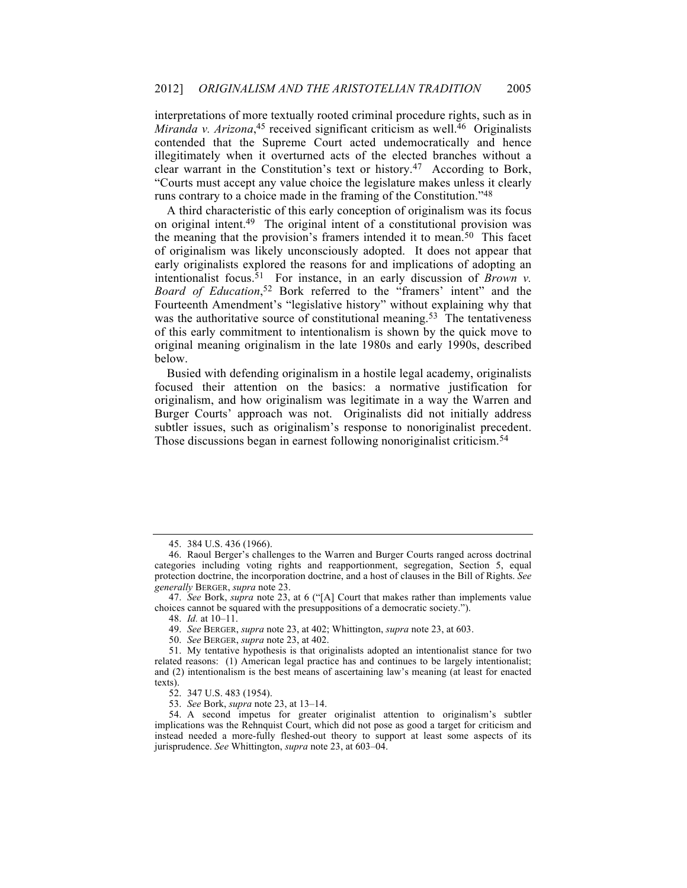interpretations of more textually rooted criminal procedure rights, such as in *Miranda v. Arizona*,[45] received significant criticism as well.[46] Originalists contended that the Supreme Court acted undemocratically and hence illegitimately when it overturned acts of the elected branches without a clear warrant in the Constitution's text or history.[47] According to Bork, "Courts must accept any value choice the legislature makes unless it clearly runs contrary to a choice made in the framing of the Constitution."[48]

A third characteristic of this early conception of originalism was its focus on original intent.[49] The original intent of a constitutional provision was the meaning that the provision's framers intended it to mean.[50] This facet of originalism was likely unconsciously adopted. It does not appear that early originalists explored the reasons for and implications of adopting an intentionalist focus.[51] For instance, in an early discussion of *Brown v. Board of Education*,[52] Bork referred to the "framers' intent" and the Fourteenth Amendment's "legislative history" without explaining why that was the authoritative source of constitutional meaning.[53] The tentativeness of this early commitment to intentionalism is shown by the quick move to original meaning originalism in the late 1980s and early 1990s, described below.

Busied with defending originalism in a hostile legal academy, originalists focused their attention on the basics: a normative justification for originalism, and how originalism was legitimate in a way the Warren and Burger Courts' approach was not. Originalists did not initially address subtler issues, such as originalism's response to nonoriginalist precedent. Those discussions began in earnest following nonoriginalist criticism.[54]

---

45. 384 U.S. 436 (1966).

46. Raoul Berger's challenges to the Warren and Burger Courts ranged across doctrinal categories including voting rights and reapportionment, segregation, Section 5, equal protection doctrine, the incorporation doctrine, and a host of clauses in the Bill of Rights. *See generally* BERGER, *supra* note 23.

47. *See* Bork, *supra* note 23, at 6 ("[A] Court that makes rather than implements value choices cannot be squared with the presuppositions of a democratic society.").

48. *Id.* at 10–11.

49. *See* BERGER, *supra* note 23, at 402; Whittington, *supra* note 23, at 603.

50. *See* BERGER, *supra* note 23, at 402.

51. My tentative hypothesis is that originalists adopted an intentionalist stance for two related reasons: (1) American legal practice has and continues to be largely intentionalist; and (2) intentionalism is the best means of ascertaining law's meaning (at least for enacted texts).

52. 347 U.S. 483 (1954).

53. *See* Bork, *supra* note 23, at 13–14.

54. A second impetus for greater originalist attention to originalism's subtler implications was the Rehnquist Court, which did not pose as good a target for criticism and instead needed a more-fully fleshed-out theory to support at least some aspects of its jurisprudence. *See* Whittington, *supra* note 23, at 603–04.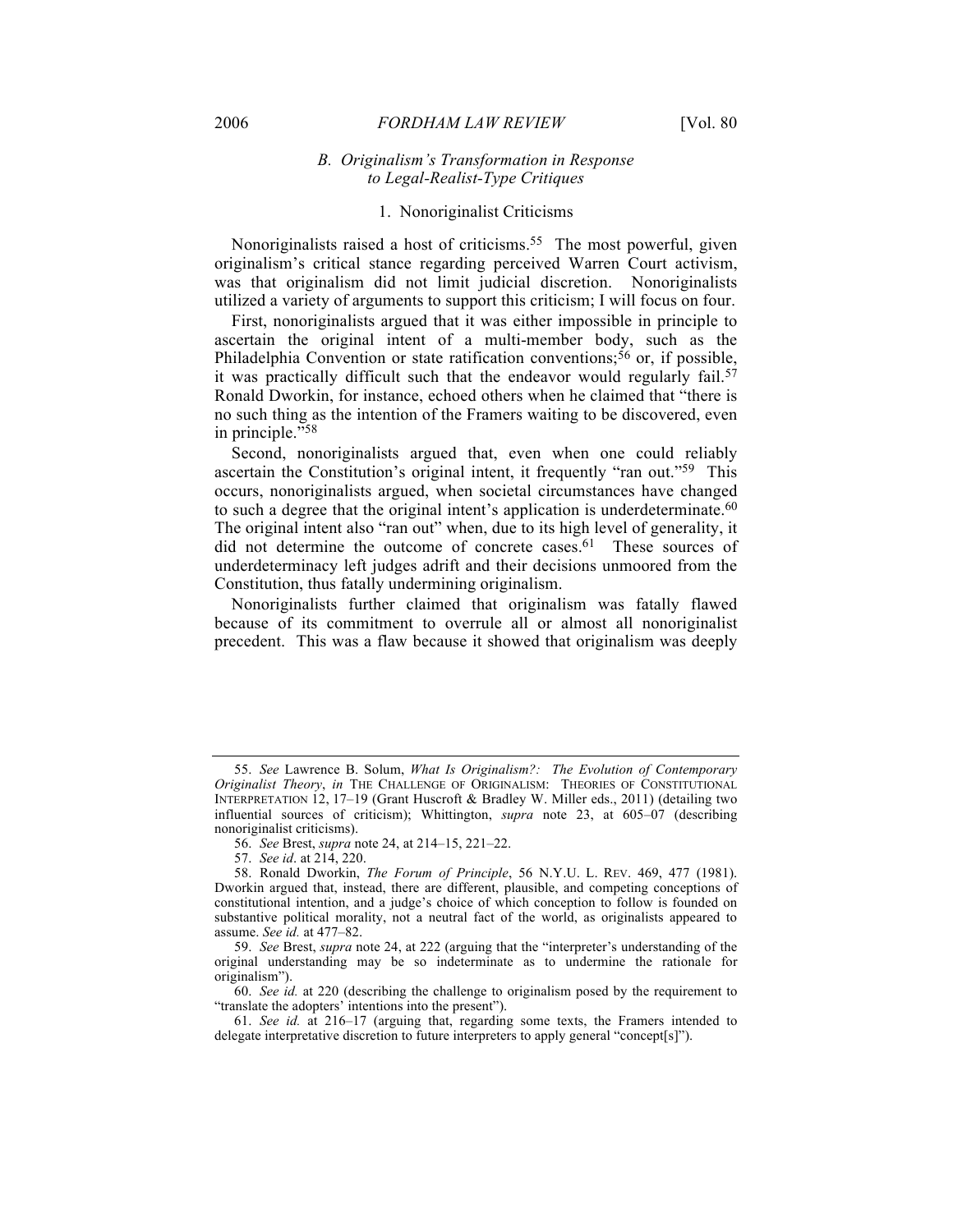### B. Originalism's Transformation in Response to Legal-Realist-Type Critiques

#### 1. Nonoriginalist Criticisms

Nonoriginalists raised a host of criticisms.[55] The most powerful, given originalism's critical stance regarding perceived Warren Court activism, was that originalism did not limit judicial discretion. Nonoriginalists utilized a variety of arguments to support this criticism; I will focus on four.

First, nonoriginalists argued that it was either impossible in principle to ascertain the original intent of a multi-member body, such as the Philadelphia Convention or state ratification conventions;[56] or, if possible, it was practically difficult such that the endeavor would regularly fail.[57] Ronald Dworkin, for instance, echoed others when he claimed that "there is no such thing as the intention of the Framers waiting to be discovered, even in principle."[58]

Second, nonoriginalists argued that, even when one could reliably ascertain the Constitution's original intent, it frequently "ran out."[59] This occurs, nonoriginalists argued, when societal circumstances have changed to such a degree that the original intent's application is underdeterminate.[60] The original intent also "ran out" when, due to its high level of generality, it did not determine the outcome of concrete cases.[61] These sources of underdeterminacy left judges adrift and their decisions unmoored from the Constitution, thus fatally undermining originalism.

Nonoriginalists further claimed that originalism was fatally flawed because of its commitment to overrule all or almost all nonoriginalist precedent. This was a flaw because it showed that originalism was deeply

---

55. *See* Lawrence B. Solum, *What Is Originalism?: The Evolution of Contemporary Originalist Theory*, *in* THE CHALLENGE OF ORIGINALISM: THEORIES OF CONSTITUTIONAL INTERPRETATION 12, 17–19 (Grant Huscroft & Bradley W. Miller eds., 2011) (detailing two influential sources of criticism); Whittington, *supra* note 23, at 605–07 (describing nonoriginalist criticisms).

56. *See* Brest, *supra* note 24, at 214–15, 221–22.

57. *See id*. at 214, 220.

58. Ronald Dworkin, *The Forum of Principle*, 56 N.Y.U. L. REV. 469, 477 (1981). Dworkin argued that, instead, there are different, plausible, and competing conceptions of constitutional intention, and a judge's choice of which conception to follow is founded on substantive political morality, not a neutral fact of the world, as originalists appeared to assume. *See id.* at 477–82.

59. *See* Brest, *supra* note 24, at 222 (arguing that the "interpreter's understanding of the original understanding may be so indeterminate as to undermine the rationale for originalism").

60. *See id.* at 220 (describing the challenge to originalism posed by the requirement to "translate the adopters' intentions into the present").

61. *See id.* at 216–17 (arguing that, regarding some texts, the Framers intended to delegate interpretative discretion to future interpreters to apply general "concept[s]").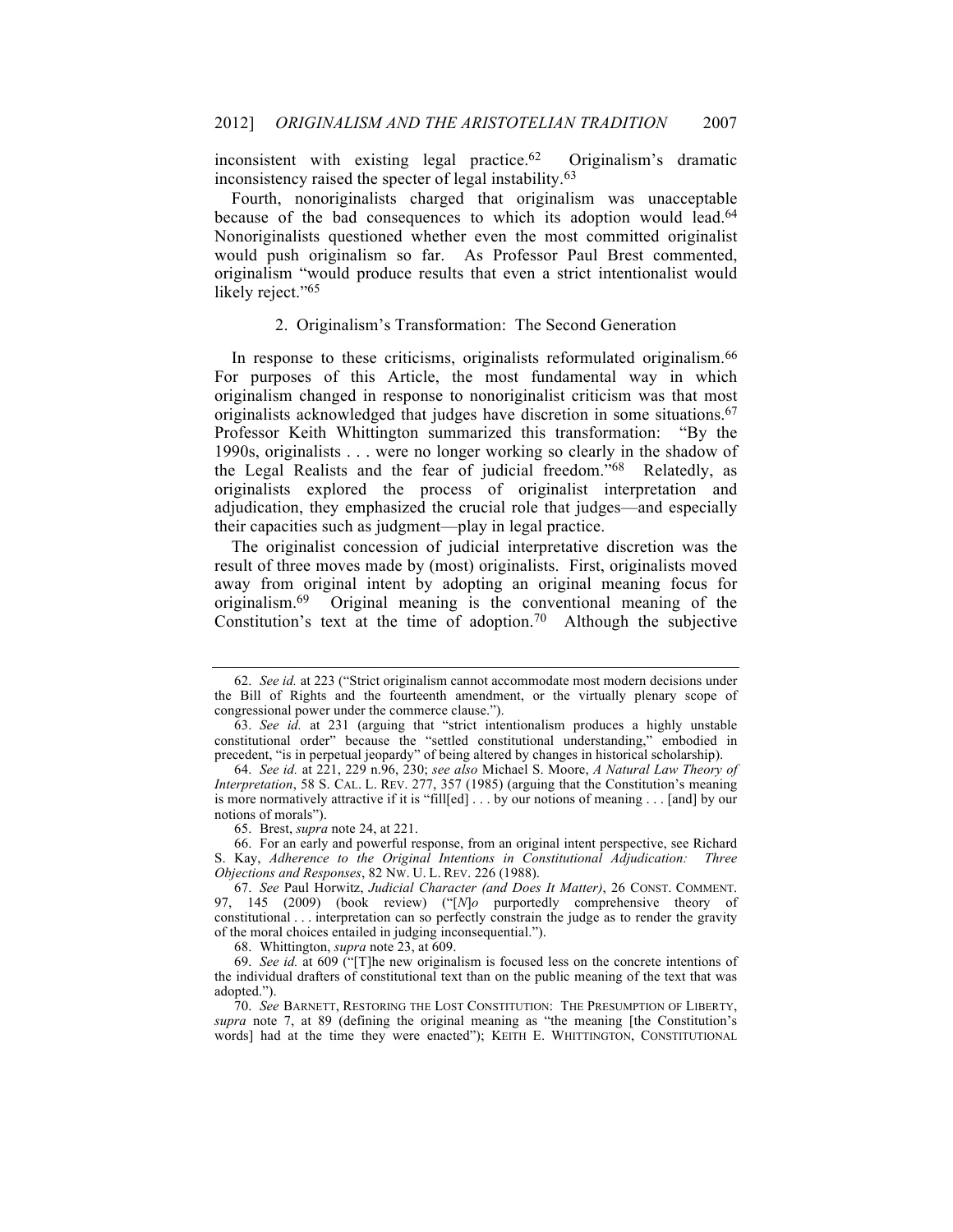inconsistent with existing legal practice.[62] Originalism's dramatic inconsistency raised the specter of legal instability.[63]

Fourth, nonoriginalists charged that originalism was unacceptable because of the bad consequences to which its adoption would lead.[64] Nonoriginalists questioned whether even the most committed originalist would push originalism so far. As Professor Paul Brest commented, originalism "would produce results that even a strict intentionalist would likely reject."[65]

### 2. Originalism's Transformation: The Second Generation

In response to these criticisms, originalists reformulated originalism.[66] For purposes of this Article, the most fundamental way in which originalism changed in response to nonoriginalist criticism was that most originalists acknowledged that judges have discretion in some situations.[67] Professor Keith Whittington summarized this transformation: "By the 1990s, originalists . . . were no longer working so clearly in the shadow of the Legal Realists and the fear of judicial freedom."[68] Relatedly, as originalists explored the process of originalist interpretation and adjudication, they emphasized the crucial role that judges—and especially their capacities such as judgment—play in legal practice.

The originalist concession of judicial interpretative discretion was the result of three moves made by (most) originalists. First, originalists moved away from original intent by adopting an original meaning focus for originalism.[69] Original meaning is the conventional meaning of the Constitution's text at the time of adoption.[70] Although the subjective

---

62. *See id.* at 223 ("Strict originalism cannot accommodate most modern decisions under the Bill of Rights and the fourteenth amendment, or the virtually plenary scope of congressional power under the commerce clause.").

63. *See id.* at 231 (arguing that "strict intentionalism produces a highly unstable constitutional order" because the "settled constitutional understanding," embodied in precedent, "is in perpetual jeopardy" of being altered by changes in historical scholarship).

64. *See id.* at 221, 229 n.96, 230; *see also* Michael S. Moore, *A Natural Law Theory of Interpretation*, 58 S. CAL. L. REV. 277, 357 (1985) (arguing that the Constitution's meaning is more normatively attractive if it is "fill[ed] . . . by our notions of meaning . . . [and] by our notions of morals").

65. Brest, *supra* note 24, at 221.

66. For an early and powerful response, from an original intent perspective, see Richard S. Kay, *Adherence to the Original Intentions in Constitutional Adjudication: Three Objections and Responses*, 82 NW. U. L. REV. 226 (1988).

67. *See* Paul Horwitz, *Judicial Character (and Does It Matter)*, 26 CONST. COMMENT. 97, 145 (2009) (book review) ("[*N*]*o* purportedly comprehensive theory of constitutional . . . interpretation can so perfectly constrain the judge as to render the gravity of the moral choices entailed in judging inconsequential.").

68. Whittington, *supra* note 23, at 609.

69. *See id.* at 609 ("[T]he new originalism is focused less on the concrete intentions of the individual drafters of constitutional text than on the public meaning of the text that was adopted.").

70. *See* BARNETT, RESTORING THE LOST CONSTITUTION: THE PRESUMPTION OF LIBERTY, *supra* note 7, at 89 (defining the original meaning as "the meaning [the Constitution's words] had at the time they were enacted"); KEITH E. WHITTINGTON, CONSTITUTIONAL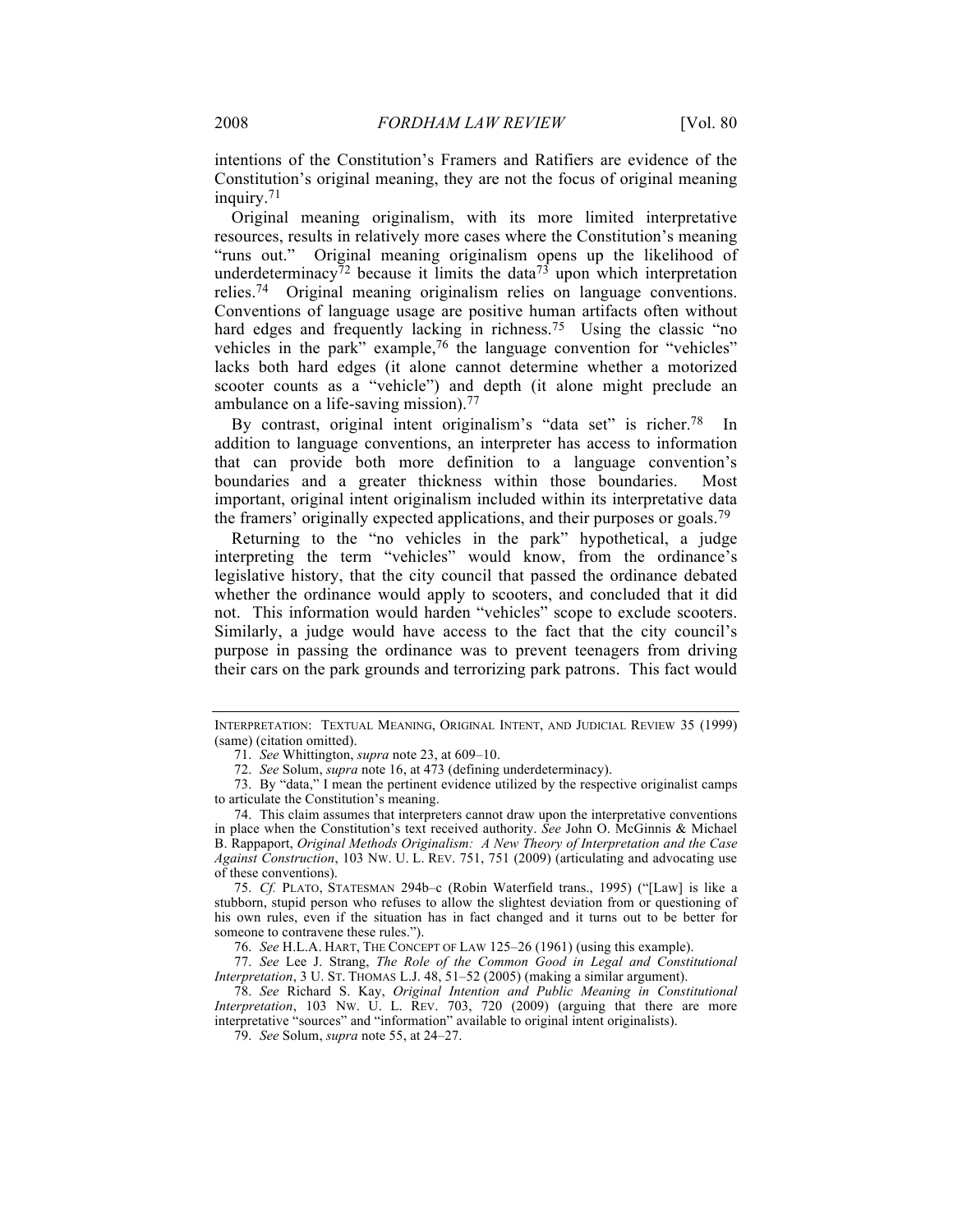intentions of the Constitution's Framers and Ratifiers are evidence of the Constitution's original meaning, they are not the focus of original meaning inquiry.[71]

Original meaning originalism, with its more limited interpretative resources, results in relatively more cases where the Constitution's meaning "runs out." Original meaning originalism opens up the likelihood of underdeterminacy[72] because it limits the data[73] upon which interpretation relies.[74] Original meaning originalism relies on language conventions. Conventions of language usage are positive human artifacts often without hard edges and frequently lacking in richness.[75] Using the classic "no vehicles in the park" example,[76] the language convention for "vehicles" lacks both hard edges (it alone cannot determine whether a motorized scooter counts as a "vehicle") and depth (it alone might preclude an ambulance on a life-saving mission).[77]

By contrast, original intent originalism's "data set" is richer.[78] In addition to language conventions, an interpreter has access to information that can provide both more definition to a language convention's boundaries and a greater thickness within those boundaries. Most important, original intent originalism included within its interpretative data the framers' originally expected applications, and their purposes or goals.[79]

Returning to the "no vehicles in the park" hypothetical, a judge interpreting the term "vehicles" would know, from the ordinance's legislative history, that the city council that passed the ordinance debated whether the ordinance would apply to scooters, and concluded that it did not. This information would harden "vehicles" scope to exclude scooters. Similarly, a judge would have access to the fact that the city council's purpose in passing the ordinance was to prevent teenagers from driving their cars on the park grounds and terrorizing park patrons. This fact would

---

INTERPRETATION: TEXTUAL MEANING, ORIGINAL INTENT, AND JUDICIAL REVIEW 35 (1999) (same) (citation omitted).

71. *See* Whittington, *supra* note 23, at 609–10.

72. *See* Solum, *supra* note 16, at 473 (defining underdeterminacy).

73. By "data," I mean the pertinent evidence utilized by the respective originalist camps to articulate the Constitution's meaning.

74. This claim assumes that interpreters cannot draw upon the interpretative conventions in place when the Constitution's text received authority. *See* John O. McGinnis & Michael B. Rappaport, *Original Methods Originalism: A New Theory of Interpretation and the Case Against Construction*, 103 NW. U. L. REV. 751, 751 (2009) (articulating and advocating use of these conventions).

75. *Cf.* PLATO, STATESMAN 294b–c (Robin Waterfield trans., 1995) ("[Law] is like a stubborn, stupid person who refuses to allow the slightest deviation from or questioning of his own rules, even if the situation has in fact changed and it turns out to be better for someone to contravene these rules.").

76. *See* H.L.A. HART, THE CONCEPT OF LAW 125–26 (1961) (using this example).

77. *See* Lee J. Strang, *The Role of the Common Good in Legal and Constitutional Interpretation*, 3 U. ST. THOMAS L.J. 48, 51–52 (2005) (making a similar argument).

78. *See* Richard S. Kay, *Original Intention and Public Meaning in Constitutional Interpretation*, 103 NW. U. L. REV. 703, 720 (2009) (arguing that there are more interpretative "sources" and "information" available to original intent originalists).

79. *See* Solum, *supra* note 55, at 24–27.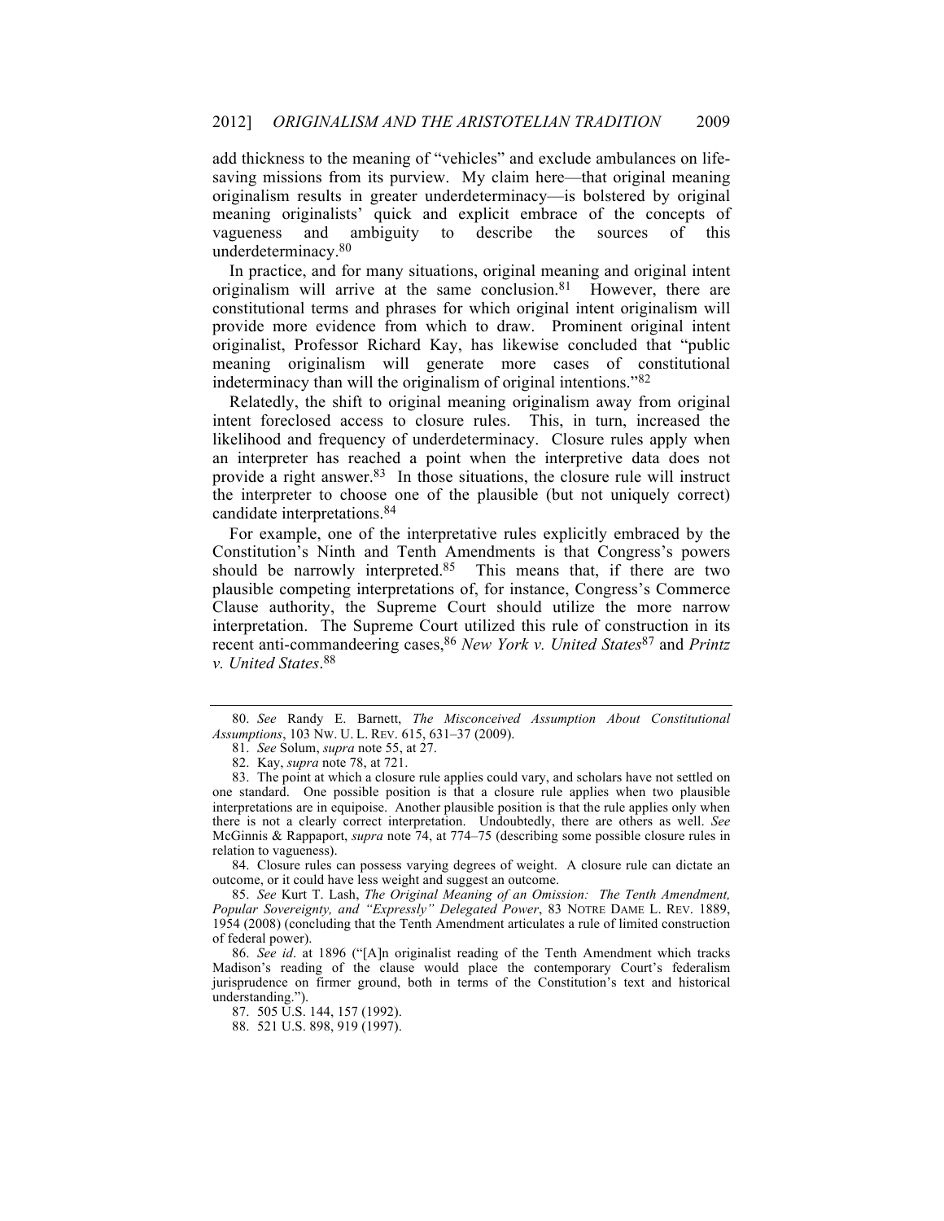add thickness to the meaning of "vehicles" and exclude ambulances on life-saving missions from its purview. My claim here—that original meaning originalism results in greater underdeterminacy—is bolstered by original meaning originalists' quick and explicit embrace of the concepts of vagueness and ambiguity to describe the sources of this underdeterminacy.[80]

In practice, and for many situations, original meaning and original intent originalism will arrive at the same conclusion.[81] However, there are constitutional terms and phrases for which original intent originalism will provide more evidence from which to draw. Prominent original intent originalist, Professor Richard Kay, has likewise concluded that "public meaning originalism will generate more cases of constitutional indeterminacy than will the originalism of original intentions."[82]

Relatedly, the shift to original meaning originalism away from original intent foreclosed access to closure rules. This, in turn, increased the likelihood and frequency of underdeterminacy. Closure rules apply when an interpreter has reached a point when the interpretive data does not provide a right answer.[83] In those situations, the closure rule will instruct the interpreter to choose one of the plausible (but not uniquely correct) candidate interpretations.[84]

For example, one of the interpretative rules explicitly embraced by the Constitution's Ninth and Tenth Amendments is that Congress's powers should be narrowly interpreted.[85] This means that, if there are two plausible competing interpretations of, for instance, Congress's Commerce Clause authority, the Supreme Court should utilize the more narrow interpretation. The Supreme Court utilized this rule of construction in its recent anti-commandeering cases,[86] *New York v. United States*[87] and *Printz v. United States*.[88]

---

80. *See* Randy E. Barnett, *The Misconceived Assumption About Constitutional Assumptions*, 103 NW. U. L. REV. 615, 631–37 (2009).

81. *See* Solum, *supra* note 55, at 27.

82. Kay, *supra* note 78, at 721.

83. The point at which a closure rule applies could vary, and scholars have not settled on one standard. One possible position is that a closure rule applies when two plausible interpretations are in equipoise. Another plausible position is that the rule applies only when there is not a clearly correct interpretation. Undoubtedly, there are others as well. *See* McGinnis & Rappaport, *supra* note 74, at 774–75 (describing some possible closure rules in relation to vagueness).

84. Closure rules can possess varying degrees of weight. A closure rule can dictate an outcome, or it could have less weight and suggest an outcome.

85. *See* Kurt T. Lash, *The Original Meaning of an Omission: The Tenth Amendment, Popular Sovereignty, and "Expressly" Delegated Power*, 83 NOTRE DAME L. REV. 1889, 1954 (2008) (concluding that the Tenth Amendment articulates a rule of limited construction of federal power).

86. *See id*. at 1896 ("[A]n originalist reading of the Tenth Amendment which tracks Madison's reading of the clause would place the contemporary Court's federalism jurisprudence on firmer ground, both in terms of the Constitution's text and historical understanding.").

87. 505 U.S. 144, 157 (1992).

88. 521 U.S. 898, 919 (1997).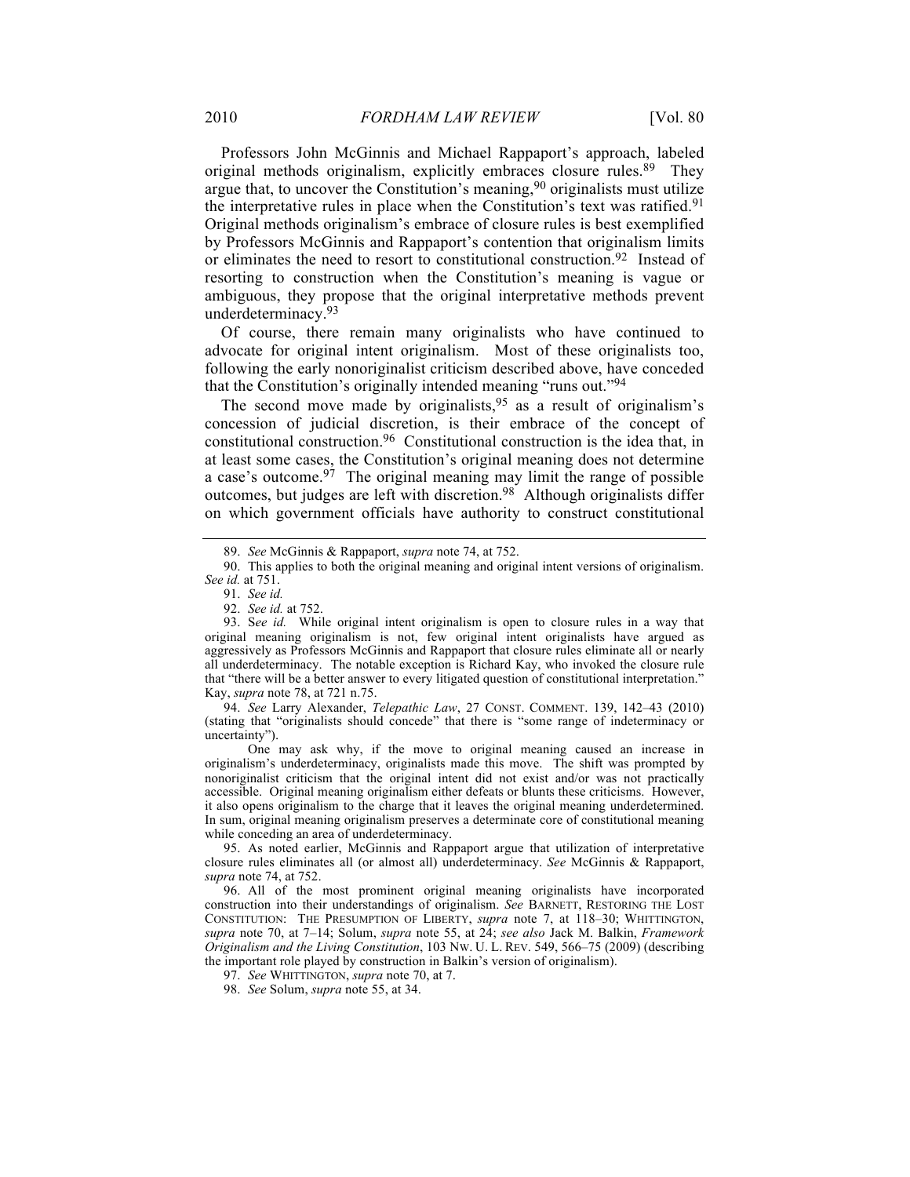Professors John McGinnis and Michael Rappaport's approach, labeled original methods originalism, explicitly embraces closure rules.[89] They argue that, to uncover the Constitution's meaning,[90] originalists must utilize the interpretative rules in place when the Constitution's text was ratified.[91] Original methods originalism's embrace of closure rules is best exemplified by Professors McGinnis and Rappaport's contention that originalism limits or eliminates the need to resort to constitutional construction.[92] Instead of resorting to construction when the Constitution's meaning is vague or ambiguous, they propose that the original interpretative methods prevent underdeterminacy.[93]

Of course, there remain many originalists who have continued to advocate for original intent originalism. Most of these originalists too, following the early nonoriginalist criticism described above, have conceded that the Constitution's originally intended meaning "runs out."[94]

The second move made by originalists,[95] as a result of originalism's concession of judicial discretion, is their embrace of the concept of constitutional construction.[96] Constitutional construction is the idea that, in at least some cases, the Constitution's original meaning does not determine a case's outcome.[97] The original meaning may limit the range of possible outcomes, but judges are left with discretion.[98] Although originalists differ on which government officials have authority to construct constitutional

---

89. *See* McGinnis & Rappaport, *supra* note 74, at 752.

90. This applies to both the original meaning and original intent versions of originalism. *See id.* at 751.

91. *See id.*

92. *See id.* at 752.

93. S*ee id.* While original intent originalism is open to closure rules in a way that original meaning originalism is not, few original intent originalists have argued as aggressively as Professors McGinnis and Rappaport that closure rules eliminate all or nearly all underdeterminacy. The notable exception is Richard Kay, who invoked the closure rule that "there will be a better answer to every litigated question of constitutional interpretation." Kay, *supra* note 78, at 721 n.75.

94. *See* Larry Alexander, *Telepathic Law*, 27 CONST. COMMENT. 139, 142–43 (2010) (stating that "originalists should concede" that there is "some range of indeterminacy or uncertainty").

One may ask why, if the move to original meaning caused an increase in originalism's underdeterminacy, originalists made this move. The shift was prompted by nonoriginalist criticism that the original intent did not exist and/or was not practically accessible. Original meaning originalism either defeats or blunts these criticisms. However, it also opens originalism to the charge that it leaves the original meaning underdetermined. In sum, original meaning originalism preserves a determinate core of constitutional meaning while conceding an area of underdeterminacy.

95. As noted earlier, McGinnis and Rappaport argue that utilization of interpretative closure rules eliminates all (or almost all) underdeterminacy. *See* McGinnis & Rappaport, *supra* note 74, at 752.

96. All of the most prominent original meaning originalists have incorporated construction into their understandings of originalism. *See* BARNETT, RESTORING THE LOST CONSTITUTION: THE PRESUMPTION OF LIBERTY, *supra* note 7, at 118–30; WHITTINGTON, *supra* note 70, at 7–14; Solum, *supra* note 55, at 24; *see also* Jack M. Balkin, *Framework Originalism and the Living Constitution*, 103 NW. U. L. REV. 549, 566–75 (2009) (describing the important role played by construction in Balkin's version of originalism).

97. *See* WHITTINGTON, *supra* note 70, at 7.

98. *See* Solum, *supra* note 55, at 34.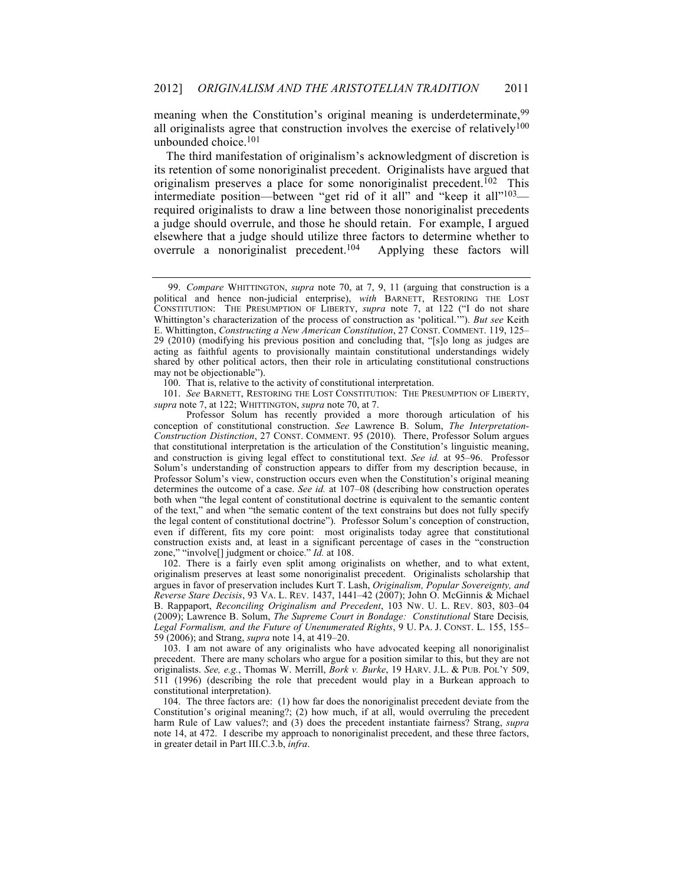meaning when the Constitution's original meaning is underdeterminate,[99] all originalists agree that construction involves the exercise of relatively[100] unbounded choice.[101]

The third manifestation of originalism's acknowledgment of discretion is its retention of some nonoriginalist precedent. Originalists have argued that originalism preserves a place for some nonoriginalist precedent.[102] This intermediate position—between "get rid of it all" and "keep it all"[103]—required originalists to draw a line between those nonoriginalist precedents a judge should overrule, and those he should retain. For example, I argued elsewhere that a judge should utilize three factors to determine whether to overrule a nonoriginalist precedent.[104] Applying these factors will

---

99. *Compare* WHITTINGTON, *supra* note 70, at 7, 9, 11 (arguing that construction is a political and hence non-judicial enterprise), *with* BARNETT, RESTORING THE LOST CONSTITUTION: THE PRESUMPTION OF LIBERTY, *supra* note 7, at 122 ("I do not share Whittington's characterization of the process of construction as 'political.'"). *But see* Keith E. Whittington, *Constructing a New American Constitution*, 27 CONST. COMMENT. 119, 125–29 (2010) (modifying his previous position and concluding that, "[s]o long as judges are acting as faithful agents to provisionally maintain constitutional understandings widely shared by other political actors, then their role in articulating constitutional constructions may not be objectionable").

100. That is, relative to the activity of constitutional interpretation.

101. *See* BARNETT, RESTORING THE LOST CONSTITUTION: THE PRESUMPTION OF LIBERTY, *supra* note 7, at 122; WHITTINGTON, *supra* note 70, at 7.

Professor Solum has recently provided a more thorough articulation of his conception of constitutional construction. *See* Lawrence B. Solum, *The Interpretation-Construction Distinction*, 27 CONST. COMMENT. 95 (2010). There, Professor Solum argues that constitutional interpretation is the articulation of the Constitution's linguistic meaning, and construction is giving legal effect to constitutional text. *See id.* at 95–96. Professor Solum's understanding of construction appears to differ from my description because, in Professor Solum's view, construction occurs even when the Constitution's original meaning determines the outcome of a case. *See id.* at 107–08 (describing how construction operates both when "the legal content of constitutional doctrine is equivalent to the semantic content of the text," and when "the sematic content of the text constrains but does not fully specify the legal content of constitutional doctrine"). Professor Solum's conception of construction, even if different, fits my core point: most originalists today agree that constitutional construction exists and, at least in a significant percentage of cases in the "construction zone," "involve[] judgment or choice." *Id.* at 108.

102. There is a fairly even split among originalists on whether, and to what extent, originalism preserves at least some nonoriginalist precedent. Originalists scholarship that argues in favor of preservation includes Kurt T. Lash, *Originalism, Popular Sovereignty, and Reverse Stare Decisis*, 93 VA. L. REV. 1437, 1441–42 (2007); John O. McGinnis & Michael B. Rappaport, *Reconciling Originalism and Precedent*, 103 NW. U. L. REV. 803, 803–04 (2009); Lawrence B. Solum, *The Supreme Court in Bondage: Constitutional* Stare Decisis*, Legal Formalism, and the Future of Unenumerated Rights*, 9 U. PA. J. CONST. L. 155, 155–59 (2006); and Strang, *supra* note 14, at 419–20.

103. I am not aware of any originalists who have advocated keeping all nonoriginalist precedent. There are many scholars who argue for a position similar to this, but they are not originalists. *See, e.g.*, Thomas W. Merrill, *Bork v. Burke*, 19 HARV. J.L. & PUB. POL'Y 509, 511 (1996) (describing the role that precedent would play in a Burkean approach to constitutional interpretation).

104. The three factors are: (1) how far does the nonoriginalist precedent deviate from the Constitution's original meaning?; (2) how much, if at all, would overruling the precedent harm Rule of Law values?; and (3) does the precedent instantiate fairness? Strang, *supra* note 14, at 472. I describe my approach to nonoriginalist precedent, and these three factors, in greater detail in Part III.C.3.b, *infra*.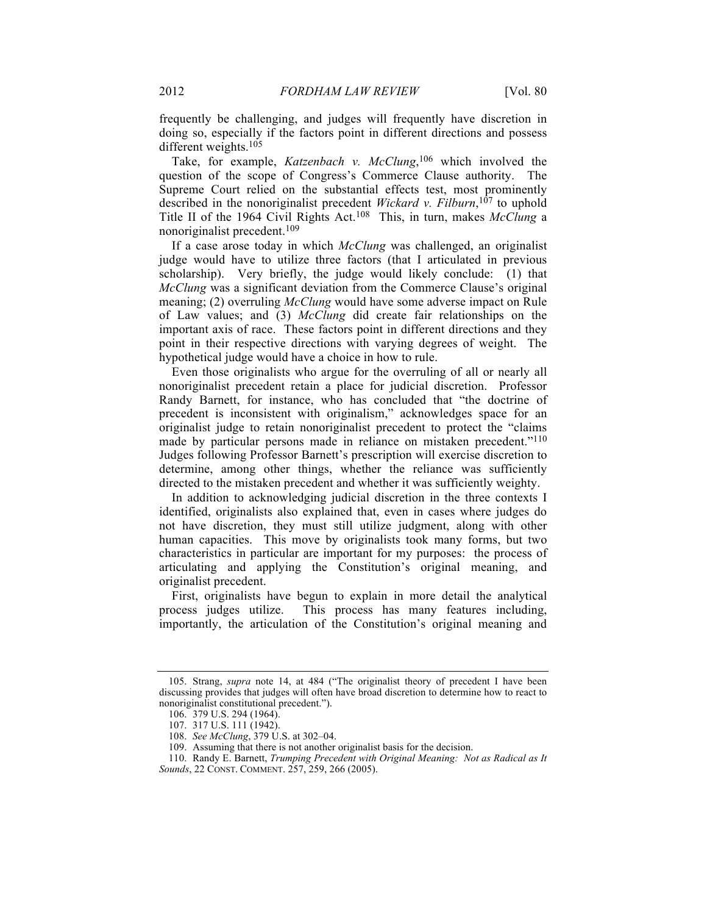frequently be challenging, and judges will frequently have discretion in doing so, especially if the factors point in different directions and possess different weights.[105]

Take, for example, *Katzenbach v. McClung*,[106] which involved the question of the scope of Congress's Commerce Clause authority. The Supreme Court relied on the substantial effects test, most prominently described in the nonoriginalist precedent *Wickard v. Filburn*,[107] to uphold Title II of the 1964 Civil Rights Act.[108] This, in turn, makes *McClung* a nonoriginalist precedent.[109]

If a case arose today in which *McClung* was challenged, an originalist judge would have to utilize three factors (that I articulated in previous scholarship). Very briefly, the judge would likely conclude: (1) that *McClung* was a significant deviation from the Commerce Clause's original meaning; (2) overruling *McClung* would have some adverse impact on Rule of Law values; and (3) *McClung* did create fair relationships on the important axis of race. These factors point in different directions and they point in their respective directions with varying degrees of weight. The hypothetical judge would have a choice in how to rule.

Even those originalists who argue for the overruling of all or nearly all nonoriginalist precedent retain a place for judicial discretion. Professor Randy Barnett, for instance, who has concluded that "the doctrine of precedent is inconsistent with originalism," acknowledges space for an originalist judge to retain nonoriginalist precedent to protect the "claims made by particular persons made in reliance on mistaken precedent."[110] Judges following Professor Barnett's prescription will exercise discretion to determine, among other things, whether the reliance was sufficiently directed to the mistaken precedent and whether it was sufficiently weighty.

In addition to acknowledging judicial discretion in the three contexts I identified, originalists also explained that, even in cases where judges do not have discretion, they must still utilize judgment, along with other human capacities. This move by originalists took many forms, but two characteristics in particular are important for my purposes: the process of articulating and applying the Constitution's original meaning, and originalist precedent.

First, originalists have begun to explain in more detail the analytical process judges utilize. This process has many features including, importantly, the articulation of the Constitution's original meaning and

---

105. Strang, *supra* note 14, at 484 ("The originalist theory of precedent I have been discussing provides that judges will often have broad discretion to determine how to react to nonoriginalist constitutional precedent.").

106. 379 U.S. 294 (1964).

107. 317 U.S. 111 (1942).

108. *See McClung*, 379 U.S. at 302–04.

109. Assuming that there is not another originalist basis for the decision.

110. Randy E. Barnett, *Trumping Precedent with Original Meaning: Not as Radical as It Sounds*, 22 CONST. COMMENT. 257, 259, 266 (2005).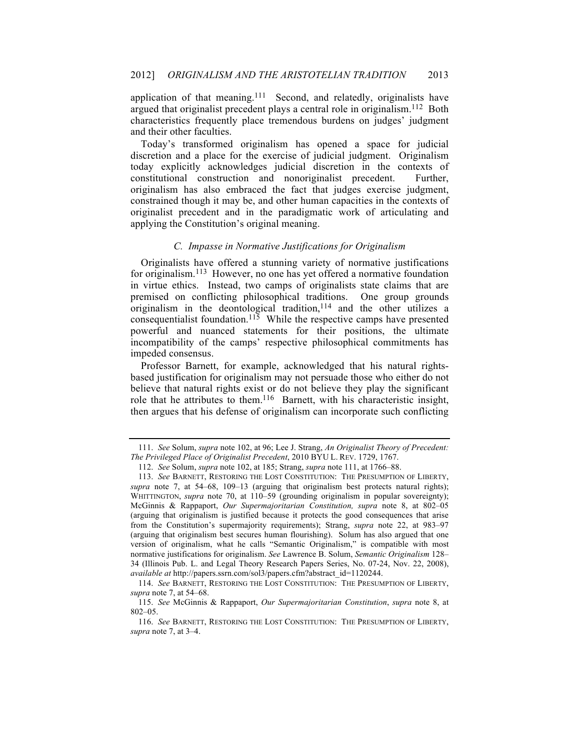application of that meaning.[111] Second, and relatedly, originalists have argued that originalist precedent plays a central role in originalism.[112] Both characteristics frequently place tremendous burdens on judges' judgment and their other faculties.

Today's transformed originalism has opened a space for judicial discretion and a place for the exercise of judicial judgment. Originalism today explicitly acknowledges judicial discretion in the contexts of constitutional construction and nonoriginalist precedent. Further, originalism has also embraced the fact that judges exercise judgment, constrained though it may be, and other human capacities in the contexts of originalist precedent and in the paradigmatic work of articulating and applying the Constitution's original meaning.

### *C. Impasse in Normative Justifications for Originalism*

Originalists have offered a stunning variety of normative justifications for originalism.[113] However, no one has yet offered a normative foundation in virtue ethics. Instead, two camps of originalists state claims that are premised on conflicting philosophical traditions. One group grounds originalism in the deontological tradition,[114] and the other utilizes a consequentialist foundation.[115] While the respective camps have presented powerful and nuanced statements for their positions, the ultimate incompatibility of the camps' respective philosophical commitments has impeded consensus.

Professor Barnett, for example, acknowledged that his natural rights-based justification for originalism may not persuade those who either do not believe that natural rights exist or do not believe they play the significant role that he attributes to them.[116] Barnett, with his characteristic insight, then argues that his defense of originalism can incorporate such conflicting

---

111. *See* Solum, *supra* note 102, at 96; Lee J. Strang, *An Originalist Theory of Precedent: The Privileged Place of Originalist Precedent*, 2010 BYU L. REV. 1729, 1767.

112. *See* Solum, *supra* note 102, at 185; Strang, *supra* note 111, at 1766–88.

113. *See* BARNETT, RESTORING THE LOST CONSTITUTION: THE PRESUMPTION OF LIBERTY, *supra* note 7, at 54–68, 109–13 (arguing that originalism best protects natural rights); WHITTINGTON, *supra* note 70, at 110–59 (grounding originalism in popular sovereignty); McGinnis & Rappaport, *Our Supermajoritarian Constitution, supra* note 8, at 802–05 (arguing that originalism is justified because it protects the good consequences that arise from the Constitution's supermajority requirements); Strang, *supra* note 22, at 983–97 (arguing that originalism best secures human flourishing). Solum has also argued that one version of originalism, what he calls "Semantic Originalism," is compatible with most normative justifications for originalism. *See* Lawrence B. Solum, *Semantic Originalism* 128–34 (Illinois Pub. L. and Legal Theory Research Papers Series, No. 07-24, Nov. 22, 2008), *available at* http://papers.ssrn.com/sol3/papers.cfm?abstract_id=1120244.

114. *See* BARNETT, RESTORING THE LOST CONSTITUTION: THE PRESUMPTION OF LIBERTY, *supra* note 7, at 54–68.

115. *See* McGinnis & Rappaport, *Our Supermajoritarian Constitution*, *supra* note 8, at 802–05.

116. *See* BARNETT, RESTORING THE LOST CONSTITUTION: THE PRESUMPTION OF LIBERTY, *supra* note 7, at 3–4.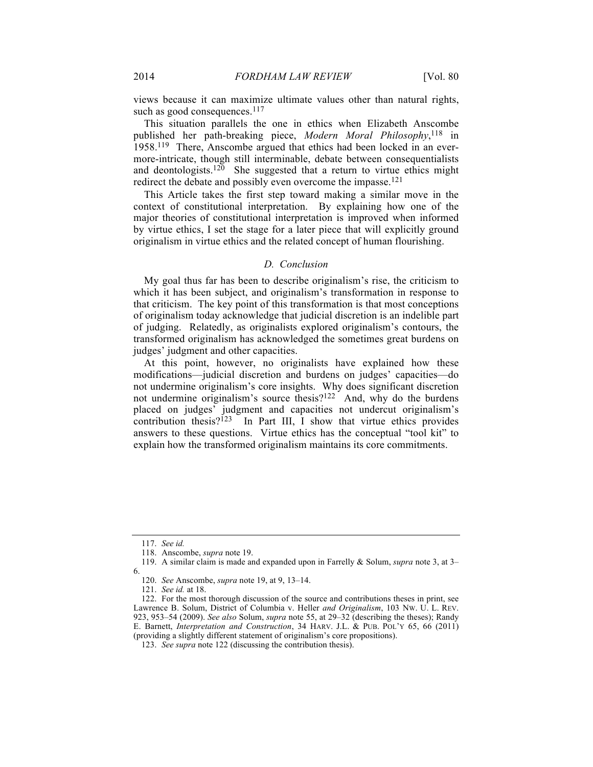views because it can maximize ultimate values other than natural rights, such as good consequences.[117]

This situation parallels the one in ethics when Elizabeth Anscombe published her path-breaking piece, *Modern Moral Philosophy*,[118] in 1958.[119] There, Anscombe argued that ethics had been locked in an ever-more-intricate, though still interminable, debate between consequentialists and deontologists.[120] She suggested that a return to virtue ethics might redirect the debate and possibly even overcome the impasse.[121]

This Article takes the first step toward making a similar move in the context of constitutional interpretation. By explaining how one of the major theories of constitutional interpretation is improved when informed by virtue ethics, I set the stage for a later piece that will explicitly ground originalism in virtue ethics and the related concept of human flourishing.

### *D. Conclusion*

My goal thus far has been to describe originalism's rise, the criticism to which it has been subject, and originalism's transformation in response to that criticism. The key point of this transformation is that most conceptions of originalism today acknowledge that judicial discretion is an indelible part of judging. Relatedly, as originalists explored originalism's contours, the transformed originalism has acknowledged the sometimes great burdens on judges' judgment and other capacities.

At this point, however, no originalists have explained how these modifications—judicial discretion and burdens on judges' capacities—do not undermine originalism's core insights. Why does significant discretion not undermine originalism's source thesis?[122] And, why do the burdens placed on judges' judgment and capacities not undercut originalism's contribution thesis?[123] In Part III, I show that virtue ethics provides answers to these questions. Virtue ethics has the conceptual "tool kit" to explain how the transformed originalism maintains its core commitments.

---

117. *See id.*

118. Anscombe, *supra* note 19.

119. A similar claim is made and expanded upon in Farrelly & Solum, *supra* note 3, at 3–6.

120. *See* Anscombe, *supra* note 19, at 9, 13–14.

121. *See id.* at 18.

122. For the most thorough discussion of the source and contributions theses in print, see Lawrence B. Solum, District of Columbia v. Heller *and Originalism*, 103 NW. U. L. REV. 923, 953–54 (2009). *See also* Solum, *supra* note 55, at 29–32 (describing the theses); Randy E. Barnett, *Interpretation and Construction*, 34 HARV. J.L. & PUB. POL'Y 65, 66 (2011) (providing a slightly different statement of originalism's core propositions).

123. *See supra* note 122 (discussing the contribution thesis).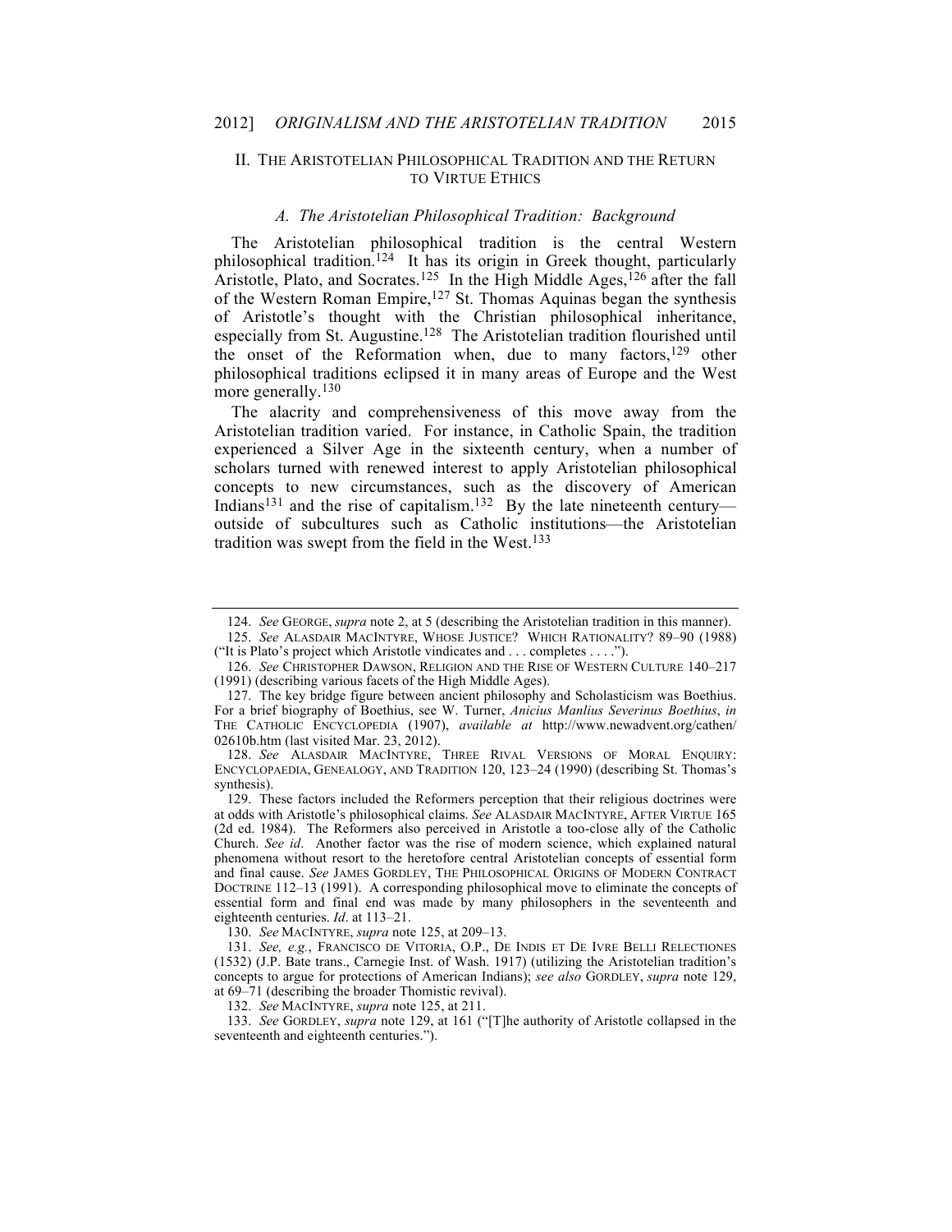## II. THE ARISTOTELIAN PHILOSOPHICAL TRADITION AND THE RETURN TO VIRTUE ETHICS

### *A. The Aristotelian Philosophical Tradition: Background*

The Aristotelian philosophical tradition is the central Western philosophical tradition.[124] It has its origin in Greek thought, particularly Aristotle, Plato, and Socrates.[125] In the High Middle Ages,[126] after the fall of the Western Roman Empire,[127] St. Thomas Aquinas began the synthesis of Aristotle's thought with the Christian philosophical inheritance, especially from St. Augustine.[128] The Aristotelian tradition flourished until the onset of the Reformation when, due to many factors,[129] other philosophical traditions eclipsed it in many areas of Europe and the West more generally.[130]

The alacrity and comprehensiveness of this move away from the Aristotelian tradition varied. For instance, in Catholic Spain, the tradition experienced a Silver Age in the sixteenth century, when a number of scholars turned with renewed interest to apply Aristotelian philosophical concepts to new circumstances, such as the discovery of American Indians[131] and the rise of capitalism.[132] By the late nineteenth century—outside of subcultures such as Catholic institutions—the Aristotelian tradition was swept from the field in the West.[133]

---

124. *See* GEORGE, *supra* note 2, at 5 (describing the Aristotelian tradition in this manner).

125. *See* ALASDAIR MACINTYRE, WHOSE JUSTICE? WHICH RATIONALITY? 89–90 (1988) ("It is Plato's project which Aristotle vindicates and . . . completes . . . .").

126. *See* CHRISTOPHER DAWSON, RELIGION AND THE RISE OF WESTERN CULTURE 140–217 (1991) (describing various facets of the High Middle Ages).

127. The key bridge figure between ancient philosophy and Scholasticism was Boethius. For a brief biography of Boethius, see W. Turner, *Anicius Manlius Severinus Boethius*, *in* THE CATHOLIC ENCYCLOPEDIA (1907), *available at* http://www.newadvent.org/cathen/02610b.htm (last visited Mar. 23, 2012).

128. *See* ALASDAIR MACINTYRE, THREE RIVAL VERSIONS OF MORAL ENQUIRY: ENCYCLOPAEDIA, GENEALOGY, AND TRADITION 120, 123–24 (1990) (describing St. Thomas's synthesis).

129. These factors included the Reformers perception that their religious doctrines were at odds with Aristotle's philosophical claims. *See* ALASDAIR MACINTYRE, AFTER VIRTUE 165 (2d ed. 1984). The Reformers also perceived in Aristotle a too-close ally of the Catholic Church. *See id*. Another factor was the rise of modern science, which explained natural phenomena without resort to the heretofore central Aristotelian concepts of essential form and final cause. *See* JAMES GORDLEY, THE PHILOSOPHICAL ORIGINS OF MODERN CONTRACT DOCTRINE 112–13 (1991). A corresponding philosophical move to eliminate the concepts of essential form and final end was made by many philosophers in the seventeenth and eighteenth centuries. *Id*. at 113–21.

130. *See* MACINTYRE, *supra* note 125, at 209–13.

131. *See, e.g.*, FRANCISCO DE VITORIA, O.P., DE INDIS ET DE IVRE BELLI RELECTIONES (1532) (J.P. Bate trans., Carnegie Inst. of Wash. 1917) (utilizing the Aristotelian tradition's concepts to argue for protections of American Indians); *see also* GORDLEY, *supra* note 129, at 69–71 (describing the broader Thomistic revival).

132. *See* MACINTYRE, *supra* note 125, at 211.

133. *See* GORDLEY, *supra* note 129, at 161 ("[T]he authority of Aristotle collapsed in the seventeenth and eighteenth centuries.").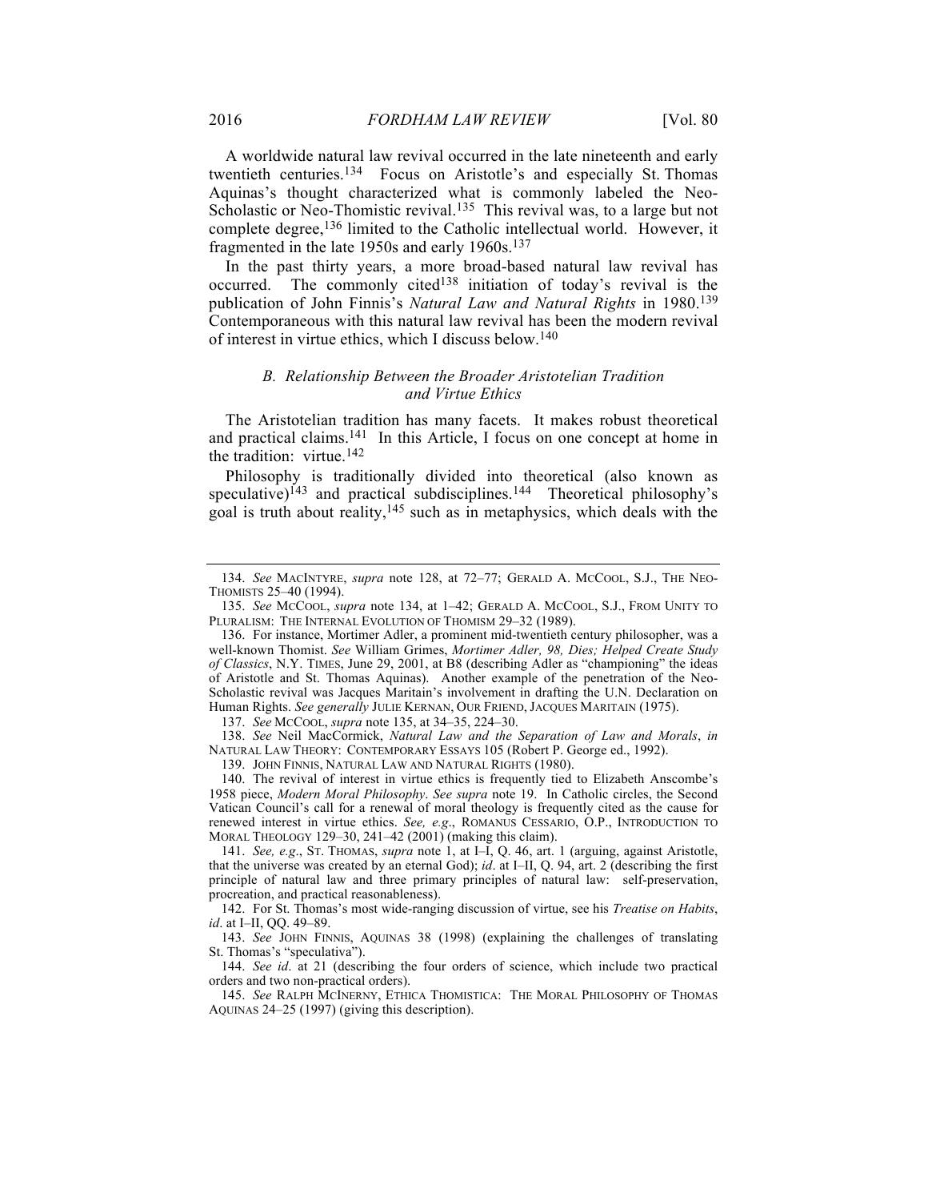A worldwide natural law revival occurred in the late nineteenth and early twentieth centuries.[134] Focus on Aristotle's and especially St. Thomas Aquinas's thought characterized what is commonly labeled the Neo-Scholastic or Neo-Thomistic revival.[135] This revival was, to a large but not complete degree,[136] limited to the Catholic intellectual world. However, it fragmented in the late 1950s and early 1960s.[137]

In the past thirty years, a more broad-based natural law revival has occurred. The commonly cited[138] initiation of today's revival is the publication of John Finnis's *Natural Law and Natural Rights* in 1980.[139] Contemporaneous with this natural law revival has been the modern revival of interest in virtue ethics, which I discuss below.[140]

### *B. Relationship Between the Broader Aristotelian Tradition and Virtue Ethics*

The Aristotelian tradition has many facets. It makes robust theoretical and practical claims.[141] In this Article, I focus on one concept at home in the tradition: virtue.[142]

Philosophy is traditionally divided into theoretical (also known as speculative)[143] and practical subdisciplines.[144] Theoretical philosophy's goal is truth about reality,[145] such as in metaphysics, which deals with the

---

134. *See* MACINTYRE, *supra* note 128, at 72–77; GERALD A. MCCOOL, S.J., THE NEO-THOMISTS 25–40 (1994).

135. *See* MCCOOL, *supra* note 134, at 1–42; GERALD A. MCCOOL, S.J., FROM UNITY TO PLURALISM: THE INTERNAL EVOLUTION OF THOMISM 29–32 (1989).

136. For instance, Mortimer Adler, a prominent mid-twentieth century philosopher, was a well-known Thomist. *See* William Grimes, *Mortimer Adler, 98, Dies; Helped Create Study of Classics*, N.Y. TIMES, June 29, 2001, at B8 (describing Adler as "championing" the ideas of Aristotle and St. Thomas Aquinas). Another example of the penetration of the Neo-Scholastic revival was Jacques Maritain's involvement in drafting the U.N. Declaration on Human Rights. *See generally* JULIE KERNAN, OUR FRIEND, JACQUES MARITAIN (1975).

137. *See* MCCOOL, *supra* note 135, at 34–35, 224–30.

138. *See* Neil MacCormick, *Natural Law and the Separation of Law and Morals*, *in* NATURAL LAW THEORY: CONTEMPORARY ESSAYS 105 (Robert P. George ed., 1992).

139. JOHN FINNIS, NATURAL LAW AND NATURAL RIGHTS (1980).

140. The revival of interest in virtue ethics is frequently tied to Elizabeth Anscombe's 1958 piece, *Modern Moral Philosophy*. *See supra* note 19. In Catholic circles, the Second Vatican Council's call for a renewal of moral theology is frequently cited as the cause for renewed interest in virtue ethics. *See, e.g.*, ROMANUS CESSARIO, O.P., INTRODUCTION TO MORAL THEOLOGY 129–30, 241–42 (2001) (making this claim).

141. *See, e.g.*, ST. THOMAS, *supra* note 1, at I–I, Q. 46, art. 1 (arguing, against Aristotle, that the universe was created by an eternal God); *id*. at I–II, Q. 94, art. 2 (describing the first principle of natural law and three primary principles of natural law: self-preservation, procreation, and practical reasonableness).

142. For St. Thomas's most wide-ranging discussion of virtue, see his *Treatise on Habits*, *id*. at I–II, QQ. 49–89.

143. *See* JOHN FINNIS, AQUINAS 38 (1998) (explaining the challenges of translating St. Thomas's "speculativa").

144. *See id*. at 21 (describing the four orders of science, which include two practical orders and two non-practical orders).

145. *See* RALPH MCINERNY, ETHICA THOMISTICA: THE MORAL PHILOSOPHY OF THOMAS AQUINAS 24–25 (1997) (giving this description).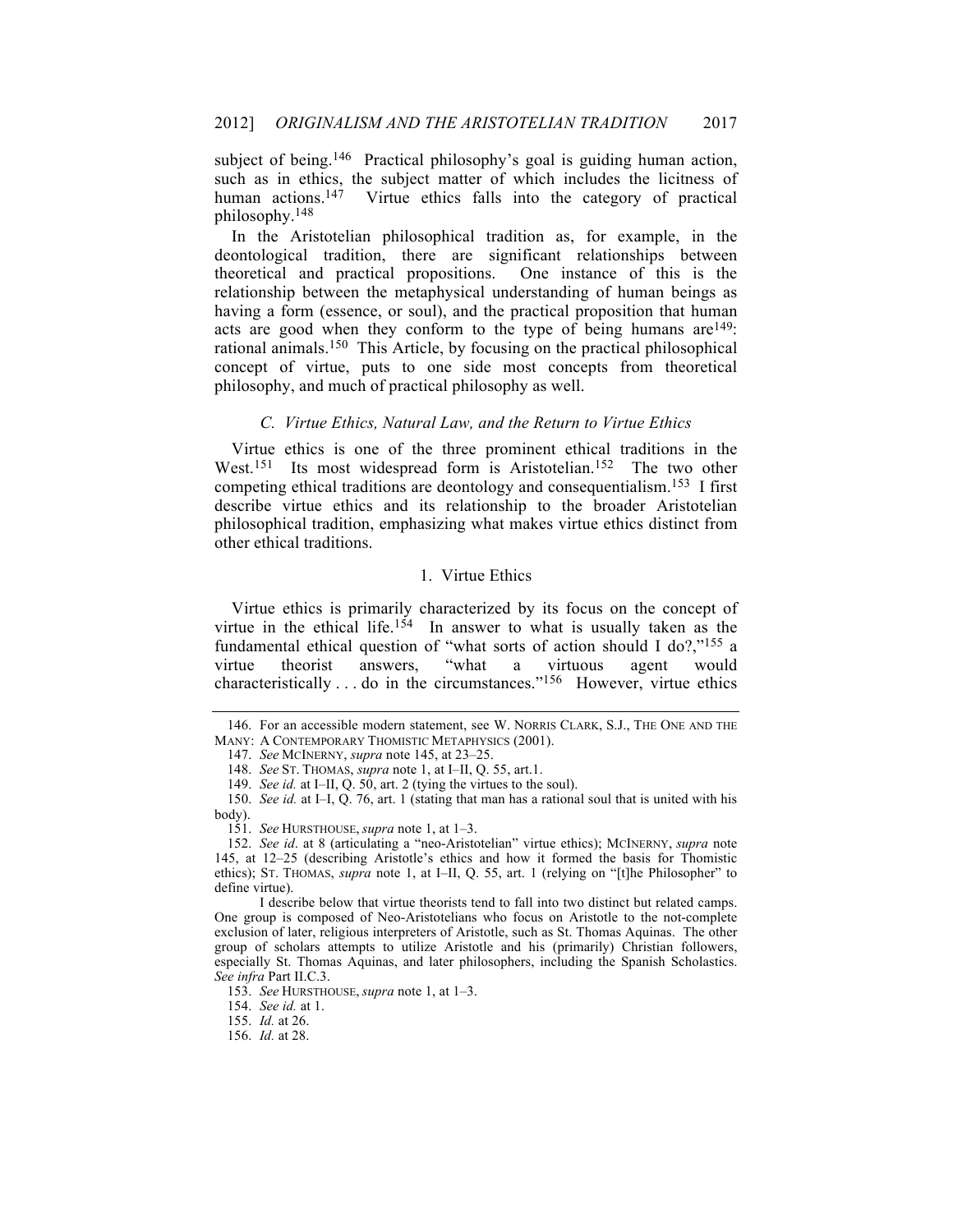subject of being.[146] Practical philosophy's goal is guiding human action, such as in ethics, the subject matter of which includes the licitness of human actions.[147] Virtue ethics falls into the category of practical philosophy.[148]

In the Aristotelian philosophical tradition as, for example, in the deontological tradition, there are significant relationships between theoretical and practical propositions. One instance of this is the relationship between the metaphysical understanding of human beings as having a form (essence, or soul), and the practical proposition that human acts are good when they conform to the type of being humans are[149]: rational animals.[150] This Article, by focusing on the practical philosophical concept of virtue, puts to one side most concepts from theoretical philosophy, and much of practical philosophy as well.

### *C. Virtue Ethics, Natural Law, and the Return to Virtue Ethics*

Virtue ethics is one of the three prominent ethical traditions in the West.[151] Its most widespread form is Aristotelian.[152] The two other competing ethical traditions are deontology and consequentialism.[153] I first describe virtue ethics and its relationship to the broader Aristotelian philosophical tradition, emphasizing what makes virtue ethics distinct from other ethical traditions.

#### 1. Virtue Ethics

Virtue ethics is primarily characterized by its focus on the concept of virtue in the ethical life.[154] In answer to what is usually taken as the fundamental ethical question of "what sorts of action should I do?,"[155] a virtue theorist answers, "what a virtuous agent would characteristically . . . do in the circumstances."[156] However, virtue ethics

---

146. For an accessible modern statement, see W. NORRIS CLARK, S.J., THE ONE AND THE MANY: A CONTEMPORARY THOMISTIC METAPHYSICS (2001).

147. *See* MCINERNY, *supra* note 145, at 23–25.

148. *See* ST. THOMAS, *supra* note 1, at I–II, Q. 55, art.1.

149. *See id.* at I–II, Q. 50, art. 2 (tying the virtues to the soul).

150. *See id.* at I–I, Q. 76, art. 1 (stating that man has a rational soul that is united with his body).

151. *See* HURSTHOUSE, *supra* note 1, at 1–3.

152. *See id*. at 8 (articulating a "neo-Aristotelian" virtue ethics); MCINERNY, *supra* note 145, at 12–25 (describing Aristotle's ethics and how it formed the basis for Thomistic ethics); ST. THOMAS, *supra* note 1, at I–II, Q. 55, art. 1 (relying on "[t]he Philosopher" to define virtue).

I describe below that virtue theorists tend to fall into two distinct but related camps. One group is composed of Neo-Aristotelians who focus on Aristotle to the not-complete exclusion of later, religious interpreters of Aristotle, such as St. Thomas Aquinas. The other group of scholars attempts to utilize Aristotle and his (primarily) Christian followers, especially St. Thomas Aquinas, and later philosophers, including the Spanish Scholastics. *See infra* Part II.C.3.

153. *See* HURSTHOUSE, *supra* note 1, at 1–3.

154. *See id.* at 1.

155. *Id.* at 26.

156. *Id.* at 28.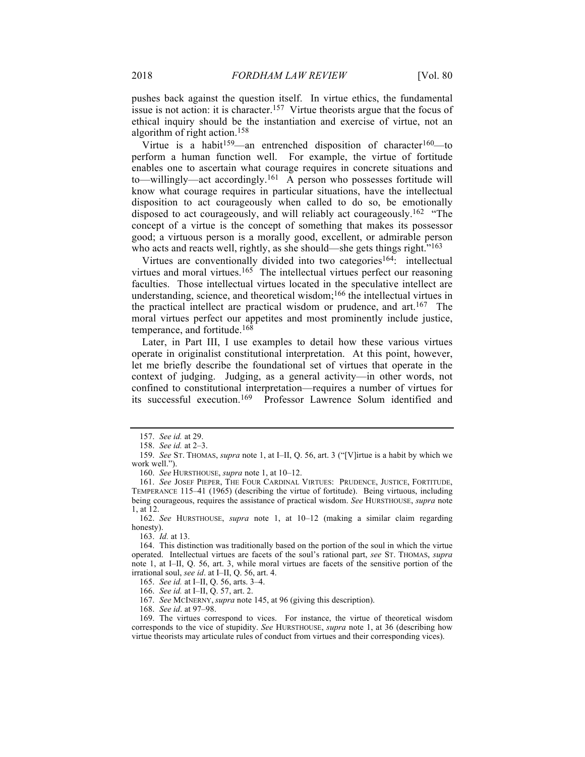pushes back against the question itself. In virtue ethics, the fundamental issue is not action: it is character.[157] Virtue theorists argue that the focus of ethical inquiry should be the instantiation and exercise of virtue, not an algorithm of right action.[158]

Virtue is a habit[159]—an entrenched disposition of character[160]—to perform a human function well. For example, the virtue of fortitude enables one to ascertain what courage requires in concrete situations and to—willingly—act accordingly.[161] A person who possesses fortitude will know what courage requires in particular situations, have the intellectual disposition to act courageously when called to do so, be emotionally disposed to act courageously, and will reliably act courageously.[162] "The concept of a virtue is the concept of something that makes its possessor good; a virtuous person is a morally good, excellent, or admirable person who acts and reacts well, rightly, as she should—she gets things right."[163]

Virtues are conventionally divided into two categories[164]: intellectual virtues and moral virtues.[165] The intellectual virtues perfect our reasoning faculties. Those intellectual virtues located in the speculative intellect are understanding, science, and theoretical wisdom;[166] the intellectual virtues in the practical intellect are practical wisdom or prudence, and art.[167] The moral virtues perfect our appetites and most prominently include justice, temperance, and fortitude.[168]

Later, in Part III, I use examples to detail how these various virtues operate in originalist constitutional interpretation. At this point, however, let me briefly describe the foundational set of virtues that operate in the context of judging. Judging, as a general activity—in other words, not confined to constitutional interpretation—requires a number of virtues for its successful execution.[169] Professor Lawrence Solum identified and

---

157. *See id.* at 29.

158. *See id.* at 2–3.

159. *See* ST. THOMAS, *supra* note 1, at I–II, Q. 56, art. 3 ("[V]irtue is a habit by which we work well.").

160. *See* HURSTHOUSE, *supra* note 1, at 10–12.

161. *See* JOSEF PIEPER, THE FOUR CARDINAL VIRTUES: PRUDENCE, JUSTICE, FORTITUDE, TEMPERANCE 115–41 (1965) (describing the virtue of fortitude). Being virtuous, including being courageous, requires the assistance of practical wisdom. *See* HURSTHOUSE, *supra* note 1, at 12.

162. *See* HURSTHOUSE, *supra* note 1, at 10–12 (making a similar claim regarding honesty).

163. *Id.* at 13.

164. This distinction was traditionally based on the portion of the soul in which the virtue operated. Intellectual virtues are facets of the soul's rational part, *see* ST. THOMAS, *supra* note 1, at I–II, Q. 56, art. 3, while moral virtues are facets of the sensitive portion of the irrational soul, *see id*. at I–II, Q. 56, art. 4.

165. *See id.* at I–II, Q. 56, arts. 3–4.

166. *See id.* at I–II, Q. 57, art. 2.

167. *See* MCINERNY, *supra* note 145, at 96 (giving this description).

168. *See id*. at 97–98.

169. The virtues correspond to vices. For instance, the virtue of theoretical wisdom corresponds to the vice of stupidity. *See* HURSTHOUSE, *supra* note 1, at 36 (describing how virtue theorists may articulate rules of conduct from virtues and their corresponding vices).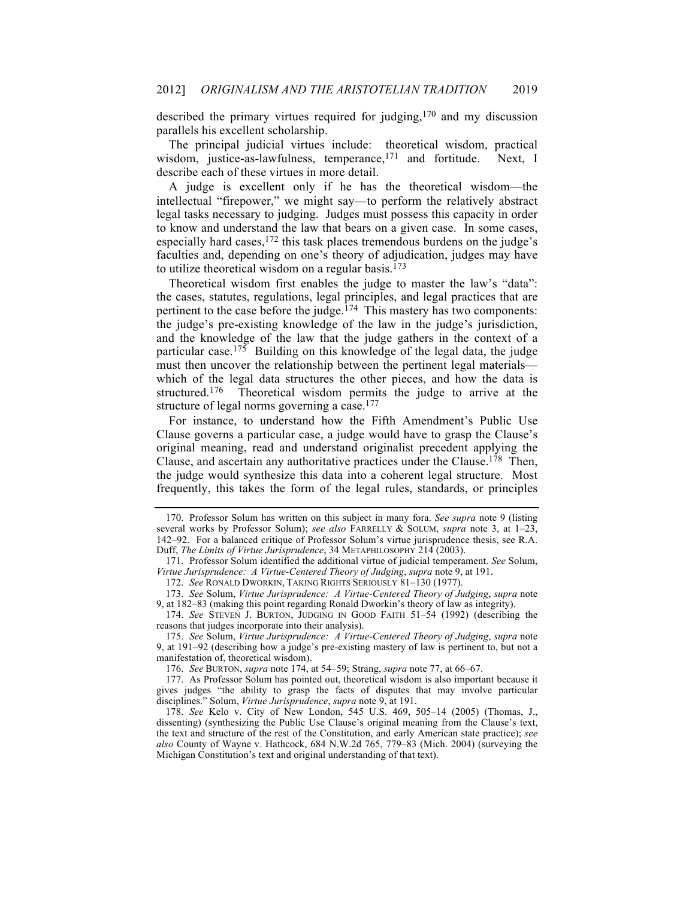described the primary virtues required for judging,[170] and my discussion parallels his excellent scholarship.

The principal judicial virtues include: theoretical wisdom, practical wisdom, justice-as-lawfulness, temperance,[171] and fortitude. Next, I describe each of these virtues in more detail.

A judge is excellent only if he has the theoretical wisdom—the intellectual "firepower," we might say—to perform the relatively abstract legal tasks necessary to judging. Judges must possess this capacity in order to know and understand the law that bears on a given case. In some cases, especially hard cases,[172] this task places tremendous burdens on the judge's faculties and, depending on one's theory of adjudication, judges may have to utilize theoretical wisdom on a regular basis.[173]

Theoretical wisdom first enables the judge to master the law's "data": the cases, statutes, regulations, legal principles, and legal practices that are pertinent to the case before the judge.[174] This mastery has two components: the judge's pre-existing knowledge of the law in the judge's jurisdiction, and the knowledge of the law that the judge gathers in the context of a particular case.[175] Building on this knowledge of the legal data, the judge must then uncover the relationship between the pertinent legal materials—which of the legal data structures the other pieces, and how the data is structured.[176] Theoretical wisdom permits the judge to arrive at the structure of legal norms governing a case.[177]

For instance, to understand how the Fifth Amendment's Public Use Clause governs a particular case, a judge would have to grasp the Clause's original meaning, read and understand originalist precedent applying the Clause, and ascertain any authoritative practices under the Clause.[178] Then, the judge would synthesize this data into a coherent legal structure. Most frequently, this takes the form of the legal rules, standards, or principles

---

170. Professor Solum has written on this subject in many fora. *See supra* note 9 (listing several works by Professor Solum); *see also* FARRELLY & SOLUM, *supra* note 3, at 1–23, 142–92. For a balanced critique of Professor Solum's virtue jurisprudence thesis, see R.A. Duff, *The Limits of Virtue Jurisprudence*, 34 METAPHILOSOPHY 214 (2003).

171. Professor Solum identified the additional virtue of judicial temperament. *See* Solum, *Virtue Jurisprudence: A Virtue-Centered Theory of Judging*, *supra* note 9, at 191.

172. *See* RONALD DWORKIN, TAKING RIGHTS SERIOUSLY 81–130 (1977).

173. *See* Solum, *Virtue Jurisprudence: A Virtue-Centered Theory of Judging*, *supra* note 9, at 182–83 (making this point regarding Ronald Dworkin's theory of law as integrity).

174. *See* STEVEN J. BURTON, JUDGING IN GOOD FAITH 51–54 (1992) (describing the reasons that judges incorporate into their analysis).

175. *See* Solum, *Virtue Jurisprudence: A Virtue-Centered Theory of Judging*, *supra* note 9, at 191–92 (describing how a judge's pre-existing mastery of law is pertinent to, but not a manifestation of, theoretical wisdom).

176. *See* BURTON, *supra* note 174, at 54–59; Strang, *supra* note 77, at 66–67.

177. As Professor Solum has pointed out, theoretical wisdom is also important because it gives judges "the ability to grasp the facts of disputes that may involve particular disciplines." Solum, *Virtue Jurisprudence*, *supra* note 9, at 191.

178. *See* Kelo v. City of New London, 545 U.S. 469, 505–14 (2005) (Thomas, J., dissenting) (synthesizing the Public Use Clause's original meaning from the Clause's text, the text and structure of the rest of the Constitution, and early American state practice); *see also* County of Wayne v. Hathcock, 684 N.W.2d 765, 779–83 (Mich. 2004) (surveying the Michigan Constitution's text and original understanding of that text).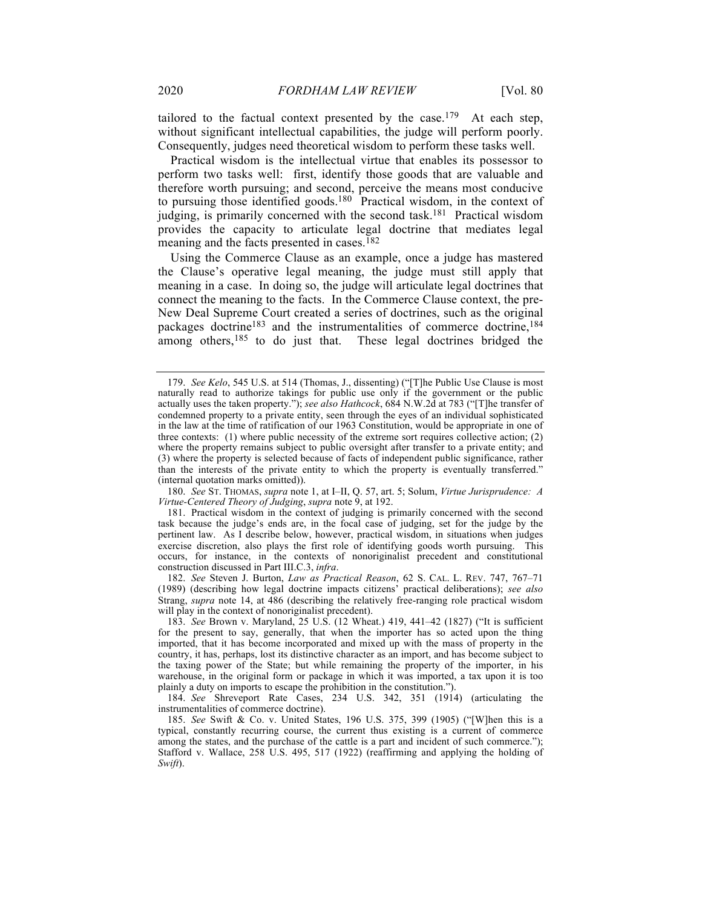tailored to the factual context presented by the case.[179] At each step, without significant intellectual capabilities, the judge will perform poorly. Consequently, judges need theoretical wisdom to perform these tasks well.

Practical wisdom is the intellectual virtue that enables its possessor to perform two tasks well: first, identify those goods that are valuable and therefore worth pursuing; and second, perceive the means most conducive to pursuing those identified goods.[180] Practical wisdom, in the context of judging, is primarily concerned with the second task.[181] Practical wisdom provides the capacity to articulate legal doctrine that mediates legal meaning and the facts presented in cases.[182]

Using the Commerce Clause as an example, once a judge has mastered the Clause's operative legal meaning, the judge must still apply that meaning in a case. In doing so, the judge will articulate legal doctrines that connect the meaning to the facts. In the Commerce Clause context, the pre-New Deal Supreme Court created a series of doctrines, such as the original packages doctrine[183] and the instrumentalities of commerce doctrine,[184] among others,[185] to do just that. These legal doctrines bridged the

---

179. *See Kelo*, 545 U.S. at 514 (Thomas, J., dissenting) ("[T]he Public Use Clause is most naturally read to authorize takings for public use only if the government or the public actually uses the taken property."); *see also Hathcock*, 684 N.W.2d at 783 ("[T]he transfer of condemned property to a private entity, seen through the eyes of an individual sophisticated in the law at the time of ratification of our 1963 Constitution, would be appropriate in one of three contexts: (1) where public necessity of the extreme sort requires collective action; (2) where the property remains subject to public oversight after transfer to a private entity; and (3) where the property is selected because of facts of independent public significance, rather than the interests of the private entity to which the property is eventually transferred." (internal quotation marks omitted)).

180. *See* ST. THOMAS, *supra* note 1, at I–II, Q. 57, art. 5; Solum, *Virtue Jurisprudence: A Virtue-Centered Theory of Judging*, *supra* note 9, at 192.

181. Practical wisdom in the context of judging is primarily concerned with the second task because the judge's ends are, in the focal case of judging, set for the judge by the pertinent law. As I describe below, however, practical wisdom, in situations when judges exercise discretion, also plays the first role of identifying goods worth pursuing. This occurs, for instance, in the contexts of nonoriginalist precedent and constitutional construction discussed in Part III.C.3, *infra*.

182. *See* Steven J. Burton, *Law as Practical Reason*, 62 S. CAL. L. REV. 747, 767–71 (1989) (describing how legal doctrine impacts citizens' practical deliberations); *see also* Strang, *supra* note 14, at 486 (describing the relatively free-ranging role practical wisdom will play in the context of nonoriginalist precedent).

183. *See* Brown v. Maryland, 25 U.S. (12 Wheat.) 419, 441–42 (1827) ("It is sufficient for the present to say, generally, that when the importer has so acted upon the thing imported, that it has become incorporated and mixed up with the mass of property in the country, it has, perhaps, lost its distinctive character as an import, and has become subject to the taxing power of the State; but while remaining the property of the importer, in his warehouse, in the original form or package in which it was imported, a tax upon it is too plainly a duty on imports to escape the prohibition in the constitution.").

184. *See* Shreveport Rate Cases, 234 U.S. 342, 351 (1914) (articulating the instrumentalities of commerce doctrine).

185. *See* Swift & Co. v. United States, 196 U.S. 375, 399 (1905) ("[W]hen this is a typical, constantly recurring course, the current thus existing is a current of commerce among the states, and the purchase of the cattle is a part and incident of such commerce."); Stafford v. Wallace, 258 U.S. 495, 517 (1922) (reaffirming and applying the holding of *Swift*).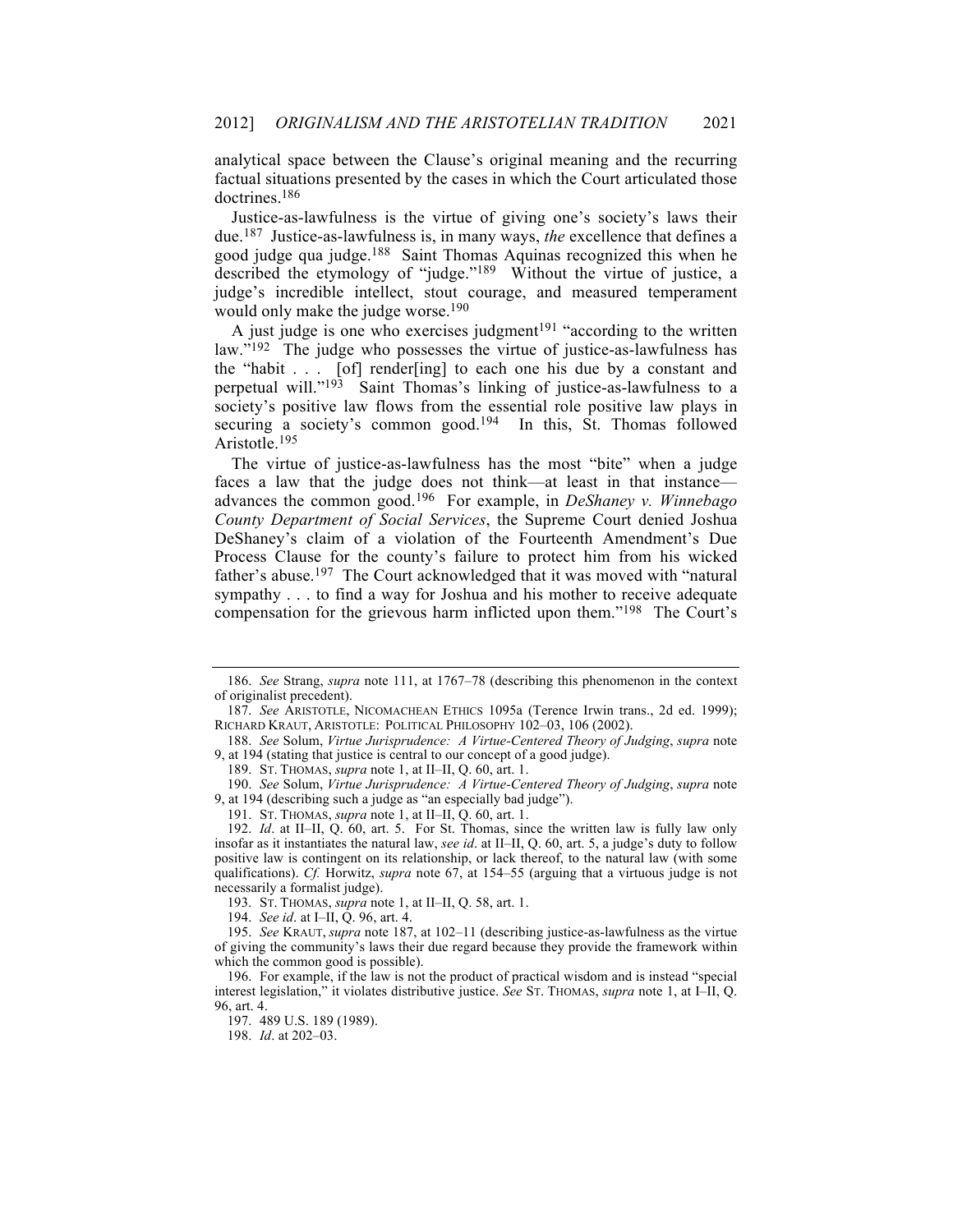analytical space between the Clause's original meaning and the recurring factual situations presented by the cases in which the Court articulated those doctrines.[186]

Justice-as-lawfulness is the virtue of giving one's society's laws their due.[187] Justice-as-lawfulness is, in many ways, *the* excellence that defines a good judge qua judge.[188] Saint Thomas Aquinas recognized this when he described the etymology of "judge."[189] Without the virtue of justice, a judge's incredible intellect, stout courage, and measured temperament would only make the judge worse.[190]

A just judge is one who exercises judgment[191] "according to the written law."[192] The judge who possesses the virtue of justice-as-lawfulness has the "habit . . . [of] render[ing] to each one his due by a constant and perpetual will."[193] Saint Thomas's linking of justice-as-lawfulness to a society's positive law flows from the essential role positive law plays in securing a society's common good.[194] In this, St. Thomas followed Aristotle.[195]

The virtue of justice-as-lawfulness has the most "bite" when a judge faces a law that the judge does not think—at least in that instance—advances the common good.[196] For example, in *DeShaney v. Winnebago County Department of Social Services*, the Supreme Court denied Joshua DeShaney's claim of a violation of the Fourteenth Amendment's Due Process Clause for the county's failure to protect him from his wicked father's abuse.[197] The Court acknowledged that it was moved with "natural sympathy . . . to find a way for Joshua and his mother to receive adequate compensation for the grievous harm inflicted upon them."[198] The Court's

---

186. *See* Strang, *supra* note 111, at 1767–78 (describing this phenomenon in the context of originalist precedent).

187. *See* ARISTOTLE, NICOMACHEAN ETHICS 1095a (Terence Irwin trans., 2d ed. 1999); RICHARD KRAUT, ARISTOTLE: POLITICAL PHILOSOPHY 102–03, 106 (2002).

188. *See* Solum, *Virtue Jurisprudence: A Virtue-Centered Theory of Judging*, *supra* note 9, at 194 (stating that justice is central to our concept of a good judge).

189. ST. THOMAS, *supra* note 1, at II–II, Q. 60, art. 1.

190. *See* Solum, *Virtue Jurisprudence: A Virtue-Centered Theory of Judging*, *supra* note 9, at 194 (describing such a judge as "an especially bad judge").

191. ST. THOMAS, *supra* note 1, at II–II, Q. 60, art. 1.

192. *Id*. at II–II, Q. 60, art. 5. For St. Thomas, since the written law is fully law only insofar as it instantiates the natural law, *see id*. at II–II, Q. 60, art. 5, a judge's duty to follow positive law is contingent on its relationship, or lack thereof, to the natural law (with some qualifications). *Cf.* Horwitz, *supra* note 67, at 154–55 (arguing that a virtuous judge is not necessarily a formalist judge).

193. ST. THOMAS, *supra* note 1, at II–II, Q. 58, art. 1.

194. *See id*. at I–II, Q. 96, art. 4.

195. *See* KRAUT, *supra* note 187, at 102–11 (describing justice-as-lawfulness as the virtue of giving the community's laws their due regard because they provide the framework within which the common good is possible).

196. For example, if the law is not the product of practical wisdom and is instead "special interest legislation," it violates distributive justice. *See* ST. THOMAS, *supra* note 1, at I–II, Q. 96, art. 4.

197. 489 U.S. 189 (1989).

198. *Id*. at 202–03.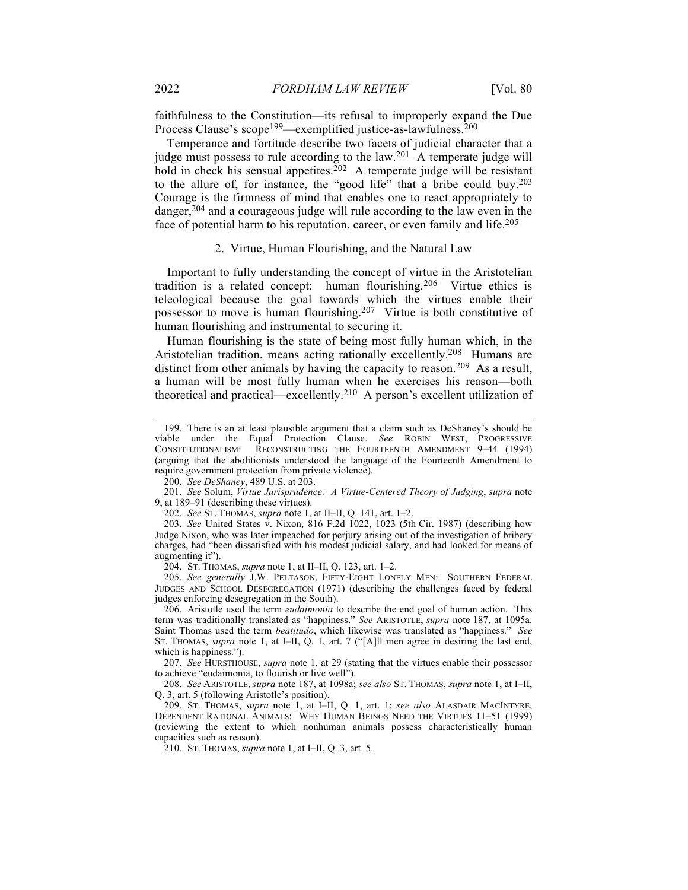faithfulness to the Constitution—its refusal to improperly expand the Due Process Clause's scope[199]—exemplified justice-as-lawfulness.[200]

Temperance and fortitude describe two facets of judicial character that a judge must possess to rule according to the law.[201] A temperate judge will hold in check his sensual appetites.[202] A temperate judge will be resistant to the allure of, for instance, the "good life" that a bribe could buy.[203] Courage is the firmness of mind that enables one to react appropriately to danger,[204] and a courageous judge will rule according to the law even in the face of potential harm to his reputation, career, or even family and life.[205]

### 2. Virtue, Human Flourishing, and the Natural Law

Important to fully understanding the concept of virtue in the Aristotelian tradition is a related concept: human flourishing.[206] Virtue ethics is teleological because the goal towards which the virtues enable their possessor to move is human flourishing.[207] Virtue is both constitutive of human flourishing and instrumental to securing it.

Human flourishing is the state of being most fully human which, in the Aristotelian tradition, means acting rationally excellently.[208] Humans are distinct from other animals by having the capacity to reason.[209] As a result, a human will be most fully human when he exercises his reason—both theoretical and practical—excellently.[210] A person's excellent utilization of

---

199. There is an at least plausible argument that a claim such as DeShaney's should be viable under the Equal Protection Clause. *See* ROBIN WEST, PROGRESSIVE CONSTITUTIONALISM: RECONSTRUCTING THE FOURTEENTH AMENDMENT 9–44 (1994) (arguing that the abolitionists understood the language of the Fourteenth Amendment to require government protection from private violence).

200. *See DeShaney*, 489 U.S. at 203.

201. *See* Solum, *Virtue Jurisprudence: A Virtue-Centered Theory of Judging*, *supra* note 9, at 189–91 (describing these virtues).

202. *See* ST. THOMAS, *supra* note 1, at II–II, Q. 141, art. 1–2.

203. *See* United States v. Nixon, 816 F.2d 1022, 1023 (5th Cir. 1987) (describing how Judge Nixon, who was later impeached for perjury arising out of the investigation of bribery charges, had "been dissatisfied with his modest judicial salary, and had looked for means of augmenting it").

204. ST. THOMAS, *supra* note 1, at II–II, Q. 123, art. 1–2.

205. *See generally* J.W. PELTASON, FIFTY-EIGHT LONELY MEN: SOUTHERN FEDERAL JUDGES AND SCHOOL DESEGREGATION (1971) (describing the challenges faced by federal judges enforcing desegregation in the South).

206. Aristotle used the term *eudaimonia* to describe the end goal of human action. This term was traditionally translated as "happiness." *See* ARISTOTLE, *supra* note 187, at 1095a. Saint Thomas used the term *beatitudo*, which likewise was translated as "happiness." *See* ST. THOMAS, *supra* note 1, at I–II, Q. 1, art. 7 ("[A]ll men agree in desiring the last end, which is happiness.").

207. *See* HURSTHOUSE, *supra* note 1, at 29 (stating that the virtues enable their possessor to achieve "eudaimonia, to flourish or live well").

208. *See* ARISTOTLE, *supra* note 187, at 1098a; *see also* ST. THOMAS, *supra* note 1, at I–II, Q. 3, art. 5 (following Aristotle's position).

209. ST. THOMAS, *supra* note 1, at I–II, Q. 1, art. 1; *see also* ALASDAIR MACINTYRE, DEPENDENT RATIONAL ANIMALS: WHY HUMAN BEINGS NEED THE VIRTUES 11–51 (1999) (reviewing the extent to which nonhuman animals possess characteristically human capacities such as reason).

210. ST. THOMAS, *supra* note 1, at I–II, Q. 3, art. 5.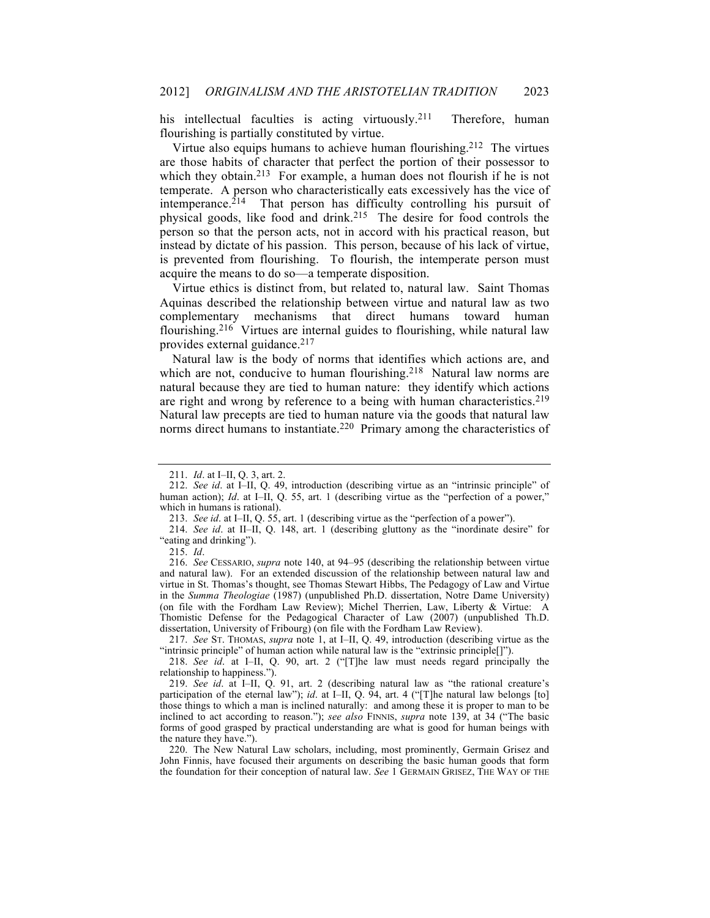his intellectual faculties is acting virtuously.[211] Therefore, human flourishing is partially constituted by virtue.

Virtue also equips humans to achieve human flourishing.[212] The virtues are those habits of character that perfect the portion of their possessor to which they obtain.[213] For example, a human does not flourish if he is not temperate. A person who characteristically eats excessively has the vice of intemperance.[214] That person has difficulty controlling his pursuit of physical goods, like food and drink.[215] The desire for food controls the person so that the person acts, not in accord with his practical reason, but instead by dictate of his passion. This person, because of his lack of virtue, is prevented from flourishing. To flourish, the intemperate person must acquire the means to do so—a temperate disposition.

Virtue ethics is distinct from, but related to, natural law. Saint Thomas Aquinas described the relationship between virtue and natural law as two complementary mechanisms that direct humans toward human flourishing.[216] Virtues are internal guides to flourishing, while natural law provides external guidance.[217]

Natural law is the body of norms that identifies which actions are, and which are not, conducive to human flourishing.[218] Natural law norms are natural because they are tied to human nature: they identify which actions are right and wrong by reference to a being with human characteristics.[219] Natural law precepts are tied to human nature via the goods that natural law norms direct humans to instantiate.[220] Primary among the characteristics of

---

211. *Id*. at I–II, Q. 3, art. 2.

212. *See id*. at I–II, Q. 49, introduction (describing virtue as an "intrinsic principle" of human action); *Id*. at I–II, Q. 55, art. 1 (describing virtue as the "perfection of a power," which in humans is rational).

213. *See id*. at I–II, Q. 55, art. 1 (describing virtue as the "perfection of a power").

214. *See id*. at II–II, Q. 148, art. 1 (describing gluttony as the "inordinate desire" for "eating and drinking").

215. *Id*.

216. *See* CESSARIO, *supra* note 140, at 94–95 (describing the relationship between virtue and natural law). For an extended discussion of the relationship between natural law and virtue in St. Thomas's thought, see Thomas Stewart Hibbs, The Pedagogy of Law and Virtue in the *Summa Theologiae* (1987) (unpublished Ph.D. dissertation, Notre Dame University) (on file with the Fordham Law Review); Michel Therrien, Law, Liberty & Virtue: A Thomistic Defense for the Pedagogical Character of Law (2007) (unpublished Th.D. dissertation, University of Fribourg) (on file with the Fordham Law Review).

217. *See* ST. THOMAS, *supra* note 1, at I–II, Q. 49, introduction (describing virtue as the "intrinsic principle" of human action while natural law is the "extrinsic principle[]").

218. *See id*. at I–II, Q. 90, art. 2 ("[T]he law must needs regard principally the relationship to happiness.").

219. *See id*. at I–II, Q. 91, art. 2 (describing natural law as "the rational creature's participation of the eternal law"); *id*. at I–II, Q. 94, art. 4 ("[T]he natural law belongs [to] those things to which a man is inclined naturally: and among these it is proper to man to be inclined to act according to reason."); *see also* FINNIS, *supra* note 139, at 34 ("The basic forms of good grasped by practical understanding are what is good for human beings with the nature they have.").

220. The New Natural Law scholars, including, most prominently, Germain Grisez and John Finnis, have focused their arguments on describing the basic human goods that form the foundation for their conception of natural law. *See* 1 GERMAIN GRISEZ, THE WAY OF THE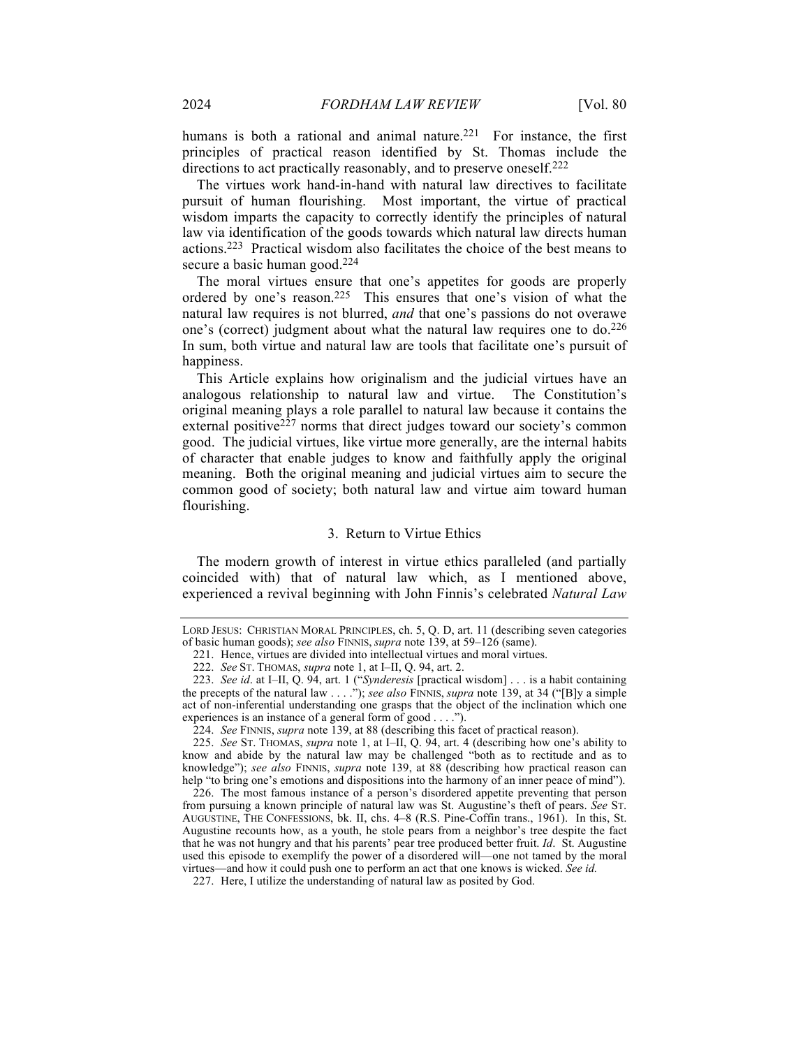humans is both a rational and animal nature.[221] For instance, the first principles of practical reason identified by St. Thomas include the directions to act practically reasonably, and to preserve oneself.[222]

The virtues work hand-in-hand with natural law directives to facilitate pursuit of human flourishing. Most important, the virtue of practical wisdom imparts the capacity to correctly identify the principles of natural law via identification of the goods towards which natural law directs human actions.[223] Practical wisdom also facilitates the choice of the best means to secure a basic human good.[224]

The moral virtues ensure that one's appetites for goods are properly ordered by one's reason.[225] This ensures that one's vision of what the natural law requires is not blurred, *and* that one's passions do not overawe one's (correct) judgment about what the natural law requires one to do.[226] In sum, both virtue and natural law are tools that facilitate one's pursuit of happiness.

This Article explains how originalism and the judicial virtues have an analogous relationship to natural law and virtue. The Constitution's original meaning plays a role parallel to natural law because it contains the external positive[227] norms that direct judges toward our society's common good. The judicial virtues, like virtue more generally, are the internal habits of character that enable judges to know and faithfully apply the original meaning. Both the original meaning and judicial virtues aim to secure the common good of society; both natural law and virtue aim toward human flourishing.

### 3. Return to Virtue Ethics

The modern growth of interest in virtue ethics paralleled (and partially coincided with) that of natural law which, as I mentioned above, experienced a revival beginning with John Finnis's celebrated *Natural Law*

---

LORD JESUS: CHRISTIAN MORAL PRINCIPLES, ch. 5, Q. D, art. 11 (describing seven categories of basic human goods); *see also* FINNIS, *supra* note 139, at 59–126 (same).

221. Hence, virtues are divided into intellectual virtues and moral virtues.

222. *See* ST. THOMAS, *supra* note 1, at I–II, Q. 94, art. 2.

223. *See id*. at I–II, Q. 94, art. 1 ("*Synderesis* [practical wisdom] . . . is a habit containing the precepts of the natural law . . . ."); *see also* FINNIS, *supra* note 139, at 34 ("[B]y a simple act of non-inferential understanding one grasps that the object of the inclination which one experiences is an instance of a general form of good . . . .").

224. *See* FINNIS, *supra* note 139, at 88 (describing this facet of practical reason).

225. *See* ST. THOMAS, *supra* note 1, at I–II, Q. 94, art. 4 (describing how one's ability to know and abide by the natural law may be challenged "both as to rectitude and as to knowledge"); *see also* FINNIS, *supra* note 139, at 88 (describing how practical reason can help "to bring one's emotions and dispositions into the harmony of an inner peace of mind").

226. The most famous instance of a person's disordered appetite preventing that person from pursuing a known principle of natural law was St. Augustine's theft of pears. *See* ST. AUGUSTINE, THE CONFESSIONS, bk. II, chs. 4–8 (R.S. Pine-Coffin trans., 1961). In this, St. Augustine recounts how, as a youth, he stole pears from a neighbor's tree despite the fact that he was not hungry and that his parents' pear tree produced better fruit. *Id*. St. Augustine used this episode to exemplify the power of a disordered will—one not tamed by the moral virtues—and how it could push one to perform an act that one knows is wicked. *See id.*

227. Here, I utilize the understanding of natural law as posited by God.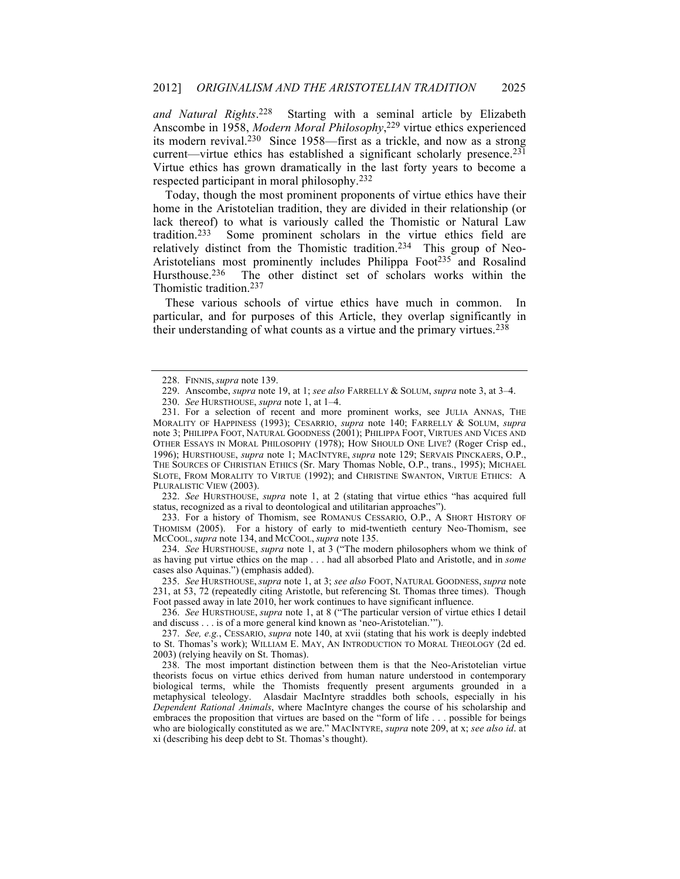*and Natural Rights*.[228] Starting with a seminal article by Elizabeth Anscombe in 1958, *Modern Moral Philosophy*,[229] virtue ethics experienced its modern revival.[230] Since 1958—first as a trickle, and now as a strong current—virtue ethics has established a significant scholarly presence.[231] Virtue ethics has grown dramatically in the last forty years to become a respected participant in moral philosophy.[232]

Today, though the most prominent proponents of virtue ethics have their home in the Aristotelian tradition, they are divided in their relationship (or lack thereof) to what is variously called the Thomistic or Natural Law tradition.[233] Some prominent scholars in the virtue ethics field are relatively distinct from the Thomistic tradition.[234] This group of Neo-Aristotelians most prominently includes Philippa Foot[235] and Rosalind Hursthouse.[236] The other distinct set of scholars works within the Thomistic tradition.[237]

These various schools of virtue ethics have much in common. In particular, and for purposes of this Article, they overlap significantly in their understanding of what counts as a virtue and the primary virtues.[238]

---

228. FINNIS, *supra* note 139.

229. Anscombe, *supra* note 19, at 1; *see also* FARRELLY & SOLUM, *supra* note 3, at 3–4.

230. *See* HURSTHOUSE, *supra* note 1, at 1–4.

231. For a selection of recent and more prominent works, see JULIA ANNAS, THE MORALITY OF HAPPINESS (1993); CESARRIO, *supra* note 140; FARRELLY & SOLUM, *supra* note 3; PHILIPPA FOOT, NATURAL GOODNESS (2001); PHILIPPA FOOT, VIRTUES AND VICES AND OTHER ESSAYS IN MORAL PHILOSOPHY (1978); HOW SHOULD ONE LIVE? (Roger Crisp ed., 1996); HURSTHOUSE, *supra* note 1; MACINTYRE, *supra* note 129; SERVAIS PINCKAERS, O.P., THE SOURCES OF CHRISTIAN ETHICS (Sr. Mary Thomas Noble, O.P., trans., 1995); MICHAEL SLOTE, FROM MORALITY TO VIRTUE (1992); and CHRISTINE SWANTON, VIRTUE ETHICS: A PLURALISTIC VIEW (2003).

232. *See* HURSTHOUSE, *supra* note 1, at 2 (stating that virtue ethics "has acquired full status, recognized as a rival to deontological and utilitarian approaches").

233. For a history of Thomism, see ROMANUS CESSARIO, O.P., A SHORT HISTORY OF THOMISM (2005). For a history of early to mid-twentieth century Neo-Thomism, see MCCOOL, *supra* note 134, and MCCOOL, *supra* note 135.

234. *See* HURSTHOUSE, *supra* note 1, at 3 ("The modern philosophers whom we think of as having put virtue ethics on the map . . . had all absorbed Plato and Aristotle, and in *some* cases also Aquinas.") (emphasis added).

235. *See* HURSTHOUSE, *supra* note 1, at 3; *see also* FOOT, NATURAL GOODNESS, *supra* note 231, at 53, 72 (repeatedly citing Aristotle, but referencing St. Thomas three times). Though Foot passed away in late 2010, her work continues to have significant influence.

236. *See* HURSTHOUSE, *supra* note 1, at 8 ("The particular version of virtue ethics I detail and discuss . . . is of a more general kind known as 'neo-Aristotelian.'").

237. *See, e.g.*, CESSARIO, *supra* note 140, at xvii (stating that his work is deeply indebted to St. Thomas's work); WILLIAM E. MAY, AN INTRODUCTION TO MORAL THEOLOGY (2d ed. 2003) (relying heavily on St. Thomas).

238. The most important distinction between them is that the Neo-Aristotelian virtue theorists focus on virtue ethics derived from human nature understood in contemporary biological terms, while the Thomists frequently present arguments grounded in a metaphysical teleology. Alasdair MacIntyre straddles both schools, especially in his *Dependent Rational Animals*, where MacIntyre changes the course of his scholarship and embraces the proposition that virtues are based on the "form of life . . . possible for beings who are biologically constituted as we are." MACINTYRE, *supra* note 209, at x; *see also id*. at xi (describing his deep debt to St. Thomas's thought).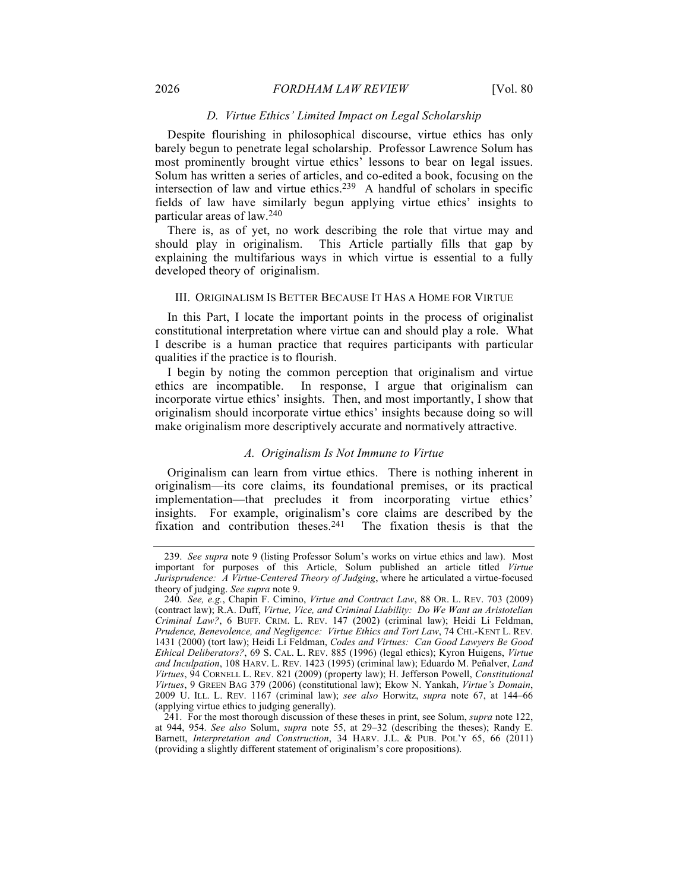### *D. Virtue Ethics' Limited Impact on Legal Scholarship*

Despite flourishing in philosophical discourse, virtue ethics has only barely begun to penetrate legal scholarship. Professor Lawrence Solum has most prominently brought virtue ethics' lessons to bear on legal issues. Solum has written a series of articles, and co-edited a book, focusing on the intersection of law and virtue ethics.[239] A handful of scholars in specific fields of law have similarly begun applying virtue ethics' insights to particular areas of law.[240]

There is, as of yet, no work describing the role that virtue may and should play in originalism. This Article partially fills that gap by explaining the multifarious ways in which virtue is essential to a fully developed theory of originalism.

## III. ORIGINALISM IS BETTER BECAUSE IT HAS A HOME FOR VIRTUE

In this Part, I locate the important points in the process of originalist constitutional interpretation where virtue can and should play a role. What I describe is a human practice that requires participants with particular qualities if the practice is to flourish.

I begin by noting the common perception that originalism and virtue ethics are incompatible. In response, I argue that originalism can incorporate virtue ethics' insights. Then, and most importantly, I show that originalism should incorporate virtue ethics' insights because doing so will make originalism more descriptively accurate and normatively attractive.

### *A. Originalism Is Not Immune to Virtue*

Originalism can learn from virtue ethics. There is nothing inherent in originalism—its core claims, its foundational premises, or its practical implementation—that precludes it from incorporating virtue ethics' insights. For example, originalism's core claims are described by the fixation and contribution theses.[241] The fixation thesis is that the

---

239. *See supra* note 9 (listing Professor Solum's works on virtue ethics and law). Most important for purposes of this Article, Solum published an article titled *Virtue Jurisprudence: A Virtue-Centered Theory of Judging*, where he articulated a virtue-focused theory of judging. *See supra* note 9.

240. *See, e.g.*, Chapin F. Cimino, *Virtue and Contract Law*, 88 OR. L. REV. 703 (2009) (contract law); R.A. Duff, *Virtue, Vice, and Criminal Liability: Do We Want an Aristotelian Criminal Law?*, 6 BUFF. CRIM. L. REV. 147 (2002) (criminal law); Heidi Li Feldman, *Prudence, Benevolence, and Negligence: Virtue Ethics and Tort Law*, 74 CHI.-KENT L. REV. 1431 (2000) (tort law); Heidi Li Feldman, *Codes and Virtues: Can Good Lawyers Be Good Ethical Deliberators?*, 69 S. CAL. L. REV. 885 (1996) (legal ethics); Kyron Huigens, *Virtue and Inculpation*, 108 HARV. L. REV. 1423 (1995) (criminal law); Eduardo M. Peñalver, *Land Virtues*, 94 CORNELL L. REV. 821 (2009) (property law); H. Jefferson Powell, *Constitutional Virtues*, 9 GREEN BAG 379 (2006) (constitutional law); Ekow N. Yankah, *Virtue's Domain*, 2009 U. ILL. L. REV. 1167 (criminal law); *see also* Horwitz, *supra* note 67, at 144–66 (applying virtue ethics to judging generally).

241. For the most thorough discussion of these theses in print, see Solum, *supra* note 122, at 944, 954. *See also* Solum, *supra* note 55, at 29–32 (describing the theses); Randy E. Barnett, *Interpretation and Construction*, 34 HARV. J.L. & PUB. POL'Y 65, 66 (2011) (providing a slightly different statement of originalism's core propositions).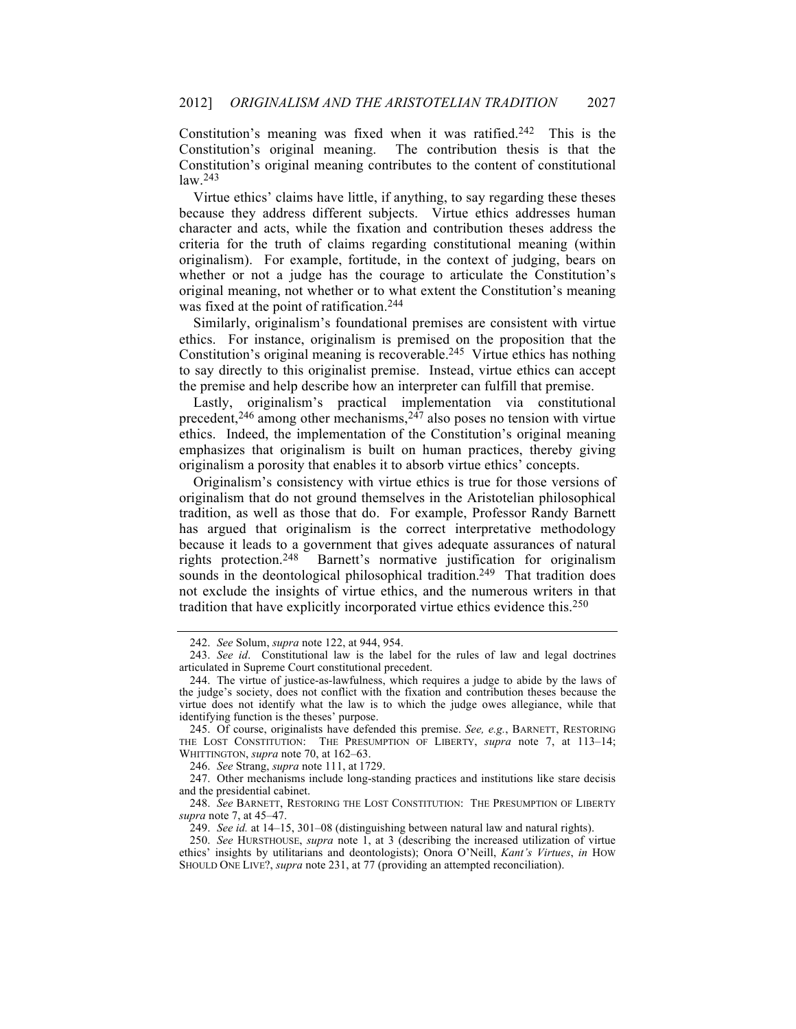Constitution's meaning was fixed when it was ratified.[242] This is the Constitution's original meaning. The contribution thesis is that the Constitution's original meaning contributes to the content of constitutional law.[243]

Virtue ethics' claims have little, if anything, to say regarding these theses because they address different subjects. Virtue ethics addresses human character and acts, while the fixation and contribution theses address the criteria for the truth of claims regarding constitutional meaning (within originalism). For example, fortitude, in the context of judging, bears on whether or not a judge has the courage to articulate the Constitution's original meaning, not whether or to what extent the Constitution's meaning was fixed at the point of ratification.[244]

Similarly, originalism's foundational premises are consistent with virtue ethics. For instance, originalism is premised on the proposition that the Constitution's original meaning is recoverable.[245] Virtue ethics has nothing to say directly to this originalist premise. Instead, virtue ethics can accept the premise and help describe how an interpreter can fulfill that premise.

Lastly, originalism's practical implementation via constitutional precedent,[246] among other mechanisms,[247] also poses no tension with virtue ethics. Indeed, the implementation of the Constitution's original meaning emphasizes that originalism is built on human practices, thereby giving originalism a porosity that enables it to absorb virtue ethics' concepts.

Originalism's consistency with virtue ethics is true for those versions of originalism that do not ground themselves in the Aristotelian philosophical tradition, as well as those that do. For example, Professor Randy Barnett has argued that originalism is the correct interpretative methodology because it leads to a government that gives adequate assurances of natural rights protection.[248] Barnett's normative justification for originalism sounds in the deontological philosophical tradition.[249] That tradition does not exclude the insights of virtue ethics, and the numerous writers in that tradition that have explicitly incorporated virtue ethics evidence this.[250]

---

242. *See* Solum, *supra* note 122, at 944, 954.

243. *See id*. Constitutional law is the label for the rules of law and legal doctrines articulated in Supreme Court constitutional precedent.

244. The virtue of justice-as-lawfulness, which requires a judge to abide by the laws of the judge's society, does not conflict with the fixation and contribution theses because the virtue does not identify what the law is to which the judge owes allegiance, while that identifying function is the theses' purpose.

245. Of course, originalists have defended this premise. *See, e.g.*, BARNETT, RESTORING THE LOST CONSTITUTION: THE PRESUMPTION OF LIBERTY, *supra* note 7, at 113–14; WHITTINGTON, *supra* note 70, at 162–63.

246. *See* Strang, *supra* note 111, at 1729.

247. Other mechanisms include long-standing practices and institutions like stare decisis and the presidential cabinet.

248. *See* BARNETT, RESTORING THE LOST CONSTITUTION: THE PRESUMPTION OF LIBERTY *supra* note 7, at 45–47.

249. *See id.* at 14–15, 301–08 (distinguishing between natural law and natural rights).

250. *See* HURSTHOUSE, *supra* note 1, at 3 (describing the increased utilization of virtue ethics' insights by utilitarians and deontologists); Onora O'Neill, *Kant's Virtues*, *in* HOW SHOULD ONE LIVE?, *supra* note 231, at 77 (providing an attempted reconciliation).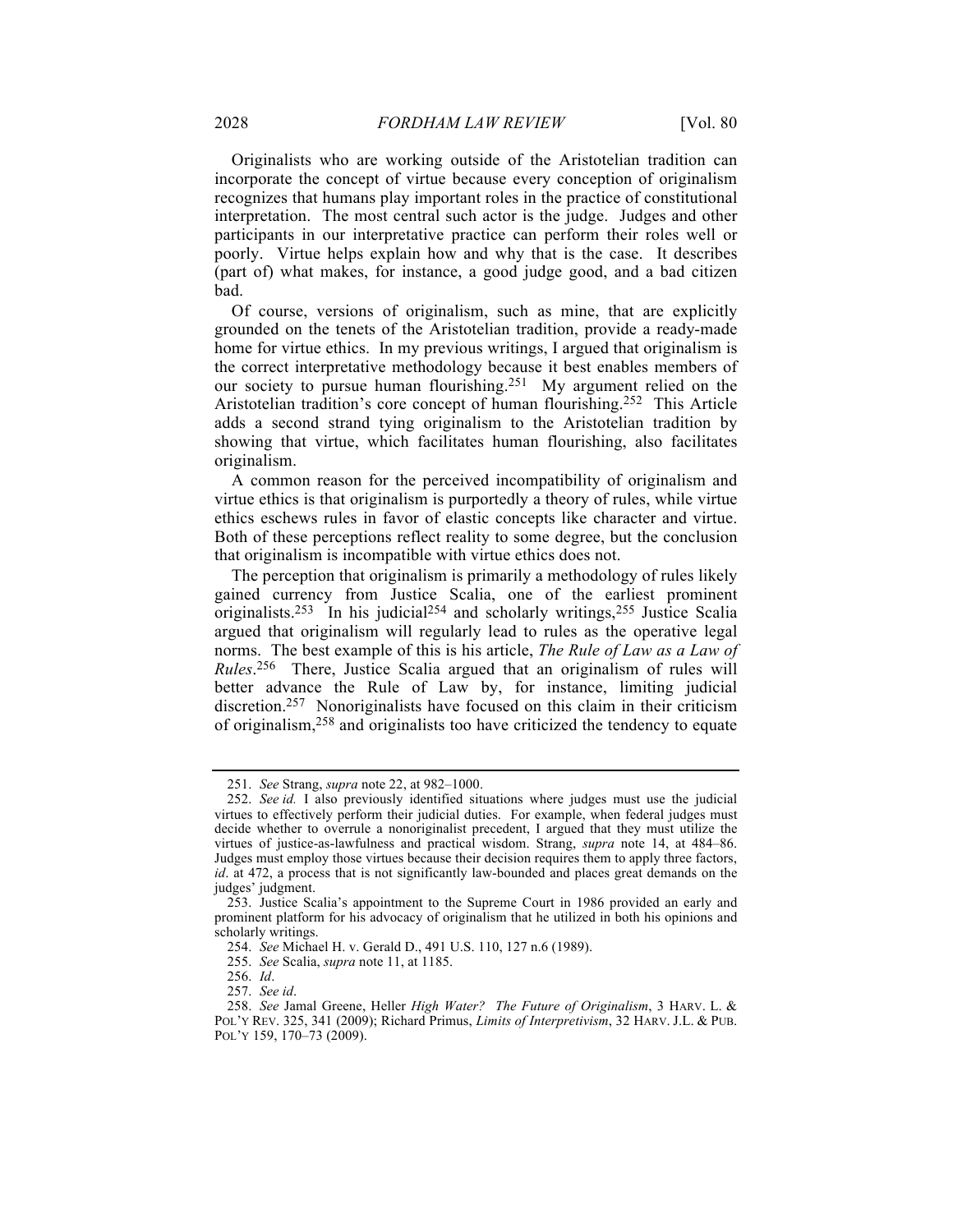Originalists who are working outside of the Aristotelian tradition can incorporate the concept of virtue because every conception of originalism recognizes that humans play important roles in the practice of constitutional interpretation. The most central such actor is the judge. Judges and other participants in our interpretative practice can perform their roles well or poorly. Virtue helps explain how and why that is the case. It describes (part of) what makes, for instance, a good judge good, and a bad citizen bad.

Of course, versions of originalism, such as mine, that are explicitly grounded on the tenets of the Aristotelian tradition, provide a ready-made home for virtue ethics. In my previous writings, I argued that originalism is the correct interpretative methodology because it best enables members of our society to pursue human flourishing.[251] My argument relied on the Aristotelian tradition's core concept of human flourishing.[252] This Article adds a second strand tying originalism to the Aristotelian tradition by showing that virtue, which facilitates human flourishing, also facilitates originalism.

A common reason for the perceived incompatibility of originalism and virtue ethics is that originalism is purportedly a theory of rules, while virtue ethics eschews rules in favor of elastic concepts like character and virtue. Both of these perceptions reflect reality to some degree, but the conclusion that originalism is incompatible with virtue ethics does not.

The perception that originalism is primarily a methodology of rules likely gained currency from Justice Scalia, one of the earliest prominent originalists.[253] In his judicial[254] and scholarly writings,[255] Justice Scalia argued that originalism will regularly lead to rules as the operative legal norms. The best example of this is his article, *The Rule of Law as a Law of Rules*.[256] There, Justice Scalia argued that an originalism of rules will better advance the Rule of Law by, for instance, limiting judicial discretion.[257] Nonoriginalists have focused on this claim in their criticism of originalism,[258] and originalists too have criticized the tendency to equate

---

251. *See* Strang, *supra* note 22, at 982–1000.

252. *See id.* I also previously identified situations where judges must use the judicial virtues to effectively perform their judicial duties. For example, when federal judges must decide whether to overrule a nonoriginalist precedent, I argued that they must utilize the virtues of justice-as-lawfulness and practical wisdom. Strang, *supra* note 14, at 484–86. Judges must employ those virtues because their decision requires them to apply three factors, *id*. at 472, a process that is not significantly law-bounded and places great demands on the judges' judgment.

253. Justice Scalia's appointment to the Supreme Court in 1986 provided an early and prominent platform for his advocacy of originalism that he utilized in both his opinions and scholarly writings.

254. *See* Michael H. v. Gerald D., 491 U.S. 110, 127 n.6 (1989).

255. *See* Scalia, *supra* note 11, at 1185.

256. *Id*.

257. *See id*.

258. *See* Jamal Greene, Heller *High Water? The Future of Originalism*, 3 HARV. L. & POL'Y REV. 325, 341 (2009); Richard Primus, *Limits of Interpretivism*, 32 HARV. J.L. & PUB. POL'Y 159, 170–73 (2009).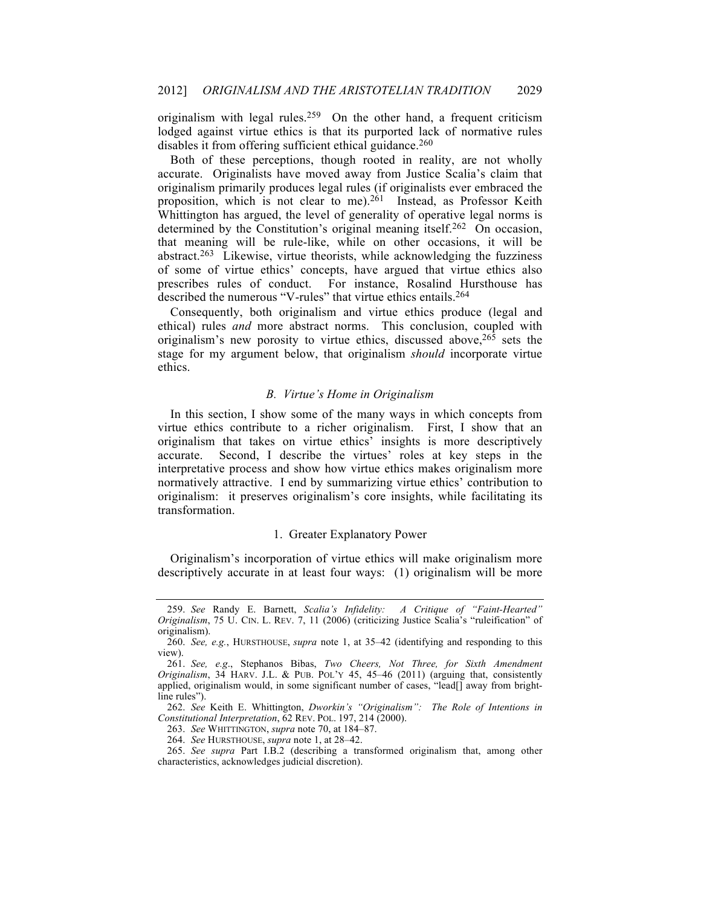originalism with legal rules.[259] On the other hand, a frequent criticism lodged against virtue ethics is that its purported lack of normative rules disables it from offering sufficient ethical guidance.[260]

Both of these perceptions, though rooted in reality, are not wholly accurate. Originalists have moved away from Justice Scalia's claim that originalism primarily produces legal rules (if originalists ever embraced the proposition, which is not clear to me).[261] Instead, as Professor Keith Whittington has argued, the level of generality of operative legal norms is determined by the Constitution's original meaning itself.[262] On occasion, that meaning will be rule-like, while on other occasions, it will be abstract.[263] Likewise, virtue theorists, while acknowledging the fuzziness of some of virtue ethics' concepts, have argued that virtue ethics also prescribes rules of conduct. For instance, Rosalind Hursthouse has described the numerous "V-rules" that virtue ethics entails.[264]

Consequently, both originalism and virtue ethics produce (legal and ethical) rules *and* more abstract norms. This conclusion, coupled with originalism's new porosity to virtue ethics, discussed above,[265] sets the stage for my argument below, that originalism *should* incorporate virtue ethics.

### *B. Virtue's Home in Originalism*

In this section, I show some of the many ways in which concepts from virtue ethics contribute to a richer originalism. First, I show that an originalism that takes on virtue ethics' insights is more descriptively accurate. Second, I describe the virtues' roles at key steps in the interpretative process and show how virtue ethics makes originalism more normatively attractive. I end by summarizing virtue ethics' contribution to originalism: it preserves originalism's core insights, while facilitating its transformation.

#### 1. Greater Explanatory Power

Originalism's incorporation of virtue ethics will make originalism more descriptively accurate in at least four ways: (1) originalism will be more

---

259. *See* Randy E. Barnett, *Scalia's Infidelity: A Critique of "Faint-Hearted" Originalism*, 75 U. CIN. L. REV. 7, 11 (2006) (criticizing Justice Scalia's "ruleification" of originalism).

260. *See, e.g.*, HURSTHOUSE, *supra* note 1, at 35–42 (identifying and responding to this view).

261. *See, e.g.*, Stephanos Bibas, *Two Cheers, Not Three, for Sixth Amendment Originalism*, 34 HARV. J.L. & PUB. POL'Y 45, 45–46 (2011) (arguing that, consistently applied, originalism would, in some significant number of cases, "lead[] away from bright-line rules").

262. *See* Keith E. Whittington, *Dworkin's "Originalism": The Role of Intentions in Constitutional Interpretation*, 62 REV. POL. 197, 214 (2000).

263. *See* WHITTINGTON, *supra* note 70, at 184–87.

264. *See* HURSTHOUSE, *supra* note 1, at 28–42.

265. *See supra* Part I.B.2 (describing a transformed originalism that, among other characteristics, acknowledges judicial discretion).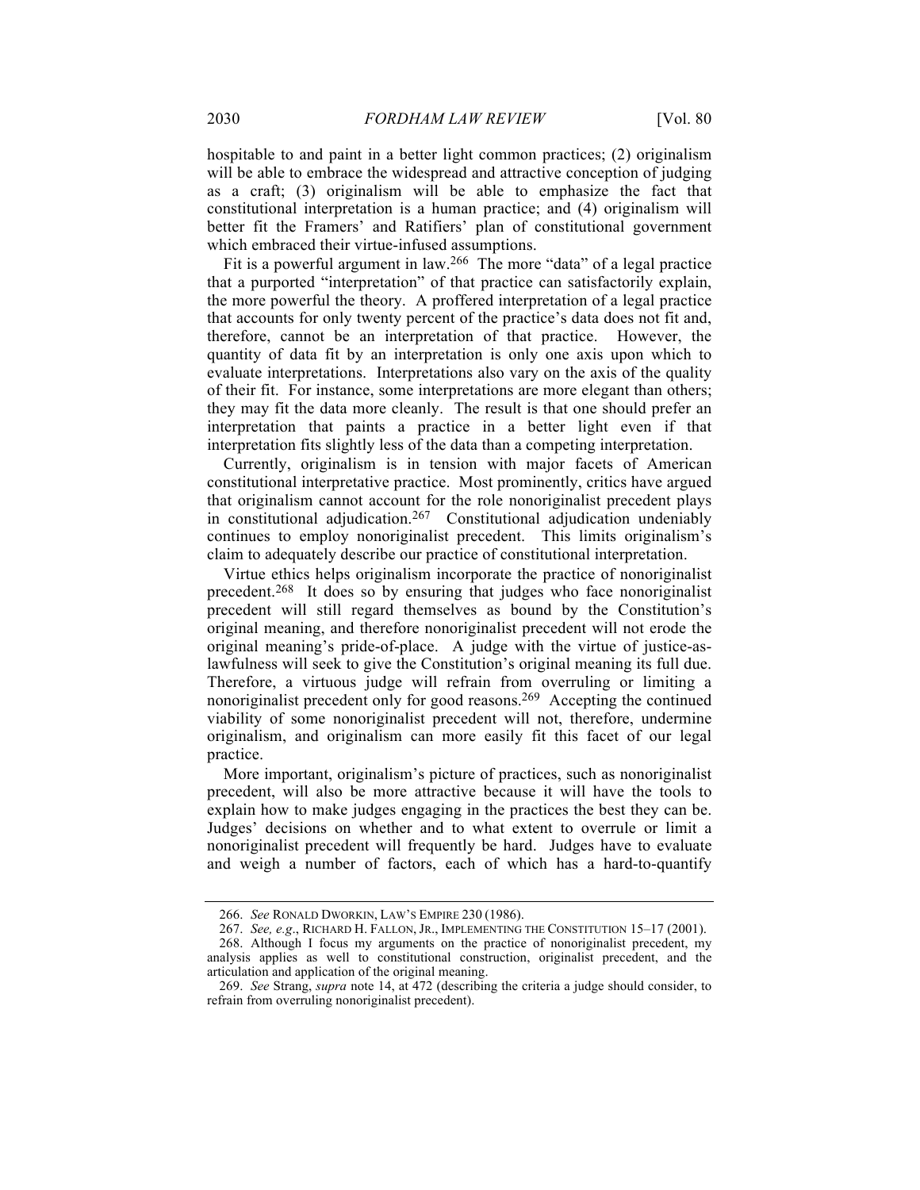hospitable to and paint in a better light common practices; (2) originalism will be able to embrace the widespread and attractive conception of judging as a craft; (3) originalism will be able to emphasize the fact that constitutional interpretation is a human practice; and (4) originalism will better fit the Framers' and Ratifiers' plan of constitutional government which embraced their virtue-infused assumptions.

Fit is a powerful argument in law.[266] The more "data" of a legal practice that a purported "interpretation" of that practice can satisfactorily explain, the more powerful the theory. A proffered interpretation of a legal practice that accounts for only twenty percent of the practice's data does not fit and, therefore, cannot be an interpretation of that practice. However, the quantity of data fit by an interpretation is only one axis upon which to evaluate interpretations. Interpretations also vary on the axis of the quality of their fit. For instance, some interpretations are more elegant than others; they may fit the data more cleanly. The result is that one should prefer an interpretation that paints a practice in a better light even if that interpretation fits slightly less of the data than a competing interpretation.

Currently, originalism is in tension with major facets of American constitutional interpretative practice. Most prominently, critics have argued that originalism cannot account for the role nonoriginalist precedent plays in constitutional adjudication.[267] Constitutional adjudication undeniably continues to employ nonoriginalist precedent. This limits originalism's claim to adequately describe our practice of constitutional interpretation.

Virtue ethics helps originalism incorporate the practice of nonoriginalist precedent.[268] It does so by ensuring that judges who face nonoriginalist precedent will still regard themselves as bound by the Constitution's original meaning, and therefore nonoriginalist precedent will not erode the original meaning's pride-of-place. A judge with the virtue of justice-as-lawfulness will seek to give the Constitution's original meaning its full due. Therefore, a virtuous judge will refrain from overruling or limiting a nonoriginalist precedent only for good reasons.[269] Accepting the continued viability of some nonoriginalist precedent will not, therefore, undermine originalism, and originalism can more easily fit this facet of our legal practice.

More important, originalism's picture of practices, such as nonoriginalist precedent, will also be more attractive because it will have the tools to explain how to make judges engaging in the practices the best they can be. Judges' decisions on whether and to what extent to overrule or limit a nonoriginalist precedent will frequently be hard. Judges have to evaluate and weigh a number of factors, each of which has a hard-to-quantify

---

266. *See* RONALD DWORKIN, LAW'S EMPIRE 230 (1986).

267. *See, e.g.*, RICHARD H. FALLON, JR., IMPLEMENTING THE CONSTITUTION 15–17 (2001).

268. Although I focus my arguments on the practice of nonoriginalist precedent, my analysis applies as well to constitutional construction, originalist precedent, and the articulation and application of the original meaning.

269. *See* Strang, *supra* note 14, at 472 (describing the criteria a judge should consider, to refrain from overruling nonoriginalist precedent).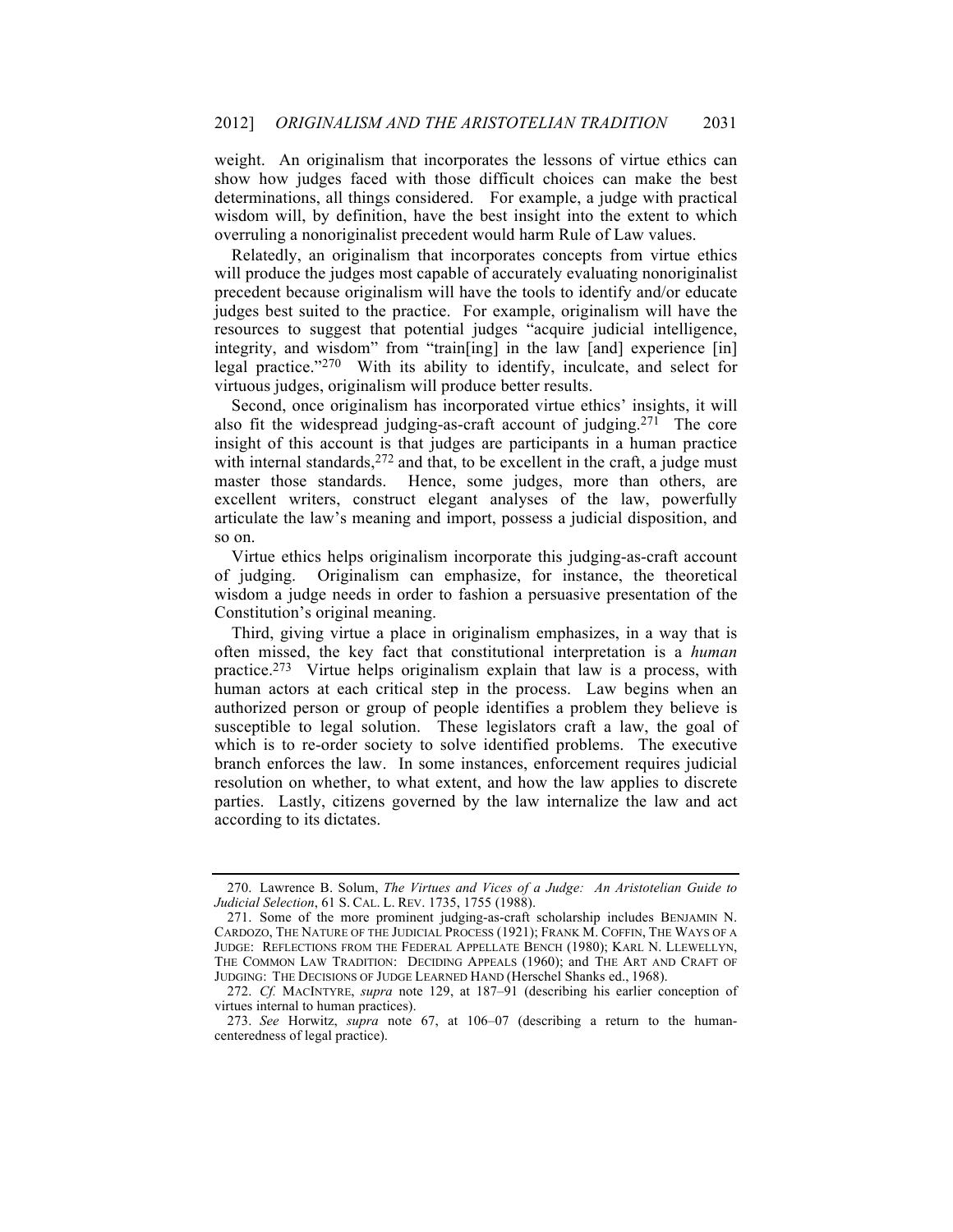weight. An originalism that incorporates the lessons of virtue ethics can show how judges faced with those difficult choices can make the best determinations, all things considered. For example, a judge with practical wisdom will, by definition, have the best insight into the extent to which overruling a nonoriginalist precedent would harm Rule of Law values.

Relatedly, an originalism that incorporates concepts from virtue ethics will produce the judges most capable of accurately evaluating nonoriginalist precedent because originalism will have the tools to identify and/or educate judges best suited to the practice. For example, originalism will have the resources to suggest that potential judges "acquire judicial intelligence, integrity, and wisdom" from "train[ing] in the law [and] experience [in] legal practice."[270] With its ability to identify, inculcate, and select for virtuous judges, originalism will produce better results.

Second, once originalism has incorporated virtue ethics' insights, it will also fit the widespread judging-as-craft account of judging.[271] The core insight of this account is that judges are participants in a human practice with internal standards,[272] and that, to be excellent in the craft, a judge must master those standards. Hence, some judges, more than others, are excellent writers, construct elegant analyses of the law, powerfully articulate the law's meaning and import, possess a judicial disposition, and so on.

Virtue ethics helps originalism incorporate this judging-as-craft account of judging. Originalism can emphasize, for instance, the theoretical wisdom a judge needs in order to fashion a persuasive presentation of the Constitution's original meaning.

Third, giving virtue a place in originalism emphasizes, in a way that is often missed, the key fact that constitutional interpretation is a *human* practice.[273] Virtue helps originalism explain that law is a process, with human actors at each critical step in the process. Law begins when an authorized person or group of people identifies a problem they believe is susceptible to legal solution. These legislators craft a law, the goal of which is to re-order society to solve identified problems. The executive branch enforces the law. In some instances, enforcement requires judicial resolution on whether, to what extent, and how the law applies to discrete parties. Lastly, citizens governed by the law internalize the law and act according to its dictates.

---

270. Lawrence B. Solum, *The Virtues and Vices of a Judge: An Aristotelian Guide to Judicial Selection*, 61 S. CAL. L. REV. 1735, 1755 (1988).

271. Some of the more prominent judging-as-craft scholarship includes BENJAMIN N. CARDOZO, THE NATURE OF THE JUDICIAL PROCESS (1921); FRANK M. COFFIN, THE WAYS OF A JUDGE: REFLECTIONS FROM THE FEDERAL APPELLATE BENCH (1980); KARL N. LLEWELLYN, THE COMMON LAW TRADITION: DECIDING APPEALS (1960); and THE ART AND CRAFT OF JUDGING: THE DECISIONS OF JUDGE LEARNED HAND (Herschel Shanks ed., 1968).

272. *Cf.* MACINTYRE, *supra* note 129, at 187–91 (describing his earlier conception of virtues internal to human practices).

273. *See* Horwitz, *supra* note 67, at 106–07 (describing a return to the human-centeredness of legal practice).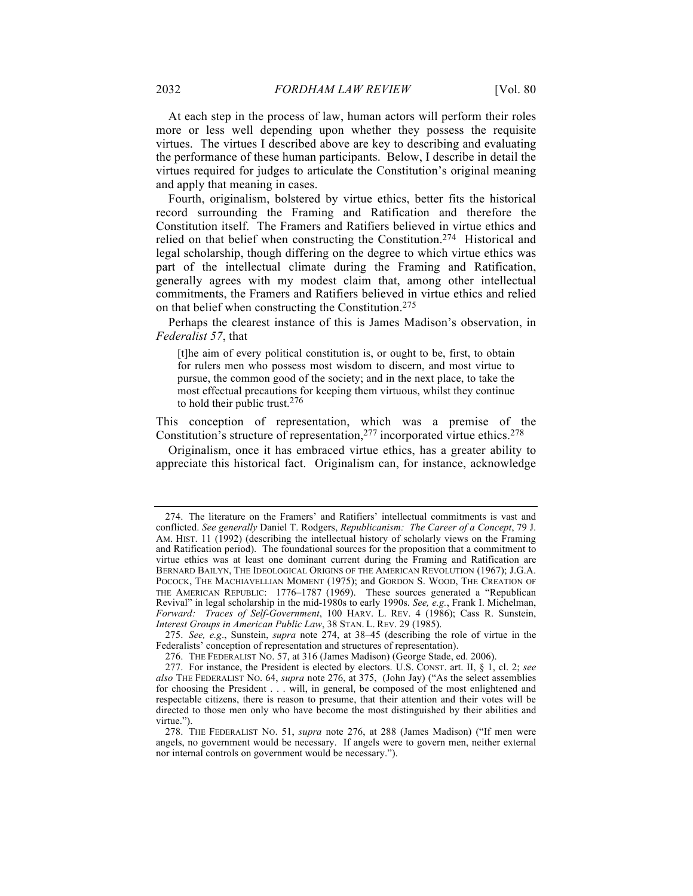At each step in the process of law, human actors will perform their roles more or less well depending upon whether they possess the requisite virtues. The virtues I described above are key to describing and evaluating the performance of these human participants. Below, I describe in detail the virtues required for judges to articulate the Constitution's original meaning and apply that meaning in cases.

Fourth, originalism, bolstered by virtue ethics, better fits the historical record surrounding the Framing and Ratification and therefore the Constitution itself. The Framers and Ratifiers believed in virtue ethics and relied on that belief when constructing the Constitution.[274] Historical and legal scholarship, though differing on the degree to which virtue ethics was part of the intellectual climate during the Framing and Ratification, generally agrees with my modest claim that, among other intellectual commitments, the Framers and Ratifiers believed in virtue ethics and relied on that belief when constructing the Constitution.[275]

Perhaps the clearest instance of this is James Madison's observation, in *Federalist 57*, that

> [t]he aim of every political constitution is, or ought to be, first, to obtain for rulers men who possess most wisdom to discern, and most virtue to pursue, the common good of the society; and in the next place, to take the most effectual precautions for keeping them virtuous, whilst they continue to hold their public trust.[276]

This conception of representation, which was a premise of the Constitution's structure of representation,[277] incorporated virtue ethics.[278]

Originalism, once it has embraced virtue ethics, has a greater ability to appreciate this historical fact. Originalism can, for instance, acknowledge

---

274. The literature on the Framers' and Ratifiers' intellectual commitments is vast and conflicted. *See generally* Daniel T. Rodgers, *Republicanism: The Career of a Concept*, 79 J. AM. HIST. 11 (1992) (describing the intellectual history of scholarly views on the Framing and Ratification period). The foundational sources for the proposition that a commitment to virtue ethics was at least one dominant current during the Framing and Ratification are BERNARD BAILYN, THE IDEOLOGICAL ORIGINS OF THE AMERICAN REVOLUTION (1967); J.G.A. POCOCK, THE MACHIAVELLIAN MOMENT (1975); and GORDON S. WOOD, THE CREATION OF THE AMERICAN REPUBLIC: 1776–1787 (1969). These sources generated a "Republican Revival" in legal scholarship in the mid-1980s to early 1990s. *See, e.g.*, Frank I. Michelman, *Forward: Traces of Self-Government*, 100 HARV. L. REV. 4 (1986); Cass R. Sunstein, *Interest Groups in American Public Law*, 38 STAN. L. REV. 29 (1985).

275. *See, e.g.*, Sunstein, *supra* note 274, at 38–45 (describing the role of virtue in the Federalists' conception of representation and structures of representation).

276. THE FEDERALIST NO. 57, at 316 (James Madison) (George Stade, ed. 2006).

277. For instance, the President is elected by electors. U.S. CONST. art. II, § 1, cl. 2; *see also* THE FEDERALIST NO. 64, *supra* note 276, at 375, (John Jay) ("As the select assemblies for choosing the President . . . will, in general, be composed of the most enlightened and respectable citizens, there is reason to presume, that their attention and their votes will be directed to those men only who have become the most distinguished by their abilities and virtue.").

278. THE FEDERALIST NO. 51, *supra* note 276, at 288 (James Madison) ("If men were angels, no government would be necessary. If angels were to govern men, neither external nor internal controls on government would be necessary.").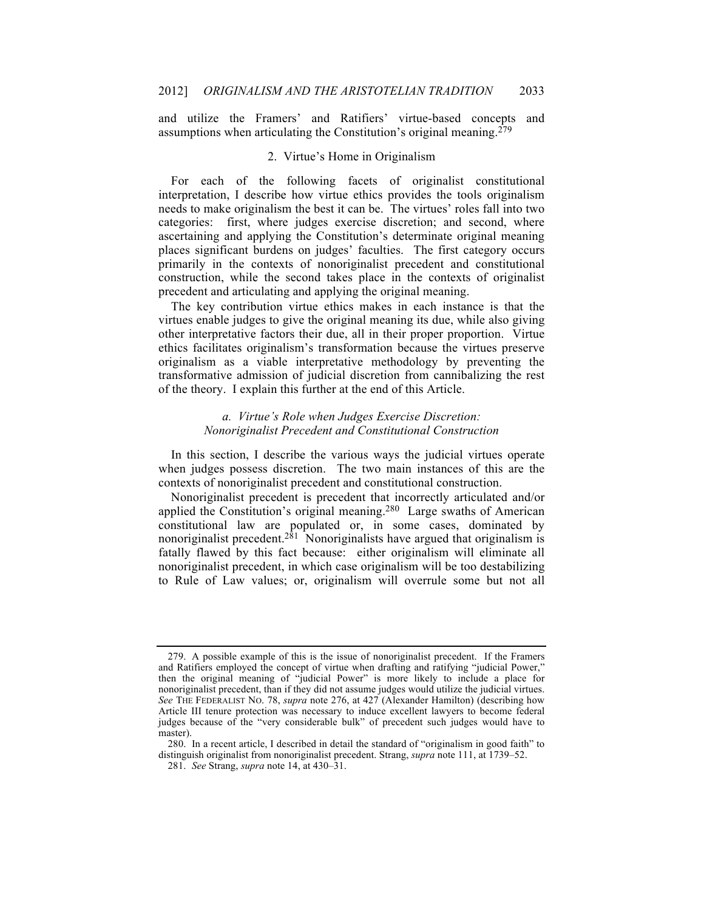and utilize the Framers' and Ratifiers' virtue-based concepts and assumptions when articulating the Constitution's original meaning.[279]

### 2. Virtue's Home in Originalism

For each of the following facets of originalist constitutional interpretation, I describe how virtue ethics provides the tools originalism needs to make originalism the best it can be. The virtues' roles fall into two categories: first, where judges exercise discretion; and second, where ascertaining and applying the Constitution's determinate original meaning places significant burdens on judges' faculties. The first category occurs primarily in the contexts of nonoriginalist precedent and constitutional construction, while the second takes place in the contexts of originalist precedent and articulating and applying the original meaning.

The key contribution virtue ethics makes in each instance is that the virtues enable judges to give the original meaning its due, while also giving other interpretative factors their due, all in their proper proportion. Virtue ethics facilitates originalism's transformation because the virtues preserve originalism as a viable interpretative methodology by preventing the transformative admission of judicial discretion from cannibalizing the rest of the theory. I explain this further at the end of this Article.

#### *a. Virtue's Role when Judges Exercise Discretion: Nonoriginalist Precedent and Constitutional Construction*

In this section, I describe the various ways the judicial virtues operate when judges possess discretion. The two main instances of this are the contexts of nonoriginalist precedent and constitutional construction.

Nonoriginalist precedent is precedent that incorrectly articulated and/or applied the Constitution's original meaning.[280] Large swaths of American constitutional law are populated or, in some cases, dominated by nonoriginalist precedent.[281] Nonoriginalists have argued that originalism is fatally flawed by this fact because: either originalism will eliminate all nonoriginalist precedent, in which case originalism will be too destabilizing to Rule of Law values; or, originalism will overrule some but not all

---

279. A possible example of this is the issue of nonoriginalist precedent. If the Framers and Ratifiers employed the concept of virtue when drafting and ratifying "judicial Power," then the original meaning of "judicial Power" is more likely to include a place for nonoriginalist precedent, than if they did not assume judges would utilize the judicial virtues. *See* THE FEDERALIST NO. 78, *supra* note 276, at 427 (Alexander Hamilton) (describing how Article III tenure protection was necessary to induce excellent lawyers to become federal judges because of the "very considerable bulk" of precedent such judges would have to master).

280. In a recent article, I described in detail the standard of "originalism in good faith" to distinguish originalist from nonoriginalist precedent. Strang, *supra* note 111, at 1739–52.

281. *See* Strang, *supra* note 14, at 430–31.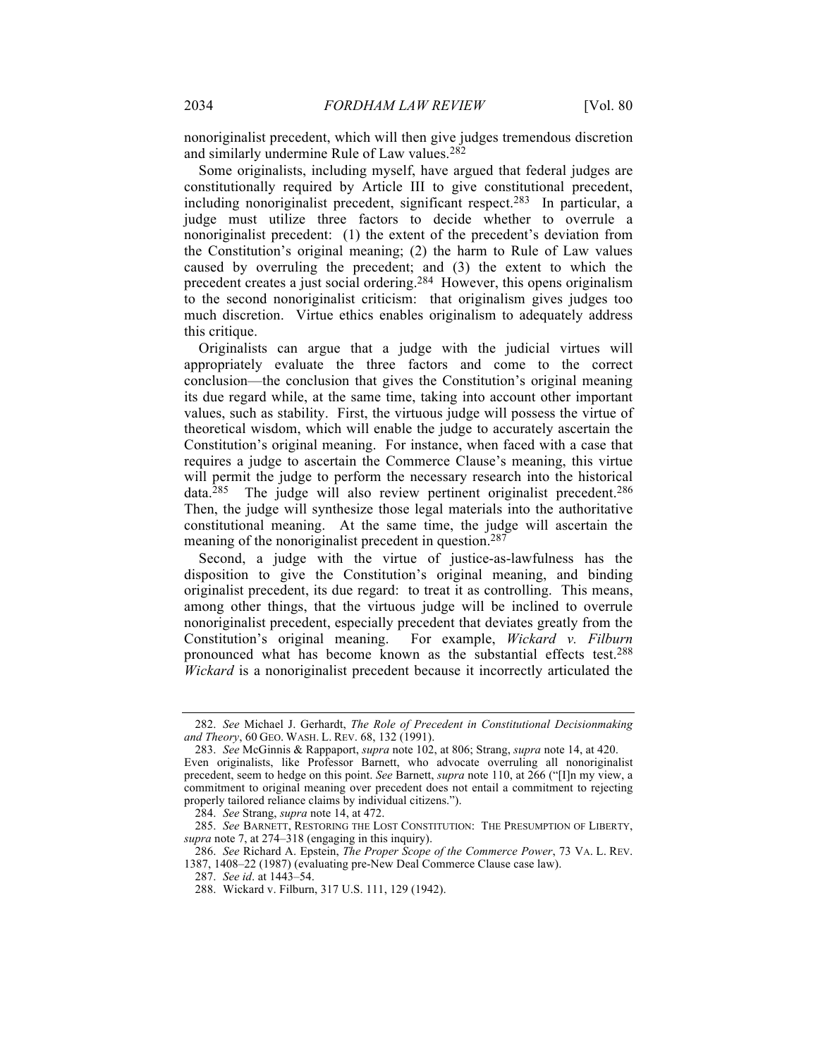nonoriginalist precedent, which will then give judges tremendous discretion and similarly undermine Rule of Law values.[282]

Some originalists, including myself, have argued that federal judges are constitutionally required by Article III to give constitutional precedent, including nonoriginalist precedent, significant respect.[283] In particular, a judge must utilize three factors to decide whether to overrule a nonoriginalist precedent: (1) the extent of the precedent's deviation from the Constitution's original meaning; (2) the harm to Rule of Law values caused by overruling the precedent; and (3) the extent to which the precedent creates a just social ordering.[284] However, this opens originalism to the second nonoriginalist criticism: that originalism gives judges too much discretion. Virtue ethics enables originalism to adequately address this critique.

Originalists can argue that a judge with the judicial virtues will appropriately evaluate the three factors and come to the correct conclusion—the conclusion that gives the Constitution's original meaning its due regard while, at the same time, taking into account other important values, such as stability. First, the virtuous judge will possess the virtue of theoretical wisdom, which will enable the judge to accurately ascertain the Constitution's original meaning. For instance, when faced with a case that requires a judge to ascertain the Commerce Clause's meaning, this virtue will permit the judge to perform the necessary research into the historical data.[285] The judge will also review pertinent originalist precedent.[286] Then, the judge will synthesize those legal materials into the authoritative constitutional meaning. At the same time, the judge will ascertain the meaning of the nonoriginalist precedent in question.[287]

Second, a judge with the virtue of justice-as-lawfulness has the disposition to give the Constitution's original meaning, and binding originalist precedent, its due regard: to treat it as controlling. This means, among other things, that the virtuous judge will be inclined to overrule nonoriginalist precedent, especially precedent that deviates greatly from the Constitution's original meaning. For example, *Wickard v. Filburn* pronounced what has become known as the substantial effects test.[288] *Wickard* is a nonoriginalist precedent because it incorrectly articulated the

---

282. *See* Michael J. Gerhardt, *The Role of Precedent in Constitutional Decisionmaking and Theory*, 60 GEO. WASH. L. REV. 68, 132 (1991).

283. *See* McGinnis & Rappaport, *supra* note 102, at 806; Strang, *supra* note 14, at 420. Even originalists, like Professor Barnett, who advocate overruling all nonoriginalist precedent, seem to hedge on this point. *See* Barnett, *supra* note 110, at 266 ("[I]n my view, a commitment to original meaning over precedent does not entail a commitment to rejecting properly tailored reliance claims by individual citizens.").

284. *See* Strang, *supra* note 14, at 472.

285. *See* BARNETT, RESTORING THE LOST CONSTITUTION: THE PRESUMPTION OF LIBERTY, *supra* note 7, at 274–318 (engaging in this inquiry).

286. *See* Richard A. Epstein, *The Proper Scope of the Commerce Power*, 73 VA. L. REV. 1387, 1408–22 (1987) (evaluating pre-New Deal Commerce Clause case law).

287. *See id*. at 1443–54.

288. Wickard v. Filburn, 317 U.S. 111, 129 (1942).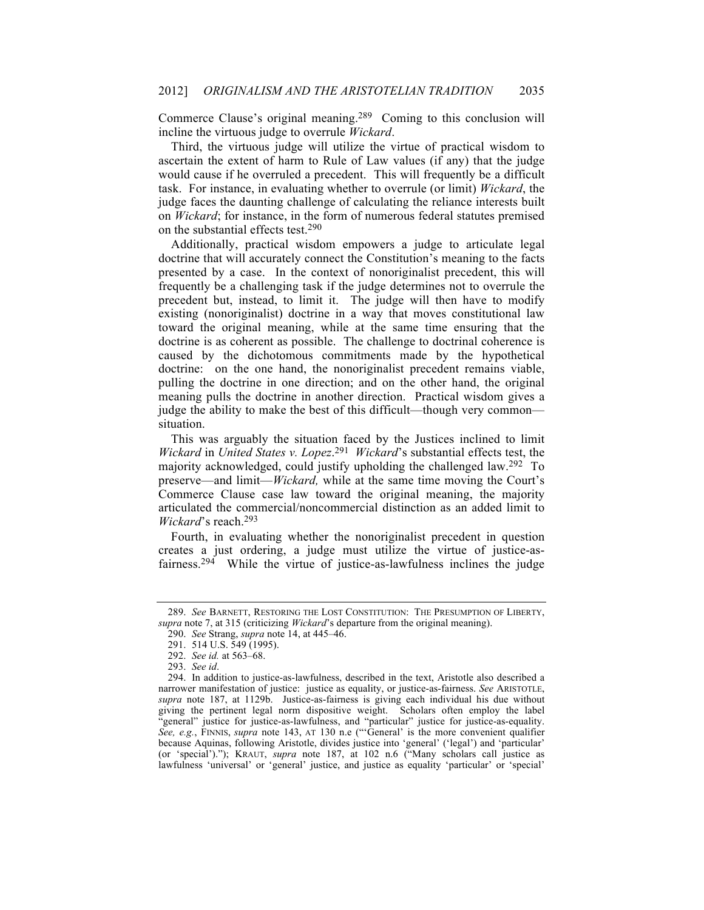Commerce Clause's original meaning.[289] Coming to this conclusion will incline the virtuous judge to overrule *Wickard*.

Third, the virtuous judge will utilize the virtue of practical wisdom to ascertain the extent of harm to Rule of Law values (if any) that the judge would cause if he overruled a precedent. This will frequently be a difficult task. For instance, in evaluating whether to overrule (or limit) *Wickard*, the judge faces the daunting challenge of calculating the reliance interests built on *Wickard*; for instance, in the form of numerous federal statutes premised on the substantial effects test.[290]

Additionally, practical wisdom empowers a judge to articulate legal doctrine that will accurately connect the Constitution's meaning to the facts presented by a case. In the context of nonoriginalist precedent, this will frequently be a challenging task if the judge determines not to overrule the precedent but, instead, to limit it. The judge will then have to modify existing (nonoriginalist) doctrine in a way that moves constitutional law toward the original meaning, while at the same time ensuring that the doctrine is as coherent as possible. The challenge to doctrinal coherence is caused by the dichotomous commitments made by the hypothetical doctrine: on the one hand, the nonoriginalist precedent remains viable, pulling the doctrine in one direction; and on the other hand, the original meaning pulls the doctrine in another direction. Practical wisdom gives a judge the ability to make the best of this difficult—though very common—situation.

This was arguably the situation faced by the Justices inclined to limit *Wickard* in *United States v. Lopez*.[291] *Wickard*'s substantial effects test, the majority acknowledged, could justify upholding the challenged law.[292] To preserve—and limit—*Wickard,* while at the same time moving the Court's Commerce Clause case law toward the original meaning, the majority articulated the commercial/noncommercial distinction as an added limit to *Wickard*'s reach.[293]

Fourth, in evaluating whether the nonoriginalist precedent in question creates a just ordering, a judge must utilize the virtue of justice-as-fairness.[294] While the virtue of justice-as-lawfulness inclines the judge

---

289. *See* BARNETT, RESTORING THE LOST CONSTITUTION: THE PRESUMPTION OF LIBERTY, *supra* note 7, at 315 (criticizing *Wickard*'s departure from the original meaning).

290. *See* Strang, *supra* note 14, at 445–46.

291. 514 U.S. 549 (1995).

292. *See id.* at 563–68.

293. *See id*.

294. In addition to justice-as-lawfulness, described in the text, Aristotle also described a narrower manifestation of justice: justice as equality, or justice-as-fairness. *See* ARISTOTLE, *supra* note 187, at 1129b. Justice-as-fairness is giving each individual his due without giving the pertinent legal norm dispositive weight. Scholars often employ the label "general" justice for justice-as-lawfulness, and "particular" justice for justice-as-equality. *See, e.g.*, FINNIS, *supra* note 143, AT 130 n.e ("'General' is the more convenient qualifier because Aquinas, following Aristotle, divides justice into 'general' ('legal') and 'particular' (or 'special')."); KRAUT, *supra* note 187, at 102 n.6 ("Many scholars call justice as lawfulness 'universal' or 'general' justice, and justice as equality 'particular' or 'special'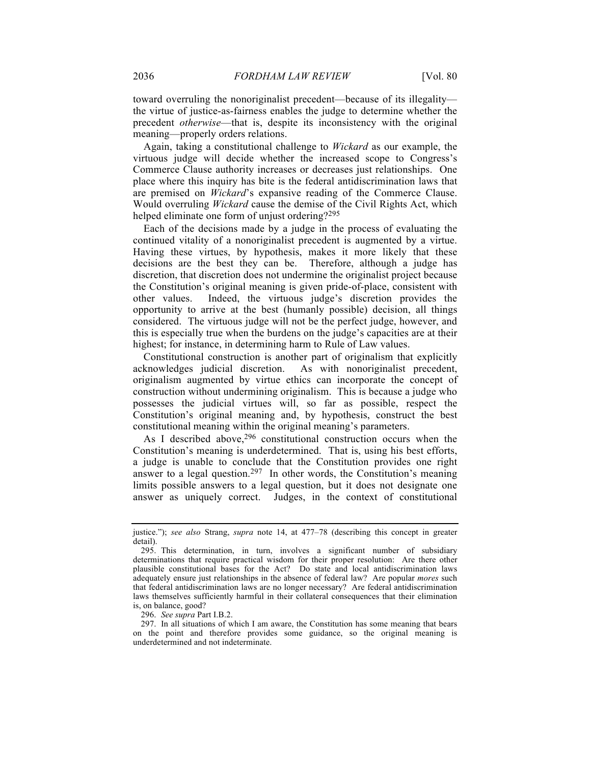toward overruling the nonoriginalist precedent—because of its illegality—the virtue of justice-as-fairness enables the judge to determine whether the precedent *otherwise*—that is, despite its inconsistency with the original meaning—properly orders relations.

Again, taking a constitutional challenge to *Wickard* as our example, the virtuous judge will decide whether the increased scope to Congress's Commerce Clause authority increases or decreases just relationships. One place where this inquiry has bite is the federal antidiscrimination laws that are premised on *Wickard*'s expansive reading of the Commerce Clause. Would overruling *Wickard* cause the demise of the Civil Rights Act, which helped eliminate one form of unjust ordering?[295]

Each of the decisions made by a judge in the process of evaluating the continued vitality of a nonoriginalist precedent is augmented by a virtue. Having these virtues, by hypothesis, makes it more likely that these decisions are the best they can be. Therefore, although a judge has discretion, that discretion does not undermine the originalist project because the Constitution's original meaning is given pride-of-place, consistent with other values. Indeed, the virtuous judge's discretion provides the opportunity to arrive at the best (humanly possible) decision, all things considered. The virtuous judge will not be the perfect judge, however, and this is especially true when the burdens on the judge's capacities are at their highest; for instance, in determining harm to Rule of Law values.

Constitutional construction is another part of originalism that explicitly acknowledges judicial discretion. As with nonoriginalist precedent, originalism augmented by virtue ethics can incorporate the concept of construction without undermining originalism. This is because a judge who possesses the judicial virtues will, so far as possible, respect the Constitution's original meaning and, by hypothesis, construct the best constitutional meaning within the original meaning's parameters.

As I described above,[296] constitutional construction occurs when the Constitution's meaning is underdetermined. That is, using his best efforts, a judge is unable to conclude that the Constitution provides one right answer to a legal question.[297] In other words, the Constitution's meaning limits possible answers to a legal question, but it does not designate one answer as uniquely correct. Judges, in the context of constitutional

---

justice."); *see also* Strang, *supra* note 14, at 477–78 (describing this concept in greater detail).

295. This determination, in turn, involves a significant number of subsidiary determinations that require practical wisdom for their proper resolution: Are there other plausible constitutional bases for the Act? Do state and local antidiscrimination laws adequately ensure just relationships in the absence of federal law? Are popular *mores* such that federal antidiscrimination laws are no longer necessary? Are federal antidiscrimination laws themselves sufficiently harmful in their collateral consequences that their elimination is, on balance, good?

296. *See supra* Part I.B.2.

297. In all situations of which I am aware, the Constitution has some meaning that bears on the point and therefore provides some guidance, so the original meaning is underdetermined and not indeterminate.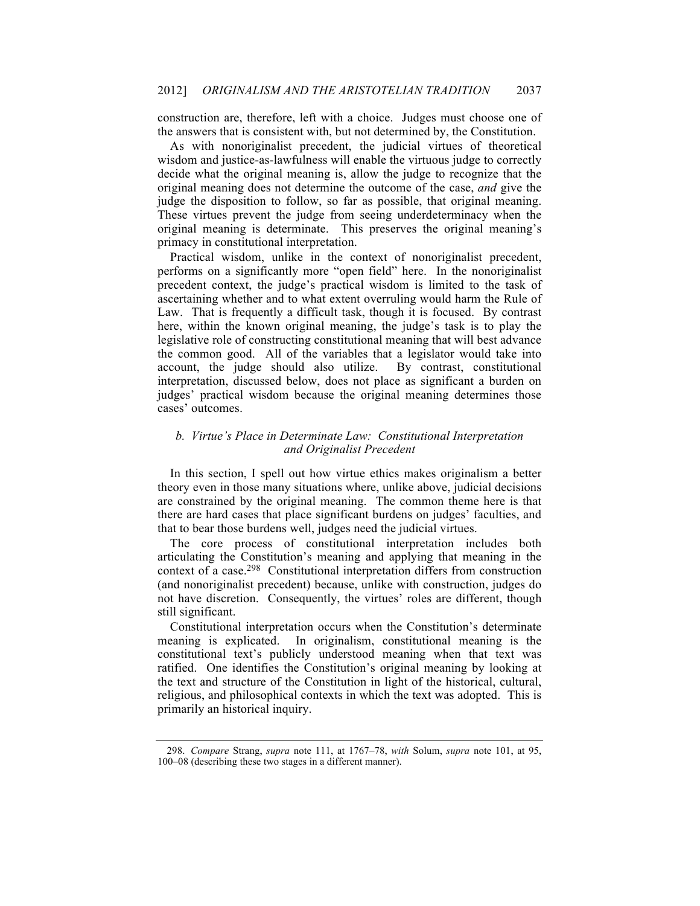construction are, therefore, left with a choice. Judges must choose one of the answers that is consistent with, but not determined by, the Constitution.

As with nonoriginalist precedent, the judicial virtues of theoretical wisdom and justice-as-lawfulness will enable the virtuous judge to correctly decide what the original meaning is, allow the judge to recognize that the original meaning does not determine the outcome of the case, *and* give the judge the disposition to follow, so far as possible, that original meaning. These virtues prevent the judge from seeing underdeterminacy when the original meaning is determinate. This preserves the original meaning's primacy in constitutional interpretation.

Practical wisdom, unlike in the context of nonoriginalist precedent, performs on a significantly more "open field" here. In the nonoriginalist precedent context, the judge's practical wisdom is limited to the task of ascertaining whether and to what extent overruling would harm the Rule of Law. That is frequently a difficult task, though it is focused. By contrast here, within the known original meaning, the judge's task is to play the legislative role of constructing constitutional meaning that will best advance the common good. All of the variables that a legislator would take into account, the judge should also utilize. By contrast, constitutional interpretation, discussed below, does not place as significant a burden on judges' practical wisdom because the original meaning determines those cases' outcomes.

### *b. Virtue's Place in Determinate Law: Constitutional Interpretation and Originalist Precedent*

In this section, I spell out how virtue ethics makes originalism a better theory even in those many situations where, unlike above, judicial decisions are constrained by the original meaning. The common theme here is that there are hard cases that place significant burdens on judges' faculties, and that to bear those burdens well, judges need the judicial virtues.

The core process of constitutional interpretation includes both articulating the Constitution's meaning and applying that meaning in the context of a case.[298] Constitutional interpretation differs from construction (and nonoriginalist precedent) because, unlike with construction, judges do not have discretion. Consequently, the virtues' roles are different, though still significant.

Constitutional interpretation occurs when the Constitution's determinate meaning is explicated. In originalism, constitutional meaning is the constitutional text's publicly understood meaning when that text was ratified. One identifies the Constitution's original meaning by looking at the text and structure of the Constitution in light of the historical, cultural, religious, and philosophical contexts in which the text was adopted. This is primarily an historical inquiry.

---

298. *Compare* Strang, *supra* note 111, at 1767–78, *with* Solum, *supra* note 101, at 95, 100–08 (describing these two stages in a different manner).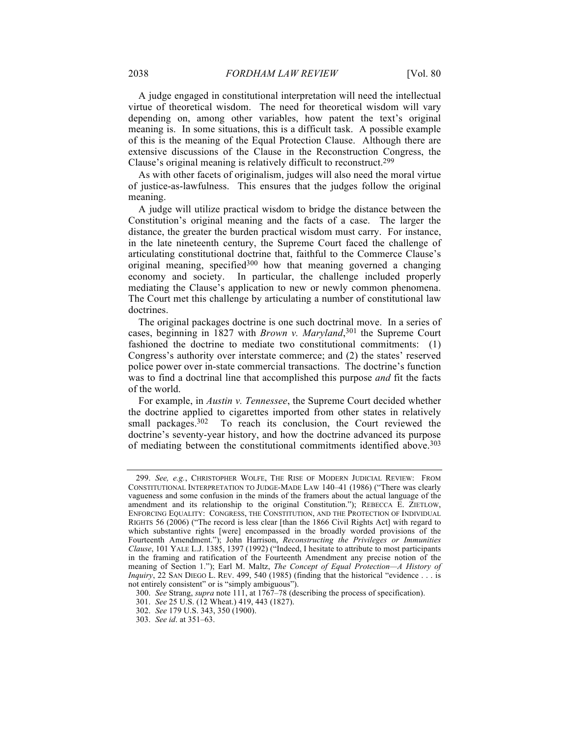A judge engaged in constitutional interpretation will need the intellectual virtue of theoretical wisdom. The need for theoretical wisdom will vary depending on, among other variables, how patent the text's original meaning is. In some situations, this is a difficult task. A possible example of this is the meaning of the Equal Protection Clause. Although there are extensive discussions of the Clause in the Reconstruction Congress, the Clause's original meaning is relatively difficult to reconstruct.[299]

As with other facets of originalism, judges will also need the moral virtue of justice-as-lawfulness. This ensures that the judges follow the original meaning.

A judge will utilize practical wisdom to bridge the distance between the Constitution's original meaning and the facts of a case. The larger the distance, the greater the burden practical wisdom must carry. For instance, in the late nineteenth century, the Supreme Court faced the challenge of articulating constitutional doctrine that, faithful to the Commerce Clause's original meaning, specified[300] how that meaning governed a changing economy and society. In particular, the challenge included properly mediating the Clause's application to new or newly common phenomena. The Court met this challenge by articulating a number of constitutional law doctrines.

The original packages doctrine is one such doctrinal move. In a series of cases, beginning in 1827 with *Brown v. Maryland*,[301] the Supreme Court fashioned the doctrine to mediate two constitutional commitments: (1) Congress's authority over interstate commerce; and (2) the states' reserved police power over in-state commercial transactions. The doctrine's function was to find a doctrinal line that accomplished this purpose *and* fit the facts of the world.

For example, in *Austin v. Tennessee*, the Supreme Court decided whether the doctrine applied to cigarettes imported from other states in relatively small packages.[302] To reach its conclusion, the Court reviewed the doctrine's seventy-year history, and how the doctrine advanced its purpose of mediating between the constitutional commitments identified above.[303]

---

299. *See, e.g.*, CHRISTOPHER WOLFE, THE RISE OF MODERN JUDICIAL REVIEW: FROM CONSTITUTIONAL INTERPRETATION TO JUDGE-MADE LAW 140–41 (1986) ("There was clearly vagueness and some confusion in the minds of the framers about the actual language of the amendment and its relationship to the original Constitution."); REBECCA E. ZIETLOW, ENFORCING EQUALITY: CONGRESS, THE CONSTITUTION, AND THE PROTECTION OF INDIVIDUAL RIGHTS 56 (2006) ("The record is less clear [than the 1866 Civil Rights Act] with regard to which substantive rights [were] encompassed in the broadly worded provisions of the Fourteenth Amendment."); John Harrison, *Reconstructing the Privileges or Immunities Clause*, 101 YALE L.J. 1385, 1397 (1992) ("Indeed, I hesitate to attribute to most participants in the framing and ratification of the Fourteenth Amendment any precise notion of the meaning of Section 1."); Earl M. Maltz, *The Concept of Equal Protection—A History of Inquiry*, 22 SAN DIEGO L. REV. 499, 540 (1985) (finding that the historical "evidence . . . is not entirely consistent" or is "simply ambiguous").

300. *See* Strang, *supra* note 111, at 1767–78 (describing the process of specification).

301. *See* 25 U.S. (12 Wheat.) 419, 443 (1827).

302. *See* 179 U.S. 343, 350 (1900).

303. *See id*. at 351–63.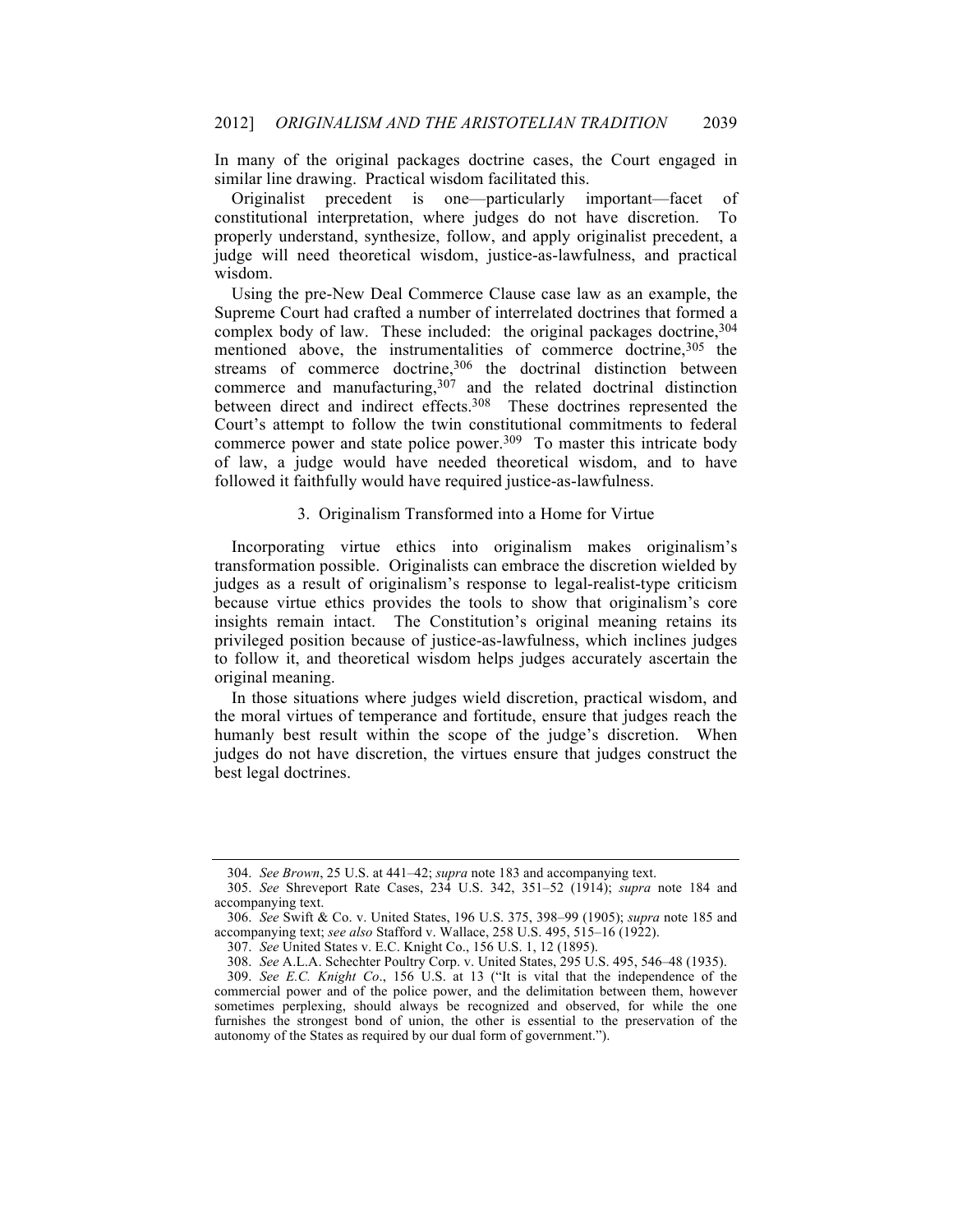In many of the original packages doctrine cases, the Court engaged in similar line drawing. Practical wisdom facilitated this.

Originalist precedent is one—particularly important—facet of constitutional interpretation, where judges do not have discretion. To properly understand, synthesize, follow, and apply originalist precedent, a judge will need theoretical wisdom, justice-as-lawfulness, and practical wisdom.

Using the pre-New Deal Commerce Clause case law as an example, the Supreme Court had crafted a number of interrelated doctrines that formed a complex body of law. These included: the original packages doctrine,[304] mentioned above, the instrumentalities of commerce doctrine,[305] the streams of commerce doctrine,[306] the doctrinal distinction between commerce and manufacturing,[307] and the related doctrinal distinction between direct and indirect effects.[308] These doctrines represented the Court's attempt to follow the twin constitutional commitments to federal commerce power and state police power.[309] To master this intricate body of law, a judge would have needed theoretical wisdom, and to have followed it faithfully would have required justice-as-lawfulness.

### 3. Originalism Transformed into a Home for Virtue

Incorporating virtue ethics into originalism makes originalism's transformation possible. Originalists can embrace the discretion wielded by judges as a result of originalism's response to legal-realist-type criticism because virtue ethics provides the tools to show that originalism's core insights remain intact. The Constitution's original meaning retains its privileged position because of justice-as-lawfulness, which inclines judges to follow it, and theoretical wisdom helps judges accurately ascertain the original meaning.

In those situations where judges wield discretion, practical wisdom, and the moral virtues of temperance and fortitude, ensure that judges reach the humanly best result within the scope of the judge's discretion. When judges do not have discretion, the virtues ensure that judges construct the best legal doctrines.

---

304. *See Brown*, 25 U.S. at 441–42; *supra* note 183 and accompanying text.

305. *See* Shreveport Rate Cases, 234 U.S. 342, 351–52 (1914); *supra* note 184 and accompanying text.

306. *See* Swift & Co. v. United States, 196 U.S. 375, 398–99 (1905); *supra* note 185 and accompanying text; *see also* Stafford v. Wallace, 258 U.S. 495, 515–16 (1922).

307. *See* United States v. E.C. Knight Co., 156 U.S. 1, 12 (1895).

308. *See* A.L.A. Schechter Poultry Corp. v. United States, 295 U.S. 495, 546–48 (1935).

309. *See E.C. Knight Co*., 156 U.S. at 13 ("It is vital that the independence of the commercial power and of the police power, and the delimitation between them, however sometimes perplexing, should always be recognized and observed, for while the one furnishes the strongest bond of union, the other is essential to the preservation of the autonomy of the States as required by our dual form of government.").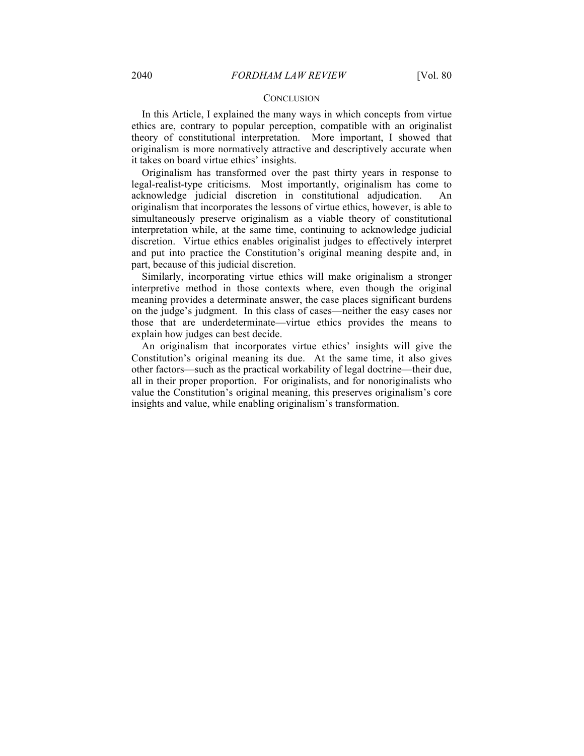## CONCLUSION

In this Article, I explained the many ways in which concepts from virtue ethics are, contrary to popular perception, compatible with an originalist theory of constitutional interpretation. More important, I showed that originalism is more normatively attractive and descriptively accurate when it takes on board virtue ethics' insights.

Originalism has transformed over the past thirty years in response to legal-realist-type criticisms. Most importantly, originalism has come to acknowledge judicial discretion in constitutional adjudication. An originalism that incorporates the lessons of virtue ethics, however, is able to simultaneously preserve originalism as a viable theory of constitutional interpretation while, at the same time, continuing to acknowledge judicial discretion. Virtue ethics enables originalist judges to effectively interpret and put into practice the Constitution's original meaning despite and, in part, because of this judicial discretion.

Similarly, incorporating virtue ethics will make originalism a stronger interpretive method in those contexts where, even though the original meaning provides a determinate answer, the case places significant burdens on the judge's judgment. In this class of cases—neither the easy cases nor those that are underdeterminate—virtue ethics provides the means to explain how judges can best decide.

An originalism that incorporates virtue ethics' insights will give the Constitution's original meaning its due. At the same time, it also gives other factors—such as the practical workability of legal doctrine—their due, all in their proper proportion. For originalists, and for nonoriginalists who value the Constitution's original meaning, this preserves originalism's core insights and value, while enabling originalism's transformation.